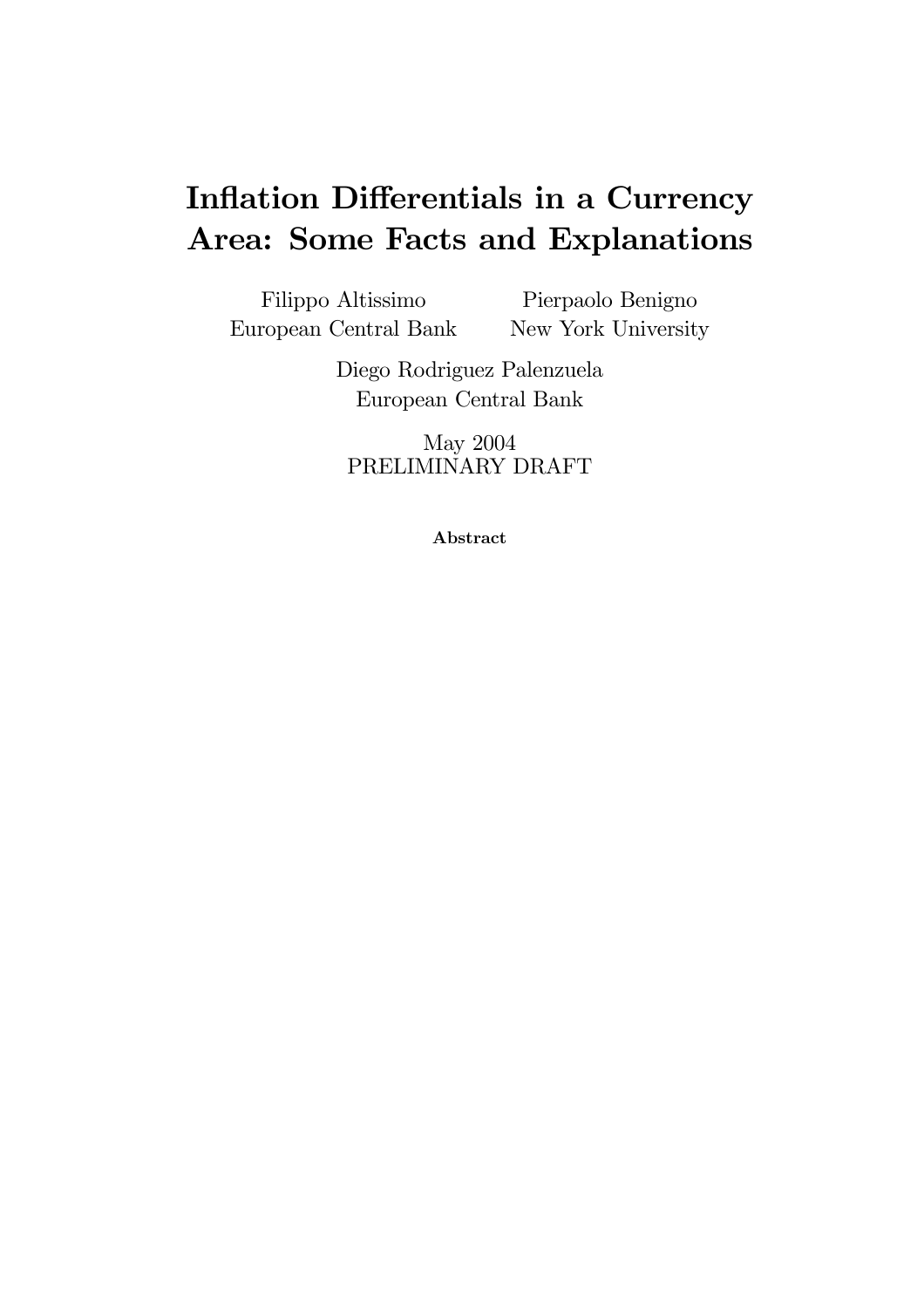# Inflation Differentials in a Currency Area: Some Facts and Explanations

Filippo Altissimo
European Central Bank

Pierpaolo Benigno
New York University

Diego Rodriguez Palenzuela
European Central Bank

May 2004
PRELIMINARY DRAFT

**Abstract**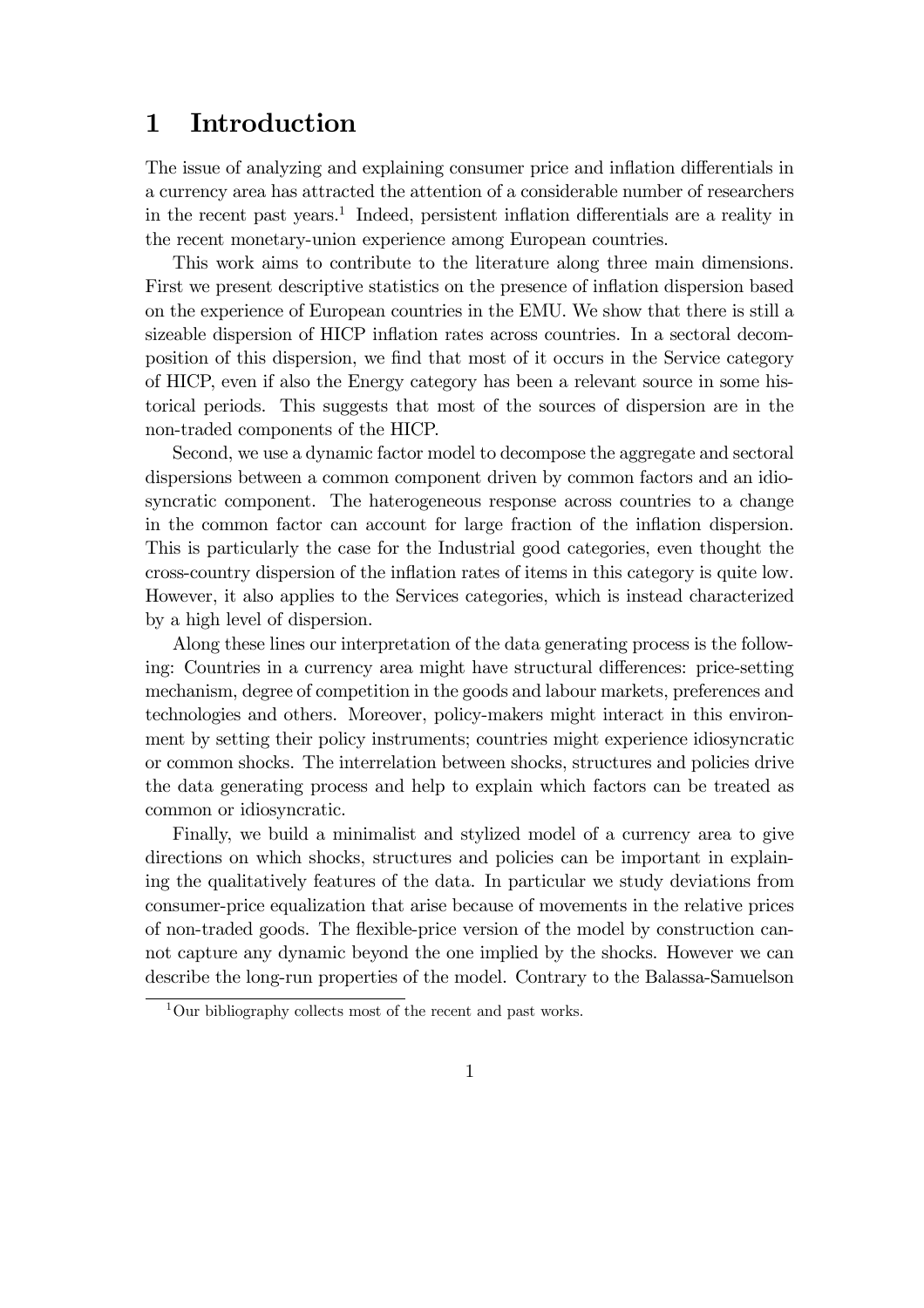# 1 Introduction

The issue of analyzing and explaining consumer price and inflation differentials in a currency area has attracted the attention of a considerable number of researchers in the recent past years.[1] Indeed, persistent inflation differentials are a reality in the recent monetary-union experience among European countries.

This work aims to contribute to the literature along three main dimensions. First we present descriptive statistics on the presence of inflation dispersion based on the experience of European countries in the EMU. We show that there is still a sizeable dispersion of HICP inflation rates across countries. In a sectoral decomposition of this dispersion, we find that most of it occurs in the Service category of HICP, even if also the Energy category has been a relevant source in some historical periods. This suggests that most of the sources of dispersion are in the non-traded components of the HICP.

Second, we use a dynamic factor model to decompose the aggregate and sectoral dispersions between a common component driven by common factors and an idiosyncratic component. The haterogeneous response across countries to a change in the common factor can account for large fraction of the inflation dispersion. This is particularly the case for the Industrial good categories, even thought the cross-country dispersion of the inflation rates of items in this category is quite low. However, it also applies to the Services categories, which is instead characterized by a high level of dispersion.

Along these lines our interpretation of the data generating process is the following: Countries in a currency area might have structural differences: price-setting mechanism, degree of competition in the goods and labour markets, preferences and technologies and others. Moreover, policy-makers might interact in this environment by setting their policy instruments; countries might experience idiosyncratic or common shocks. The interrelation between shocks, structures and policies drive the data generating process and help to explain which factors can be treated as common or idiosyncratic.

Finally, we build a minimalist and stylized model of a currency area to give directions on which shocks, structures and policies can be important in explaining the qualitatively features of the data. In particular we study deviations from consumer-price equalization that arise because of movements in the relative prices of non-traded goods. The flexible-price version of the model by construction cannot capture any dynamic beyond the one implied by the shocks. However we can describe the long-run properties of the model. Contrary to the Balassa-Samuelson

[1] Our bibliography collects most of the recent and past works.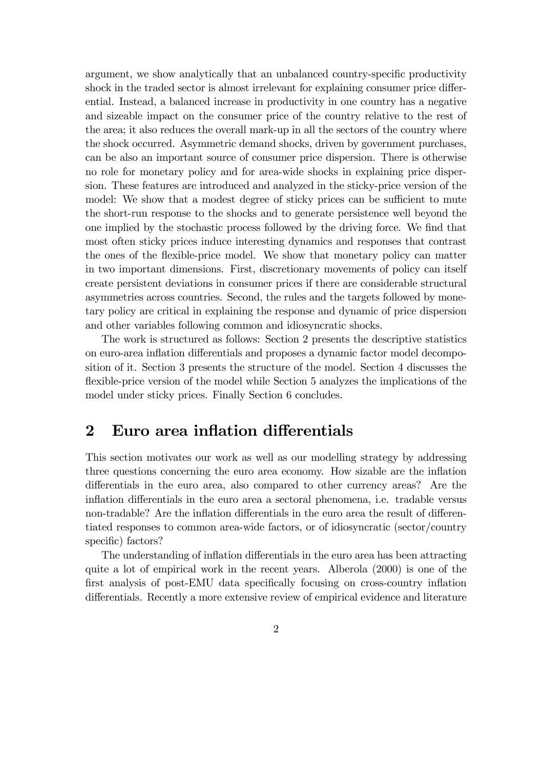argument, we show analytically that an unbalanced country-specific productivity shock in the traded sector is almost irrelevant for explaining consumer price differential. Instead, a balanced increase in productivity in one country has a negative and sizeable impact on the consumer price of the country relative to the rest of the area; it also reduces the overall mark-up in all the sectors of the country where the shock occurred. Asymmetric demand shocks, driven by government purchases, can be also an important source of consumer price dispersion. There is otherwise no role for monetary policy and for area-wide shocks in explaining price dispersion. These features are introduced and analyzed in the sticky-price version of the model: We show that a modest degree of sticky prices can be sufficient to mute the short-run response to the shocks and to generate persistence well beyond the one implied by the stochastic process followed by the driving force. We find that most often sticky prices induce interesting dynamics and responses that contrast the ones of the flexible-price model. We show that monetary policy can matter in two important dimensions. First, discretionary movements of policy can itself create persistent deviations in consumer prices if there are considerable structural asymmetries across countries. Second, the rules and the targets followed by monetary policy are critical in explaining the response and dynamic of price dispersion and other variables following common and idiosyncratic shocks.

The work is structured as follows: Section 2 presents the descriptive statistics on euro-area inflation differentials and proposes a dynamic factor model decomposition of it. Section 3 presents the structure of the model. Section 4 discusses the flexible-price version of the model while Section 5 analyzes the implications of the model under sticky prices. Finally Section 6 concludes.

## 2 Euro area inflation differentials

This section motivates our work as well as our modelling strategy by addressing three questions concerning the euro area economy. How sizable are the inflation differentials in the euro area, also compared to other currency areas? Are the inflation differentials in the euro area a sectoral phenomena, i.e. tradable versus non-tradable? Are the inflation differentials in the euro area the result of differentiated responses to common area-wide factors, or of idiosyncratic (sector/country specific) factors?

The understanding of inflation differentials in the euro area has been attracting quite a lot of empirical work in the recent years. Alberola (2000) is one of the first analysis of post-EMU data specifically focusing on cross-country inflation differentials. Recently a more extensive review of empirical evidence and literature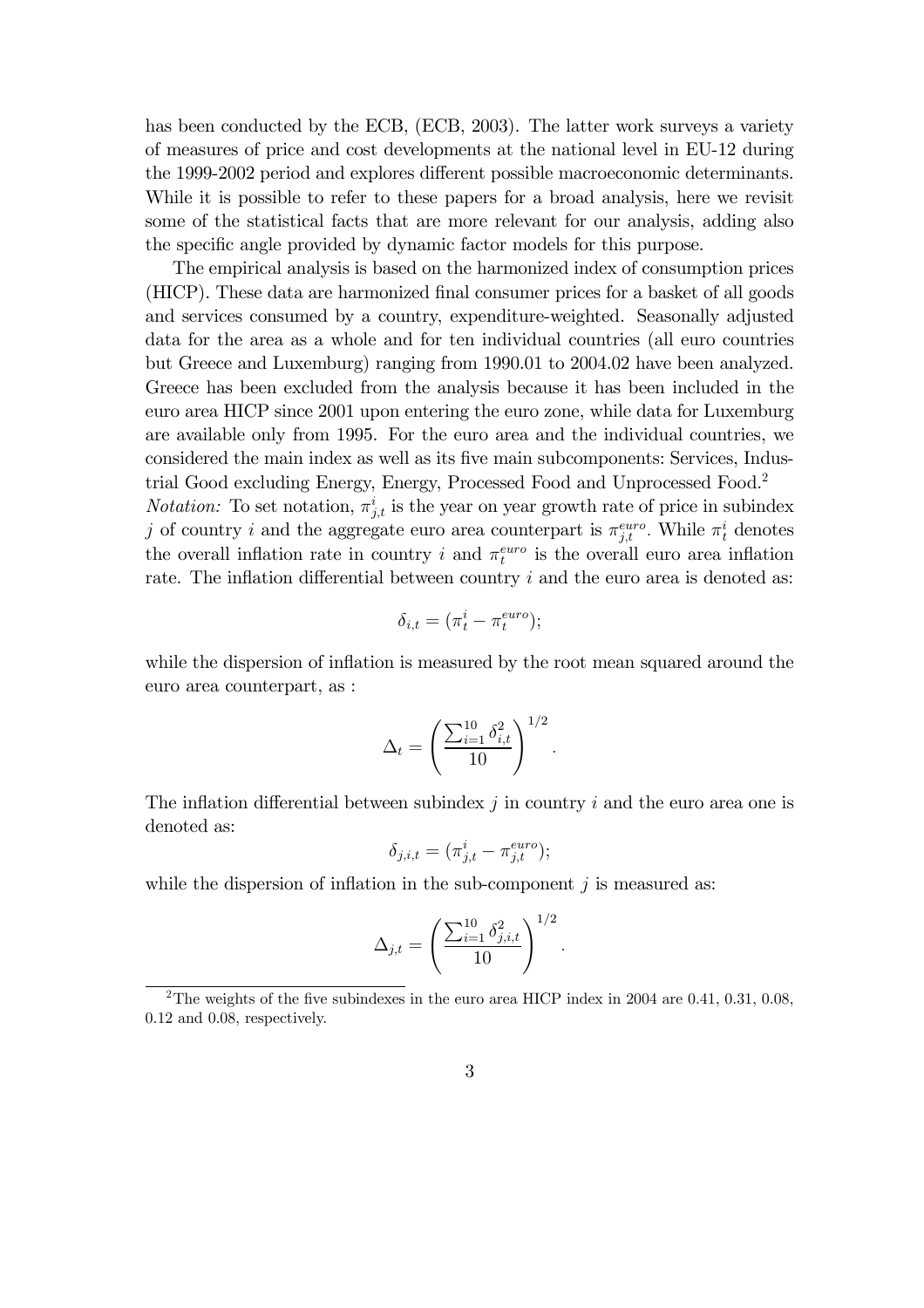has been conducted by the ECB, (ECB, 2003). The latter work surveys a variety of measures of price and cost developments at the national level in EU-12 during the 1999-2002 period and explores different possible macroeconomic determinants. While it is possible to refer to these papers for a broad analysis, here we revisit some of the statistical facts that are more relevant for our analysis, adding also the specific angle provided by dynamic factor models for this purpose.

The empirical analysis is based on the harmonized index of consumption prices (HICP). These data are harmonized final consumer prices for a basket of all goods and services consumed by a country, expenditure-weighted. Seasonally adjusted data for the area as a whole and for ten individual countries (all euro countries but Greece and Luxemburg) ranging from 1990.01 to 2004.02 have been analyzed. Greece has been excluded from the analysis because it has been included in the euro area HICP since 2001 upon entering the euro zone, while data for Luxemburg are available only from 1995. For the euro area and the individual countries, we considered the main index as well as its five main subcomponents: Services, Industrial Good excluding Energy, Energy, Processed Food and Unprocessed Food.[2]

*Notation:* To set notation, $\pi^i_{j,t}$ is the year on year growth rate of price in subindex $j$ of country $i$ and the aggregate euro area counterpart is $\pi^{euro}_{j,t}$. While $\pi^i_t$ denotes the overall inflation rate in country $i$ and $\pi^{euro}_t$ is the overall euro area inflation rate. The inflation differential between country $i$ and the euro area is denoted as:

$$\delta_{i,t} = (\pi^i_t - \pi^{euro}_t);$$

while the dispersion of inflation is measured by the root mean squared around the euro area counterpart, as :

$$\Delta_t = \left( \frac{\sum_{i=1}^{10} \delta^2_{i,t}}{10} \right)^{1/2}.$$

The inflation differential between subindex $j$ in country $i$ and the euro area one is denoted as:

$$\delta_{j,i,t} = (\pi^i_{j,t} - \pi^{euro}_{j,t});$$

while the dispersion of inflation in the sub-component $j$ is measured as:

$$\Delta_{j,t} = \left( \frac{\sum_{i=1}^{10} \delta^2_{j,i,t}}{10} \right)^{1/2}.$$

[2] The weights of the five subindexes in the euro area HICP index in 2004 are 0.41, 0.31, 0.08, 0.12 and 0.08, respectively.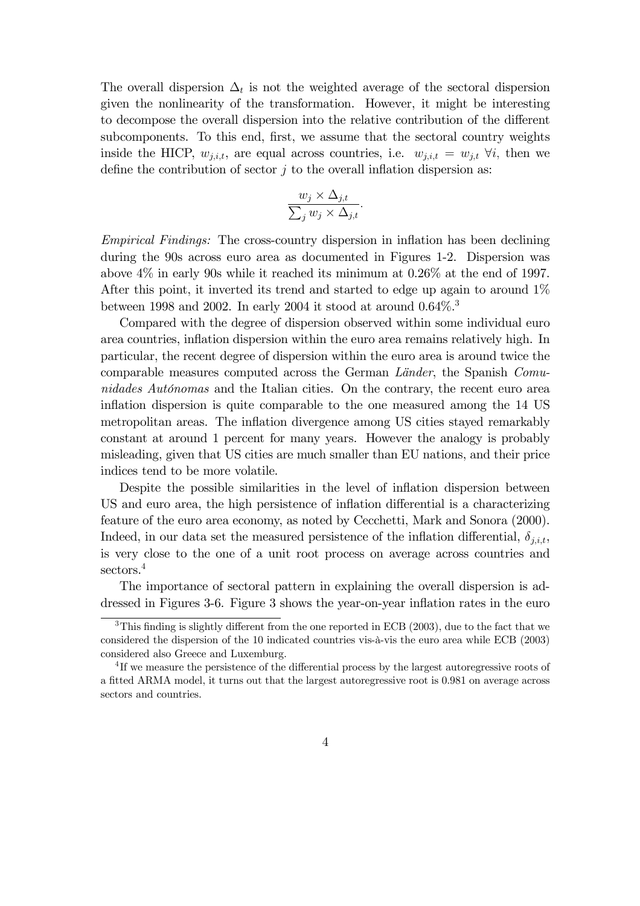The overall dispersion $\Delta_t$ is not the weighted average of the sectoral dispersion given the nonlinearity of the transformation. However, it might be interesting to decompose the overall dispersion into the relative contribution of the different subcomponents. To this end, first, we assume that the sectoral country weights inside the HICP, $w_{j,i,t}$, are equal across countries, i.e. $w_{j,i,t} = w_{j,t} \ \forall i$, then we define the contribution of sector $j$ to the overall inflation dispersion as:

$$\frac{w_j \times \Delta_{j,t}}{\sum_j w_j \times \Delta_{j,t}}.$$

*Empirical Findings:* The cross-country dispersion in inflation has been declining during the 90s across euro area as documented in Figures 1-2. Dispersion was above 4% in early 90s while it reached its minimum at 0.26% at the end of 1997. After this point, it inverted its trend and started to edge up again to around 1% between 1998 and 2002. In early 2004 it stood at around 0.64%.[3]

Compared with the degree of dispersion observed within some individual euro area countries, inflation dispersion within the euro area remains relatively high. In particular, the recent degree of dispersion within the euro area is around twice the comparable measures computed across the German *Länder*, the Spanish *Comunidades Autónomas* and the Italian cities. On the contrary, the recent euro area inflation dispersion is quite comparable to the one measured among the 14 US metropolitan areas. The inflation divergence among US cities stayed remarkably constant at around 1 percent for many years. However the analogy is probably misleading, given that US cities are much smaller than EU nations, and their price indices tend to be more volatile.

Despite the possible similarities in the level of inflation dispersion between US and euro area, the high persistence of inflation differential is a characterizing feature of the euro area economy, as noted by Cecchetti, Mark and Sonora (2000). Indeed, in our data set the measured persistence of the inflation differential, $\delta_{j,i,t}$, is very close to the one of a unit root process on average across countries and sectors.[4]

The importance of sectoral pattern in explaining the overall dispersion is addressed in Figures 3-6. Figure 3 shows the year-on-year inflation rates in the euro

[3] This finding is slightly different from the one reported in ECB (2003), due to the fact that we considered the dispersion of the 10 indicated countries vis-à-vis the euro area while ECB (2003) considered also Greece and Luxemburg.

[4] If we measure the persistence of the differential process by the largest autoregressive roots of a fitted ARMA model, it turns out that the largest autoregressive root is 0.981 on average across sectors and countries.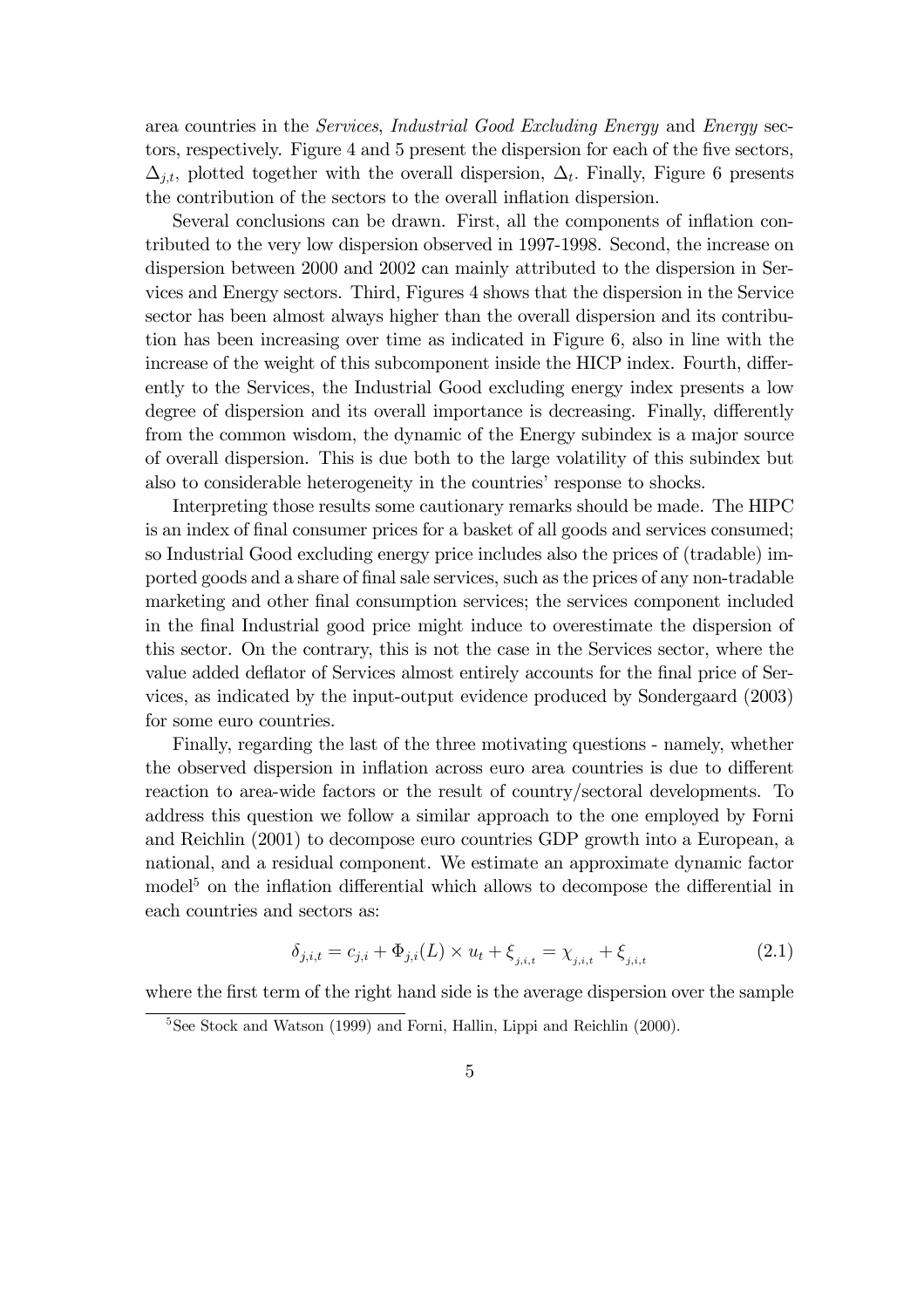area countries in the *Services*, *Industrial Good Excluding Energy* and *Energy* sectors, respectively. Figure 4 and 5 present the dispersion for each of the five sectors, $\Delta_{j,t}$, plotted together with the overall dispersion, $\Delta_t$. Finally, Figure 6 presents the contribution of the sectors to the overall inflation dispersion.

Several conclusions can be drawn. First, all the components of inflation contributed to the very low dispersion observed in 1997-1998. Second, the increase on dispersion between 2000 and 2002 can mainly attributed to the dispersion in Services and Energy sectors. Third, Figures 4 shows that the dispersion in the Service sector has been almost always higher than the overall dispersion and its contribution has been increasing over time as indicated in Figure 6, also in line with the increase of the weight of this subcomponent inside the HICP index. Fourth, differently to the Services, the Industrial Good excluding energy index presents a low degree of dispersion and its overall importance is decreasing. Finally, differently from the common wisdom, the dynamic of the Energy subindex is a major source of overall dispersion. This is due both to the large volatility of this subindex but also to considerable heterogeneity in the countries' response to shocks.

Interpreting those results some cautionary remarks should be made. The HIPC is an index of final consumer prices for a basket of all goods and services consumed; so Industrial Good excluding energy price includes also the prices of (tradable) imported goods and a share of final sale services, such as the prices of any non-tradable marketing and other final consumption services; the services component included in the final Industrial good price might induce to overestimate the dispersion of this sector. On the contrary, this is not the case in the Services sector, where the value added deflator of Services almost entirely accounts for the final price of Services, as indicated by the input-output evidence produced by Sondergaard (2003) for some euro countries.

Finally, regarding the last of the three motivating questions - namely, whether the observed dispersion in inflation across euro area countries is due to different reaction to area-wide factors or the result of country/sectoral developments. To address this question we follow a similar approach to the one employed by Forni and Reichlin (2001) to decompose euro countries GDP growth into a European, a national, and a residual component. We estimate an approximate dynamic factor model[5] on the inflation differential which allows to decompose the differential in each countries and sectors as:

$$\delta_{j,i,t} = c_{j,i} + \Phi_{j,i}(L) \times u_t + \xi_{j,i,t} = \chi_{j,i,t} + \xi_{j,i,t} \tag{2.1}$$

where the first term of the right hand side is the average dispersion over the sample

[5] See Stock and Watson (1999) and Forni, Hallin, Lippi and Reichlin (2000).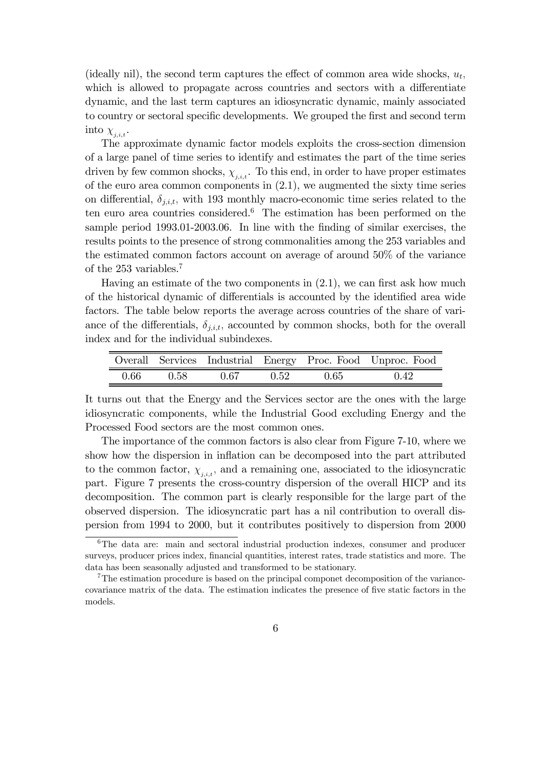(ideally nil), the second term captures the effect of common area wide shocks, $u_t$, which is allowed to propagate across countries and sectors with a differentiate dynamic, and the last term captures an idiosyncratic dynamic, mainly associated to country or sectoral specific developments. We grouped the first and second term into $\chi_{j,i,t}$.

The approximate dynamic factor models exploits the cross-section dimension of a large panel of time series to identify and estimates the part of the time series driven by few common shocks, $\chi_{j,i,t}$. To this end, in order to have proper estimates of the euro area common components in (2.1), we augmented the sixty time series on differential, $\delta_{j,i,t}$, with 193 monthly macro-economic time series related to the ten euro area countries considered.[6] The estimation has been performed on the sample period 1993.01-2003.06. In line with the finding of similar exercises, the results points to the presence of strong commonalities among the 253 variables and the estimated common factors account on average of around 50% of the variance of the 253 variables.[7]

Having an estimate of the two components in (2.1), we can first ask how much of the historical dynamic of differentials is accounted by the identified area wide factors. The table below reports the average across countries of the share of variance of the differentials, $\delta_{j,i,t}$, accounted by common shocks, both for the overall index and for the individual subindexes.

| Overall | Services | Industrial | Energy | Proc. Food | Unproc. Food |
|---|---|---|---|---|---|
| 0.66 | 0.58 | 0.67 | 0.52 | 0.65 | 0.42 |

It turns out that the Energy and the Services sector are the ones with the large idiosyncratic components, while the Industrial Good excluding Energy and the Processed Food sectors are the most common ones.

The importance of the common factors is also clear from Figure 7-10, where we show how the dispersion in inflation can be decomposed into the part attributed to the common factor, $\chi_{j,i,t}$, and a remaining one, associated to the idiosyncratic part. Figure 7 presents the cross-country dispersion of the overall HICP and its decomposition. The common part is clearly responsible for the large part of the observed dispersion. The idiosyncratic part has a nil contribution to overall dispersion from 1994 to 2000, but it contributes positively to dispersion from 2000

[6] The data are: main and sectoral industrial production indexes, consumer and producer surveys, producer prices index, financial quantities, interest rates, trade statistics and more. The data has been seasonally adjusted and transformed to be stationary.

[7] The estimation procedure is based on the principal componet decomposition of the variance-covariance matrix of the data. The estimation indicates the presence of five static factors in the models.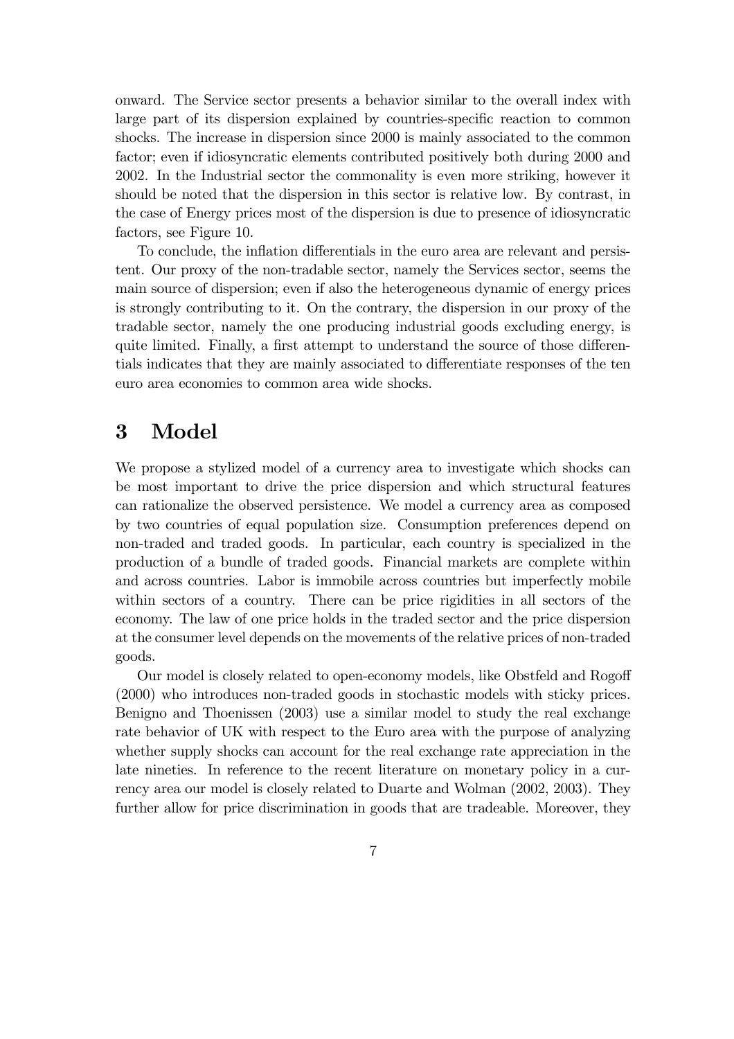onward. The Service sector presents a behavior similar to the overall index with large part of its dispersion explained by countries-specific reaction to common shocks. The increase in dispersion since 2000 is mainly associated to the common factor; even if idiosyncratic elements contributed positively both during 2000 and 2002. In the Industrial sector the commonality is even more striking, however it should be noted that the dispersion in this sector is relative low. By contrast, in the case of Energy prices most of the dispersion is due to presence of idiosyncratic factors, see Figure 10.

To conclude, the inflation differentials in the euro area are relevant and persistent. Our proxy of the non-tradable sector, namely the Services sector, seems the main source of dispersion; even if also the heterogeneous dynamic of energy prices is strongly contributing to it. On the contrary, the dispersion in our proxy of the tradable sector, namely the one producing industrial goods excluding energy, is quite limited. Finally, a first attempt to understand the source of those differentials indicates that they are mainly associated to differentiate responses of the ten euro area economies to common area wide shocks.

# 3 Model

We propose a stylized model of a currency area to investigate which shocks can be most important to drive the price dispersion and which structural features can rationalize the observed persistence. We model a currency area as composed by two countries of equal population size. Consumption preferences depend on non-traded and traded goods. In particular, each country is specialized in the production of a bundle of traded goods. Financial markets are complete within and across countries. Labor is immobile across countries but imperfectly mobile within sectors of a country. There can be price rigidities in all sectors of the economy. The law of one price holds in the traded sector and the price dispersion at the consumer level depends on the movements of the relative prices of non-traded goods.

Our model is closely related to open-economy models, like Obstfeld and Rogoff (2000) who introduces non-traded goods in stochastic models with sticky prices. Benigno and Thoenissen (2003) use a similar model to study the real exchange rate behavior of UK with respect to the Euro area with the purpose of analyzing whether supply shocks can account for the real exchange rate appreciation in the late nineties. In reference to the recent literature on monetary policy in a currency area our model is closely related to Duarte and Wolman (2002, 2003). They further allow for price discrimination in goods that are tradeable. Moreover, they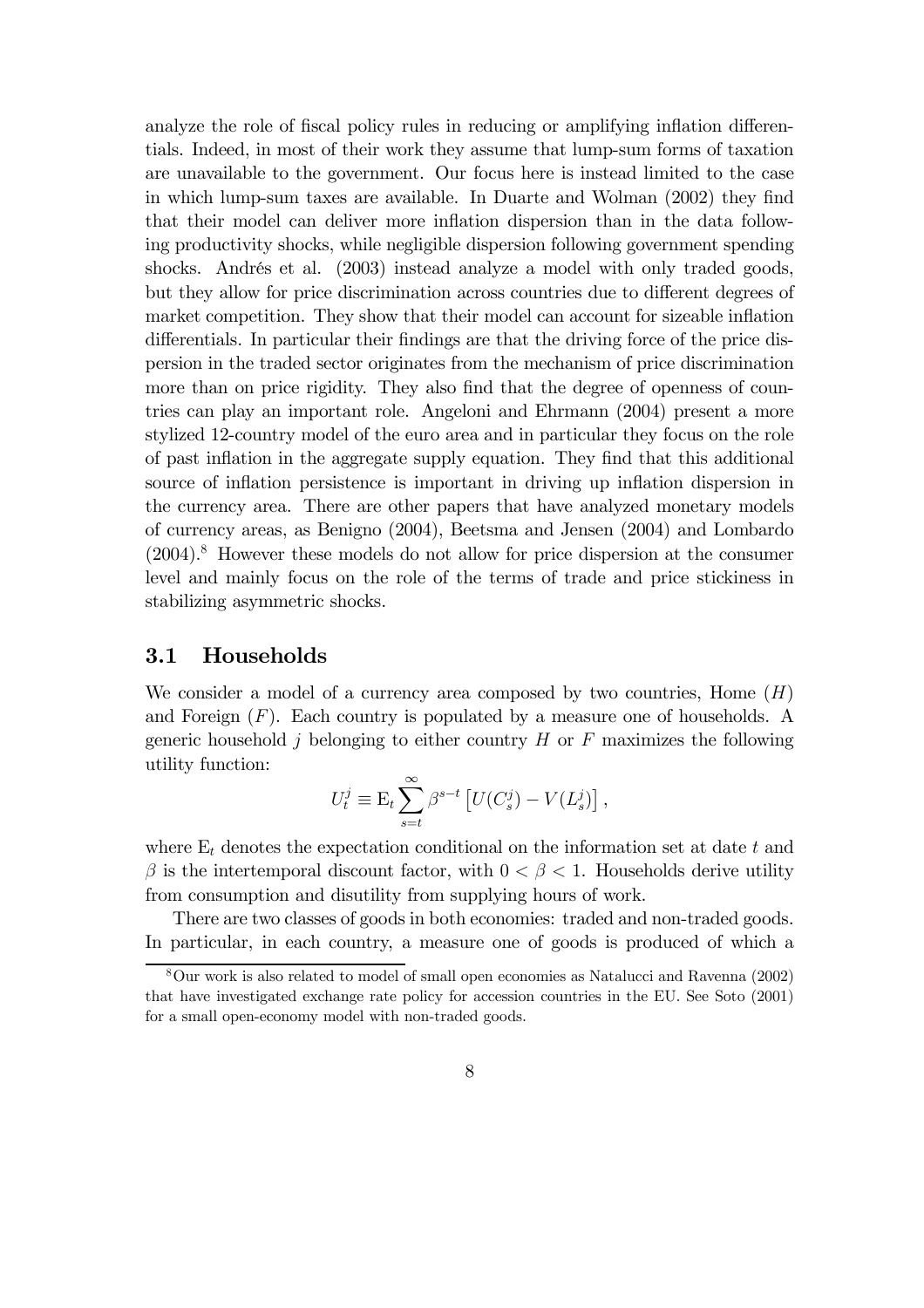analyze the role of fiscal policy rules in reducing or amplifying inflation differentials. Indeed, in most of their work they assume that lump-sum forms of taxation are unavailable to the government. Our focus here is instead limited to the case in which lump-sum taxes are available. In Duarte and Wolman (2002) they find that their model can deliver more inflation dispersion than in the data following productivity shocks, while negligible dispersion following government spending shocks. Andrés et al. (2003) instead analyze a model with only traded goods, but they allow for price discrimination across countries due to different degrees of market competition. They show that their model can account for sizeable inflation differentials. In particular their findings are that the driving force of the price dispersion in the traded sector originates from the mechanism of price discrimination more than on price rigidity. They also find that the degree of openness of countries can play an important role. Angeloni and Ehrmann (2004) present a more stylized 12-country model of the euro area and in particular they focus on the role of past inflation in the aggregate supply equation. They find that this additional source of inflation persistence is important in driving up inflation dispersion in the currency area. There are other papers that have analyzed monetary models of currency areas, as Benigno (2004), Beetsma and Jensen (2004) and Lombardo (2004).[8] However these models do not allow for price dispersion at the consumer level and mainly focus on the role of the terms of trade and price stickiness in stabilizing asymmetric shocks.

### 3.1 Households

We consider a model of a currency area composed by two countries, Home ($H$) and Foreign ($F$). Each country is populated by a measure one of households. A generic household $j$ belonging to either country $H$ or $F$ maximizes the following utility function:

$$U_t^j \equiv \mathrm{E}_t \sum_{s=t}^{\infty} \beta^{s-t} \left[ U(C_s^j) - V(L_s^j) \right],$$

where $\mathrm{E}_t$ denotes the expectation conditional on the information set at date $t$ and $\beta$ is the intertemporal discount factor, with $0 < \beta < 1$. Households derive utility from consumption and disutility from supplying hours of work.

There are two classes of goods in both economies: traded and non-traded goods. In particular, in each country, a measure one of goods is produced of which a

[8] Our work is also related to model of small open economies as Natalucci and Ravenna (2002) that have investigated exchange rate policy for accession countries in the EU. See Soto (2001) for a small open-economy model with non-traded goods.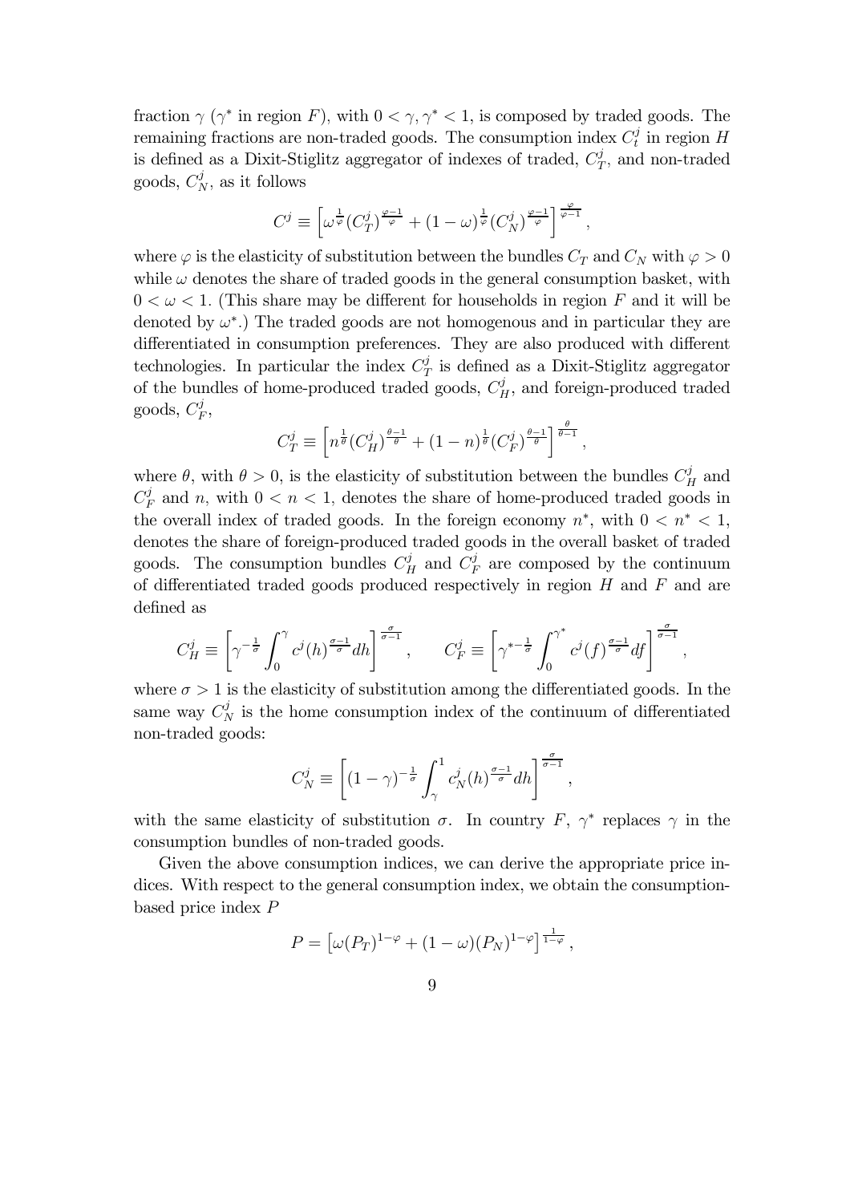fraction $\gamma$ ($\gamma^*$ in region $F$), with $0 < \gamma, \gamma^* < 1$, is composed by traded goods. The remaining fractions are non-traded goods. The consumption index $C_t^j$ in region $H$ is defined as a Dixit-Stiglitz aggregator of indexes of traded, $C_T^j$, and non-traded goods, $C_N^j$, as it follows

$$C^j \equiv \left[\omega^{\frac{1}{\varphi}}(C_T^j)^{\frac{\varphi-1}{\varphi}} + (1-\omega)^{\frac{1}{\varphi}}(C_N^j)^{\frac{\varphi-1}{\varphi}}\right]^{\frac{\varphi}{\varphi-1}},$$

where $\varphi$ is the elasticity of substitution between the bundles $C_T$ and $C_N$ with $\varphi > 0$ while $\omega$ denotes the share of traded goods in the general consumption basket, with $0 < \omega < 1$. (This share may be different for households in region $F$ and it will be denoted by $\omega^*$.) The traded goods are not homogenous and in particular they are differentiated in consumption preferences. They are also produced with different technologies. In particular the index $C_T^j$ is defined as a Dixit-Stiglitz aggregator of the bundles of home-produced traded goods, $C_H^j$, and foreign-produced traded goods, $C_F^j$,

$$C_T^j \equiv \left[n^{\frac{1}{\theta}}(C_H^j)^{\frac{\theta-1}{\theta}} + (1-n)^{\frac{1}{\theta}}(C_F^j)^{\frac{\theta-1}{\theta}}\right]^{\frac{\theta}{\theta-1}},$$

where $\theta$, with $\theta > 0$, is the elasticity of substitution between the bundles $C_H^j$ and $C_F^j$ and $n$, with $0 < n < 1$, denotes the share of home-produced traded goods in the overall index of traded goods. In the foreign economy $n^*$, with $0 < n^* < 1$, denotes the share of foreign-produced traded goods in the overall basket of traded goods. The consumption bundles $C_H^j$ and $C_F^j$ are composed by the continuum of differentiated traded goods produced respectively in region $H$ and $F$ and are defined as

$$C_H^j \equiv \left[\gamma^{-\frac{1}{\sigma}}\int_0^{\gamma} c^j(h)^{\frac{\sigma-1}{\sigma}}dh\right]^{\frac{\sigma}{\sigma-1}}, \qquad C_F^j \equiv \left[\gamma^{*-\frac{1}{\sigma}}\int_0^{\gamma^*} c^j(f)^{\frac{\sigma-1}{\sigma}}df\right]^{\frac{\sigma}{\sigma-1}},$$

where $\sigma > 1$ is the elasticity of substitution among the differentiated goods. In the same way $C_N^j$ is the home consumption index of the continuum of differentiated non-traded goods:

$$C_N^j \equiv \left[(1-\gamma)^{-\frac{1}{\sigma}}\int_{\gamma}^1 c_N^j(h)^{\frac{\sigma-1}{\sigma}}dh\right]^{\frac{\sigma}{\sigma-1}},$$

with the same elasticity of substitution $\sigma$. In country $F$, $\gamma^*$ replaces $\gamma$ in the consumption bundles of non-traded goods.

Given the above consumption indices, we can derive the appropriate price indices. With respect to the general consumption index, we obtain the consumption-based price index $P$

$$P = \left[\omega(P_T)^{1-\varphi} + (1-\omega)(P_N)^{1-\varphi}\right]^{\frac{1}{1-\varphi}},$$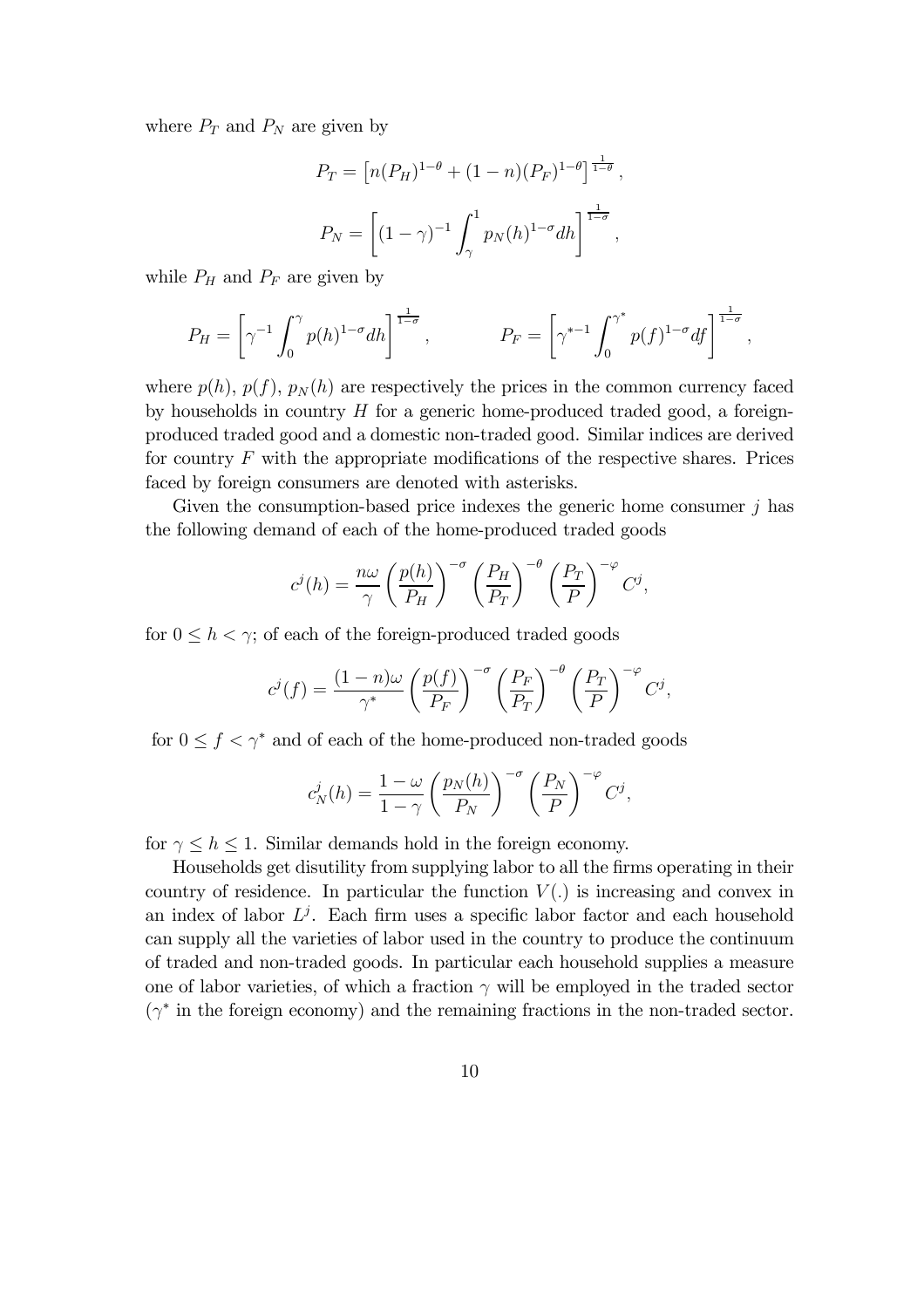where $P_T$ and $P_N$ are given by

$$P_T = \left[n(P_H)^{1-\theta} + (1-n)(P_F)^{1-\theta}\right]^{\frac{1}{1-\theta}},$$

$$P_N = \left[(1-\gamma)^{-1}\int_\gamma^1 p_N(h)^{1-\sigma}dh\right]^{\frac{1}{1-\sigma}},$$

while $P_H$ and $P_F$ are given by

$$P_H = \left[\gamma^{-1}\int_0^\gamma p(h)^{1-\sigma}dh\right]^{\frac{1}{1-\sigma}}, \qquad P_F = \left[\gamma^{*-1}\int_0^{\gamma^*} p(f)^{1-\sigma}df\right]^{\frac{1}{1-\sigma}},$$

where $p(h)$, $p(f)$, $p_N(h)$ are respectively the prices in the common currency faced by households in country $H$ for a generic home-produced traded good, a foreign-produced traded good and a domestic non-traded good. Similar indices are derived for country $F$ with the appropriate modifications of the respective shares. Prices faced by foreign consumers are denoted with asterisks.

Given the consumption-based price indexes the generic home consumer $j$ has the following demand of each of the home-produced traded goods

$$c^j(h) = \frac{n\omega}{\gamma}\left(\frac{p(h)}{P_H}\right)^{-\sigma}\left(\frac{P_H}{P_T}\right)^{-\theta}\left(\frac{P_T}{P}\right)^{-\varphi}C^j,$$

for $0 \leq h < \gamma$; of each of the foreign-produced traded goods

$$c^j(f) = \frac{(1-n)\omega}{\gamma^*}\left(\frac{p(f)}{P_F}\right)^{-\sigma}\left(\frac{P_F}{P_T}\right)^{-\theta}\left(\frac{P_T}{P}\right)^{-\varphi}C^j,$$

for $0 \leq f < \gamma^*$ and of each of the home-produced non-traded goods

$$c_N^j(h) = \frac{1-\omega}{1-\gamma}\left(\frac{p_N(h)}{P_N}\right)^{-\sigma}\left(\frac{P_N}{P}\right)^{-\varphi}C^j,$$

for $\gamma \leq h \leq 1$. Similar demands hold in the foreign economy.

Households get disutility from supplying labor to all the firms operating in their country of residence. In particular the function $V(.)$ is increasing and convex in an index of labor $L^j$. Each firm uses a specific labor factor and each household can supply all the varieties of labor used in the country to produce the continuum of traded and non-traded goods. In particular each household supplies a measure one of labor varieties, of which a fraction $\gamma$ will be employed in the traded sector ($\gamma^*$ in the foreign economy) and the remaining fractions in the non-traded sector.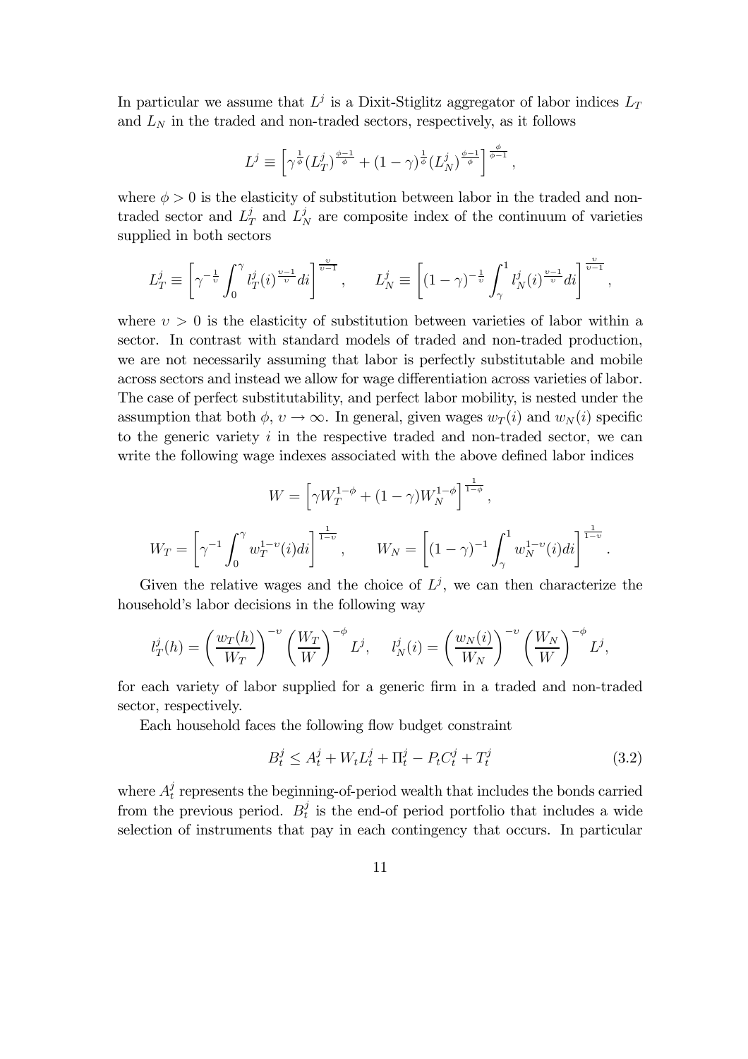In particular we assume that $L^j$ is a Dixit-Stiglitz aggregator of labor indices $L_T$ and $L_N$ in the traded and non-traded sectors, respectively, as it follows

$$L^j \equiv \left[\gamma^{\frac{1}{\phi}}(L_T^j)^{\frac{\phi-1}{\phi}} + (1-\gamma)^{\frac{1}{\phi}}(L_N^j)^{\frac{\phi-1}{\phi}}\right]^{\frac{\phi}{\phi-1}},$$

where $\phi > 0$ is the elasticity of substitution between labor in the traded and non-traded sector and $L_T^j$ and $L_N^j$ are composite index of the continuum of varieties supplied in both sectors

$$L_T^j \equiv \left[\gamma^{-\frac{1}{\upsilon}} \int_0^{\gamma} l_T^j(i)^{\frac{\upsilon-1}{\upsilon}} di\right]^{\frac{\upsilon}{\upsilon-1}}, \qquad L_N^j \equiv \left[(1-\gamma)^{-\frac{1}{\upsilon}} \int_{\gamma}^{1} l_N^j(i)^{\frac{\upsilon-1}{\upsilon}} di\right]^{\frac{\upsilon}{\upsilon-1}},$$

where $\upsilon > 0$ is the elasticity of substitution between varieties of labor within a sector. In contrast with standard models of traded and non-traded production, we are not necessarily assuming that labor is perfectly substitutable and mobile across sectors and instead we allow for wage differentiation across varieties of labor. The case of perfect substitutability, and perfect labor mobility, is nested under the assumption that both $\phi$, $\upsilon \to \infty$. In general, given wages $w_T(i)$ and $w_N(i)$ specific to the generic variety $i$ in the respective traded and non-traded sector, we can write the following wage indexes associated with the above defined labor indices

$$W = \left[\gamma W_T^{1-\phi} + (1-\gamma) W_N^{1-\phi}\right]^{\frac{1}{1-\phi}},$$

$$W_T = \left[\gamma^{-1} \int_0^{\gamma} w_T^{1-\upsilon}(i) di\right]^{\frac{1}{1-\upsilon}}, \qquad W_N = \left[(1-\gamma)^{-1} \int_{\gamma}^{1} w_N^{1-\upsilon}(i) di\right]^{\frac{1}{1-\upsilon}}.$$

Given the relative wages and the choice of $L^j$, we can then characterize the household's labor decisions in the following way

$$l_T^j(h) = \left(\frac{w_T(h)}{W_T}\right)^{-\upsilon} \left(\frac{W_T}{W}\right)^{-\phi} L^j, \quad l_N^j(i) = \left(\frac{w_N(i)}{W_N}\right)^{-\upsilon} \left(\frac{W_N}{W}\right)^{-\phi} L^j,$$

for each variety of labor supplied for a generic firm in a traded and non-traded sector, respectively.

Each household faces the following flow budget constraint

$$B_t^j \le A_t^j + W_t L_t^j + \Pi_t^j - P_t C_t^j + T_t^j \tag{3.2}$$

where $A_t^j$ represents the beginning-of-period wealth that includes the bonds carried from the previous period. $B_t^j$ is the end-of period portfolio that includes a wide selection of instruments that pay in each contingency that occurs. In particular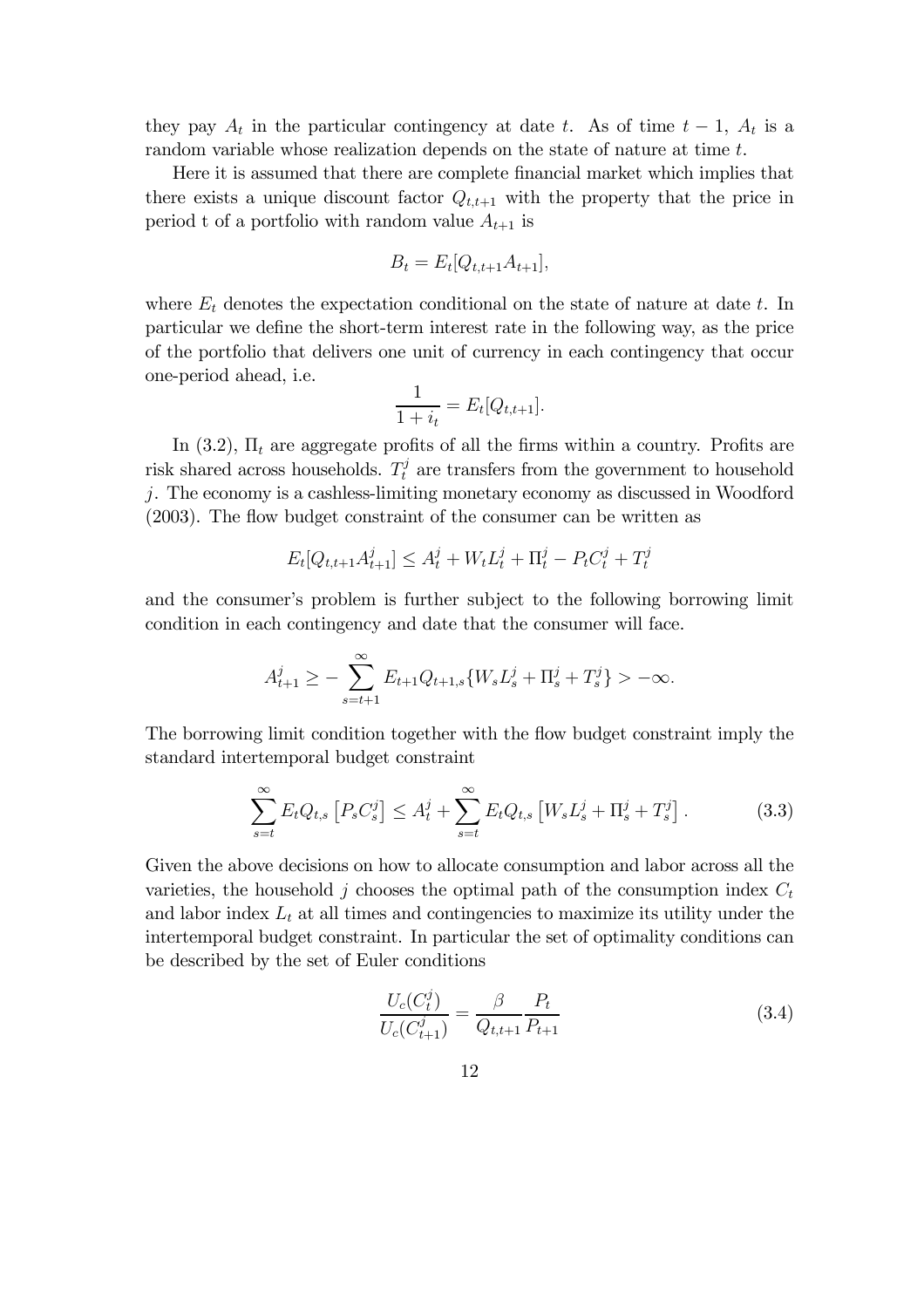they pay $A_t$ in the particular contingency at date $t$. As of time $t-1$, $A_t$ is a random variable whose realization depends on the state of nature at time $t$.

Here it is assumed that there are complete financial market which implies that there exists a unique discount factor $Q_{t,t+1}$ with the property that the price in period t of a portfolio with random value $A_{t+1}$ is

$$B_t = E_t[Q_{t,t+1}A_{t+1}],$$

where $E_t$ denotes the expectation conditional on the state of nature at date $t$. In particular we define the short-term interest rate in the following way, as the price of the portfolio that delivers one unit of currency in each contingency that occur one-period ahead, i.e.

$$\frac{1}{1+i_t} = E_t[Q_{t,t+1}].$$

In (3.2), $\Pi_t$ are aggregate profits of all the firms within a country. Profits are risk shared across households. $T_t^j$ are transfers from the government to household $j$. The economy is a cashless-limiting monetary economy as discussed in Woodford (2003). The flow budget constraint of the consumer can be written as

$$E_t[Q_{t,t+1}A_{t+1}^j] \leq A_t^j + W_t L_t^j + \Pi_t^j - P_t C_t^j + T_t^j$$

and the consumer's problem is further subject to the following borrowing limit condition in each contingency and date that the consumer will face.

$$A_{t+1}^j \geq -\sum_{s=t+1}^{\infty} E_{t+1}Q_{t+1,s}\{W_s L_s^j + \Pi_s^j + T_s^j\} > -\infty.$$

The borrowing limit condition together with the flow budget constraint imply the standard intertemporal budget constraint

$$\sum_{s=t}^{\infty} E_t Q_{t,s}\left[P_s C_s^j\right] \leq A_t^j + \sum_{s=t}^{\infty} E_t Q_{t,s}\left[W_s L_s^j + \Pi_s^j + T_s^j\right]. \tag{3.3}$$

Given the above decisions on how to allocate consumption and labor across all the varieties, the household $j$ chooses the optimal path of the consumption index $C_t$ and labor index $L_t$ at all times and contingencies to maximize its utility under the intertemporal budget constraint. In particular the set of optimality conditions can be described by the set of Euler conditions

$$\frac{U_c(C_t^j)}{U_c(C_{t+1}^j)} = \frac{\beta}{Q_{t,t+1}}\frac{P_t}{P_{t+1}} \tag{3.4}$$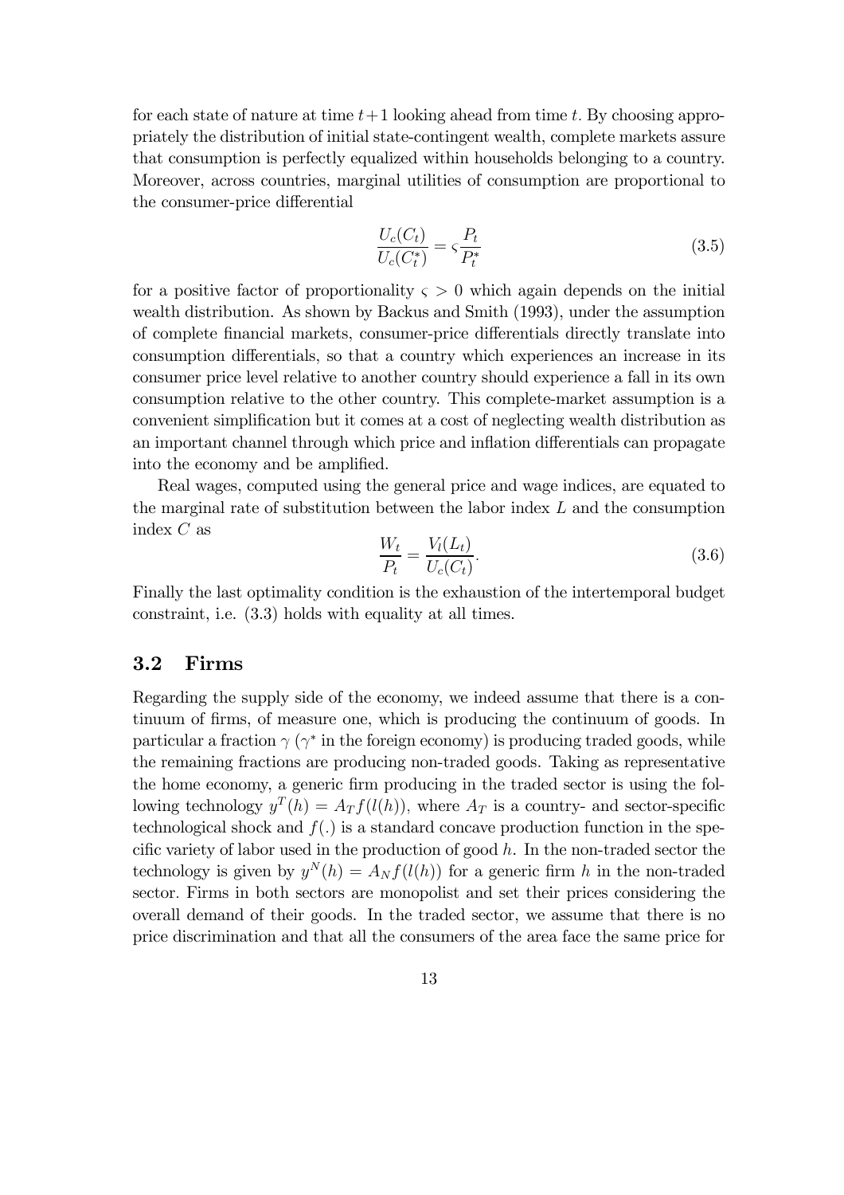for each state of nature at time $t+1$ looking ahead from time $t$. By choosing appropriately the distribution of initial state-contingent wealth, complete markets assure that consumption is perfectly equalized within households belonging to a country. Moreover, across countries, marginal utilities of consumption are proportional to the consumer-price differential

$$\frac{U_c(C_t)}{U_c(C_t^*)} = \varsigma \frac{P_t}{P_t^*} \tag{3.5}$$

for a positive factor of proportionality $\varsigma > 0$ which again depends on the initial wealth distribution. As shown by Backus and Smith (1993), under the assumption of complete financial markets, consumer-price differentials directly translate into consumption differentials, so that a country which experiences an increase in its consumer price level relative to another country should experience a fall in its own consumption relative to the other country. This complete-market assumption is a convenient simplification but it comes at a cost of neglecting wealth distribution as an important channel through which price and inflation differentials can propagate into the economy and be amplified.

Real wages, computed using the general price and wage indices, are equated to the marginal rate of substitution between the labor index $L$ and the consumption index $C$ as

$$\frac{W_t}{P_t} = \frac{V_l(L_t)}{U_c(C_t)}. \tag{3.6}$$

Finally the last optimality condition is the exhaustion of the intertemporal budget constraint, i.e. (3.3) holds with equality at all times.

## 3.2 Firms

Regarding the supply side of the economy, we indeed assume that there is a continuum of firms, of measure one, which is producing the continuum of goods. In particular a fraction $\gamma$ ($\gamma^*$ in the foreign economy) is producing traded goods, while the remaining fractions are producing non-traded goods. Taking as representative the home economy, a generic firm producing in the traded sector is using the following technology $y^T(h) = A_T f(l(h))$, where $A_T$ is a country- and sector-specific technological shock and $f(.)$ is a standard concave production function in the specific variety of labor used in the production of good $h$. In the non-traded sector the technology is given by $y^N(h) = A_N f(l(h))$ for a generic firm $h$ in the non-traded sector. Firms in both sectors are monopolist and set their prices considering the overall demand of their goods. In the traded sector, we assume that there is no price discrimination and that all the consumers of the area face the same price for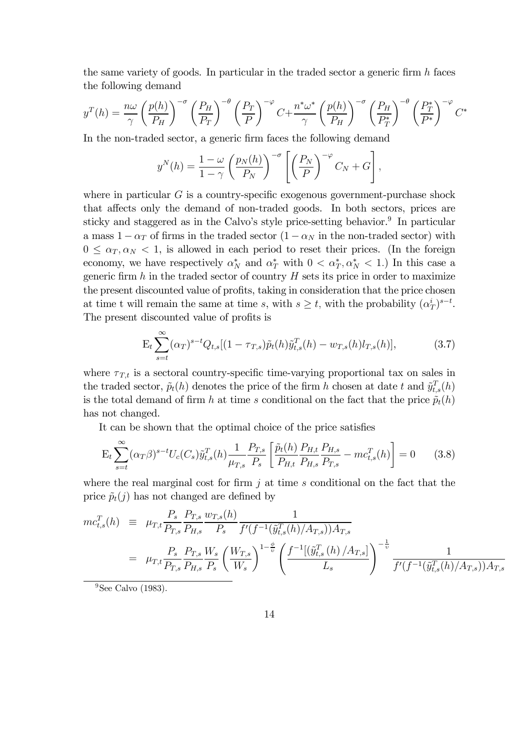the same variety of goods. In particular in the traded sector a generic firm $h$ faces the following demand

$$y^T(h) = \frac{n\omega}{\gamma}\left(\frac{p(h)}{P_H}\right)^{-\sigma}\left(\frac{P_H}{P_T}\right)^{-\theta}\left(\frac{P_T}{P}\right)^{-\varphi}C + \frac{n^*\omega^*}{\gamma}\left(\frac{p(h)}{P_H}\right)^{-\sigma}\left(\frac{P_H}{P_T^*}\right)^{-\theta}\left(\frac{P_T^*}{P^*}\right)^{-\varphi}C^*$$

In the non-traded sector, a generic firm faces the following demand

$$y^N(h) = \frac{1-\omega}{1-\gamma}\left(\frac{p_N(h)}{P_N}\right)^{-\sigma}\left[\left(\frac{P_N}{P}\right)^{-\varphi}C_N + G\right],$$

where in particular $G$ is a country-specific exogenous government-purchase shock that affects only the demand of non-traded goods. In both sectors, prices are sticky and staggered as in the Calvo's style price-setting behavior.[9] In particular a mass $1-\alpha_T$ of firms in the traded sector ($1-\alpha_N$ in the non-traded sector) with $0 \leq \alpha_T, \alpha_N < 1$, is allowed in each period to reset their prices. (In the foreign economy, we have respectively $\alpha_N^*$ and $\alpha_T^*$ with $0 < \alpha_T^*, \alpha_N^* < 1$.) In this case a generic firm $h$ in the traded sector of country $H$ sets its price in order to maximize the present discounted value of profits, taking in consideration that the price chosen at time t will remain the same at time $s$, with $s \geq t$, with the probability $(\alpha_T^i)^{s-t}$. The present discounted value of profits is

$$\mathrm{E}_t \sum_{s=t}^{\infty}(\alpha_T)^{s-t}Q_{t,s}[(1-\tau_{T,s})\tilde{p}_t(h)\tilde{y}_{t,s}^T(h) - w_{T,s}(h)l_{T,s}(h)], \tag{3.7}$$

where $\tau_{T,t}$ is a sectoral country-specific time-varying proportional tax on sales in the traded sector, $\tilde{p}_t(h)$ denotes the price of the firm $h$ chosen at date $t$ and $\tilde{y}_{t,s}^T(h)$ is the total demand of firm $h$ at time $s$ conditional on the fact that the price $\tilde{p}_t(h)$ has not changed.

It can be shown that the optimal choice of the price satisfies

$$\mathrm{E}_t \sum_{s=t}^{\infty}(\alpha_T\beta)^{s-t}U_c(C_s)\tilde{y}_{t,s}^T(h)\frac{1}{\mu_{T,s}}\frac{P_{T,s}}{P_s}\left[\frac{\tilde{p}_t(h)}{P_{H,t}}\frac{P_{H,t}}{P_{H,s}}\frac{P_{H,s}}{P_{T,s}} - mc_{t,s}^T(h)\right] = 0 \tag{3.8}$$

where the real marginal cost for firm $j$ at time $s$ conditional on the fact that the price $\tilde{p}_t(j)$ has not changed are defined by

$$\begin{aligned} mc_{t,s}^T(h) &\equiv \mu_{T,t}\frac{P_s}{P_{T,s}}\frac{P_{T,s}}{P_{H,s}}\frac{w_{T,s}(h)}{P_s}\frac{1}{f'(f^{-1}(\tilde{y}_{t,s}^T(h)/A_{T,s}))A_{T,s}} \\ &= \mu_{T,t}\frac{P_s}{P_{T,s}}\frac{P_{T,s}}{P_{H,s}}\frac{W_s}{P_s}\left(\frac{W_{T,s}}{W_s}\right)^{1-\frac{\phi}{\upsilon}}\left(\frac{f^{-1}[(\tilde{y}_{t,s}^T(h)/A_{T,s}]}{L_s}\right)^{-\frac{1}{\upsilon}}\frac{1}{f'(f^{-1}(\tilde{y}_{t,s}^T(h)/A_{T,s}))A_{T,s}} \end{aligned}$$

[9] See Calvo (1983).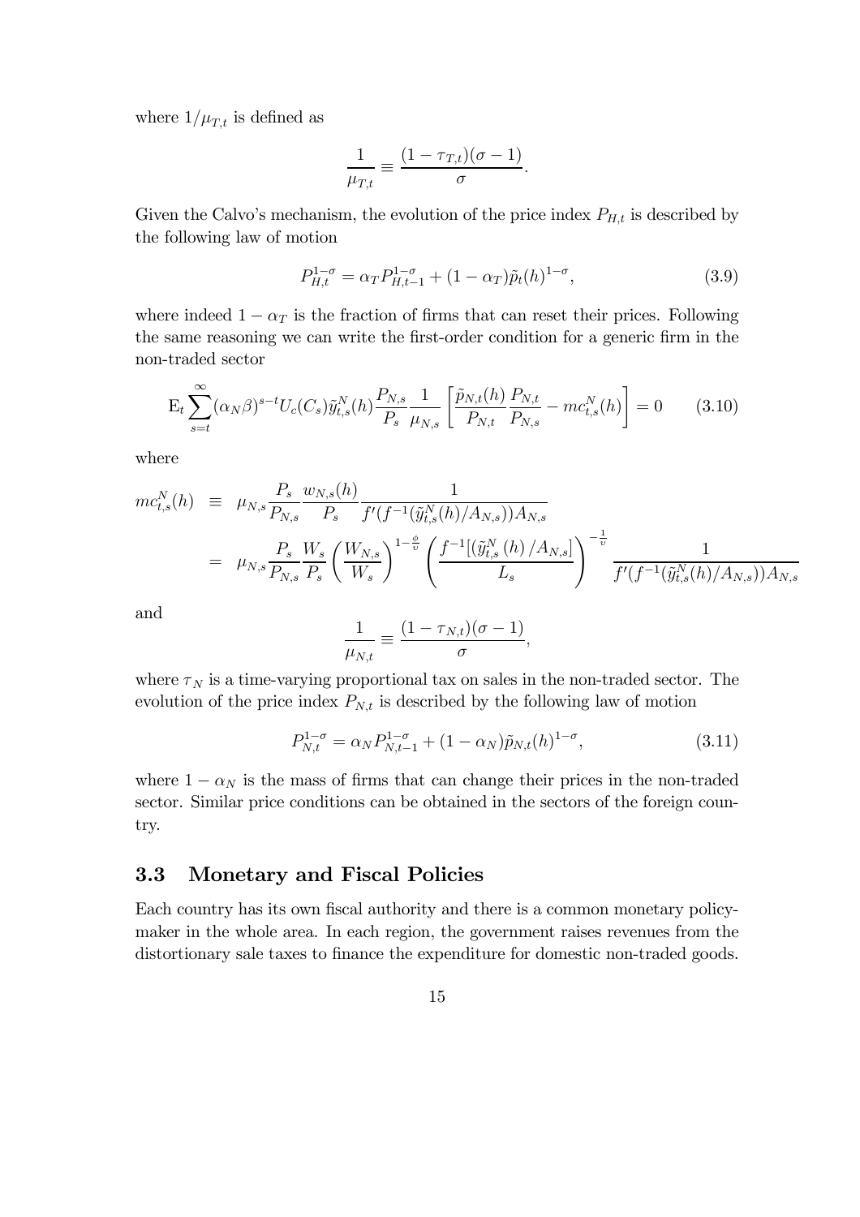where $1/\mu_{T,t}$ is defined as

$$\frac{1}{\mu_{T,t}} \equiv \frac{(1-\tau_{T,t})(\sigma-1)}{\sigma}.$$

Given the Calvo's mechanism, the evolution of the price index $P_{H,t}$ is described by the following law of motion

$$P_{H,t}^{1-\sigma} = \alpha_T P_{H,t-1}^{1-\sigma} + (1-\alpha_T)\tilde{p}_t(h)^{1-\sigma}, \tag{3.9}$$

where indeed $1-\alpha_T$ is the fraction of firms that can reset their prices. Following the same reasoning we can write the first-order condition for a generic firm in the non-traded sector

$$\mathrm{E}_t \sum_{s=t}^{\infty} (\alpha_N \beta)^{s-t} U_c(C_s) \tilde{y}_{t,s}^N(h) \frac{P_{N,s}}{P_s} \frac{1}{\mu_{N,s}} \left[ \frac{\tilde{p}_{N,t}(h)}{P_{N,t}} \frac{P_{N,t}}{P_{N,s}} - mc_{t,s}^N(h) \right] = 0 \tag{3.10}$$

where

$$\begin{aligned}
mc_{t,s}^N(h) &\equiv \mu_{N,s} \frac{P_s}{P_{N,s}} \frac{w_{N,s}(h)}{P_s} \frac{1}{f'(f^{-1}(\tilde{y}_{t,s}^N(h)/A_{N,s}))A_{N,s}} \\
&= \mu_{N,s} \frac{P_s}{P_{N,s}} \frac{W_s}{P_s} \left( \frac{W_{N,s}}{W_s} \right)^{1-\frac{\phi}{\upsilon}} \left( \frac{f^{-1}[(\tilde{y}_{t,s}^N(h)/A_{N,s}]}{L_s} \right)^{-\frac{1}{\upsilon}} \frac{1}{f'(f^{-1}(\tilde{y}_{t,s}^N(h)/A_{N,s}))A_{N,s}}
\end{aligned}$$

and

$$\frac{1}{\mu_{N,t}} \equiv \frac{(1-\tau_{N,t})(\sigma-1)}{\sigma},$$

where $\tau_N$ is a time-varying proportional tax on sales in the non-traded sector. The evolution of the price index $P_{N,t}$ is described by the following law of motion

$$P_{N,t}^{1-\sigma} = \alpha_N P_{N,t-1}^{1-\sigma} + (1-\alpha_N)\tilde{p}_{N,t}(h)^{1-\sigma}, \tag{3.11}$$

where $1-\alpha_N$ is the mass of firms that can change their prices in the non-traded sector. Similar price conditions can be obtained in the sectors of the foreign country.

## 3.3 Monetary and Fiscal Policies

Each country has its own fiscal authority and there is a common monetary policymaker in the whole area. In each region, the government raises revenues from the distortionary sale taxes to finance the expenditure for domestic non-traded goods.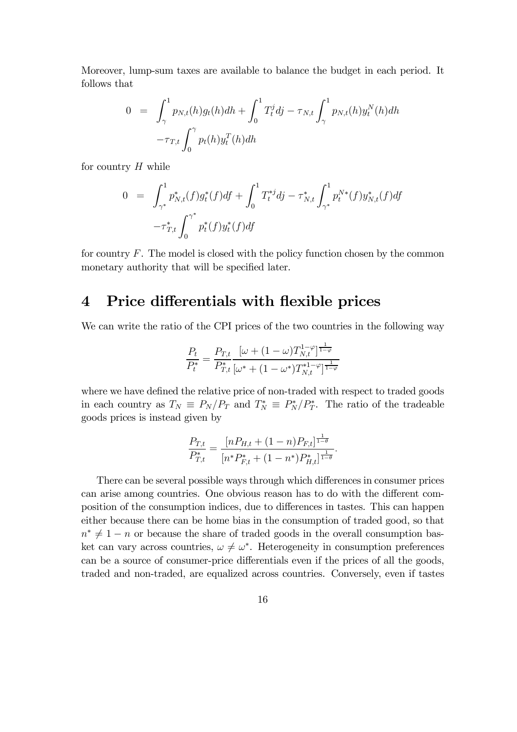Moreover, lump-sum taxes are available to balance the budget in each period. It follows that

$$
\begin{aligned}
0 &= \int_{\gamma}^{1} p_{N,t}(h) g_t(h) dh + \int_0^1 T_t^j dj - \tau_{N,t} \int_{\gamma}^{1} p_{N,t}(h) y_t^N(h) dh \\
&\quad - \tau_{T,t} \int_0^{\gamma} p_t(h) y_t^T(h) dh
\end{aligned}
$$

for country $H$ while

$$
\begin{aligned}
0 &= \int_{\gamma^*}^{1} p_{N,t}^*(f) g_t^*(f) df + \int_0^1 T_t^{*j} dj - \tau_{N,t}^* \int_{\gamma^*}^{1} p_t^{N*}(f) y_{N,t}^*(f) df \\
&\quad - \tau_{T,t}^* \int_0^{\gamma^*} p_t^*(f) y_t^*(f) df
\end{aligned}
$$

for country $F$. The model is closed with the policy function chosen by the common monetary authority that will be specified later.

# 4 Price differentials with flexible prices

We can write the ratio of the CPI prices of the two countries in the following way

$$
\frac{P_t}{P_t^*} = \frac{P_{T,t}}{P_{T,t}^*} \frac{[\omega + (1-\omega) T_{N,t}^{1-\varphi}]^{\frac{1}{1-\varphi}}}{[\omega^* + (1-\omega^*) T_{N,t}^{*1-\varphi}]^{\frac{1}{1-\varphi}}}
$$

where we have defined the relative price of non-traded with respect to traded goods in each country as $T_N \equiv P_N / P_T$ and $T_N^* \equiv P_N^* / P_T^*$. The ratio of the tradeable goods prices is instead given by

$$
\frac{P_{T,t}}{P_{T,t}^*} = \frac{[n P_{H,t} + (1-n) P_{F,t}]^{\frac{1}{1-\theta}}}{[n^* P_{F,t}^* + (1-n^*) P_{H,t}^*]^{\frac{1}{1-\theta}}}.
$$

There can be several possible ways through which differences in consumer prices can arise among countries. One obvious reason has to do with the different composition of the consumption indices, due to differences in tastes. This can happen either because there can be home bias in the consumption of traded good, so that $n^* \neq 1 - n$ or because the share of traded goods in the overall consumption basket can vary across countries, $\omega \neq \omega^*$. Heterogeneity in consumption preferences can be a source of consumer-price differentials even if the prices of all the goods, traded and non-traded, are equalized across countries. Conversely, even if tastes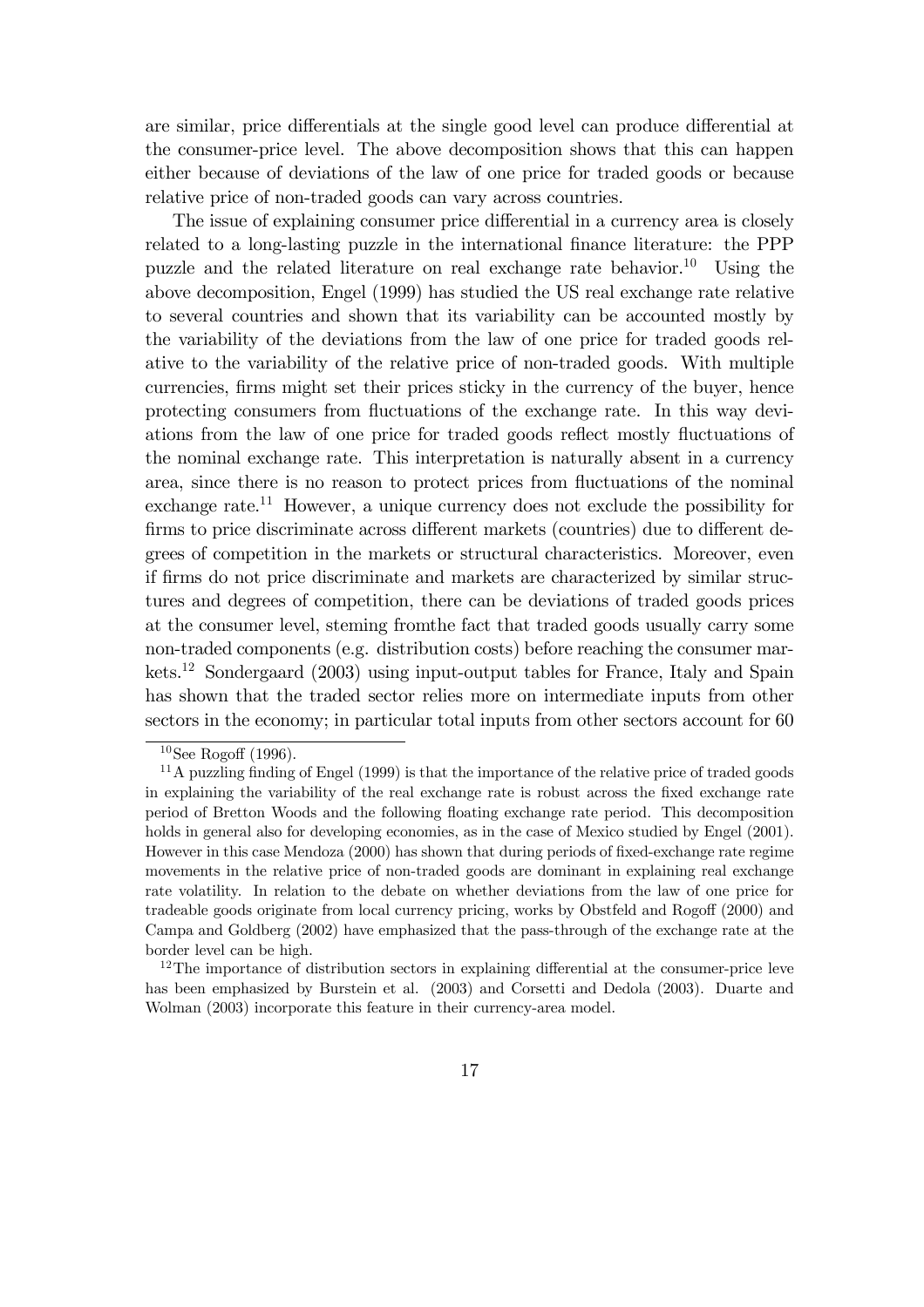are similar, price differentials at the single good level can produce differential at the consumer-price level. The above decomposition shows that this can happen either because of deviations of the law of one price for traded goods or because relative price of non-traded goods can vary across countries.

The issue of explaining consumer price differential in a currency area is closely related to a long-lasting puzzle in the international finance literature: the PPP puzzle and the related literature on real exchange rate behavior.[10] Using the above decomposition, Engel (1999) has studied the US real exchange rate relative to several countries and shown that its variability can be accounted mostly by the variability of the deviations from the law of one price for traded goods relative to the variability of the relative price of non-traded goods. With multiple currencies, firms might set their prices sticky in the currency of the buyer, hence protecting consumers from fluctuations of the exchange rate. In this way deviations from the law of one price for traded goods reflect mostly fluctuations of the nominal exchange rate. This interpretation is naturally absent in a currency area, since there is no reason to protect prices from fluctuations of the nominal exchange rate.[11] However, a unique currency does not exclude the possibility for firms to price discriminate across different markets (countries) due to different degrees of competition in the markets or structural characteristics. Moreover, even if firms do not price discriminate and markets are characterized by similar structures and degrees of competition, there can be deviations of traded goods prices at the consumer level, steming fromthe fact that traded goods usually carry some non-traded components (e.g. distribution costs) before reaching the consumer markets.[12] Sondergaard (2003) using input-output tables for France, Italy and Spain has shown that the traded sector relies more on intermediate inputs from other sectors in the economy; in particular total inputs from other sectors account for 60

[10] See Rogoff (1996).

[11] A puzzling finding of Engel (1999) is that the importance of the relative price of traded goods in explaining the variability of the real exchange rate is robust across the fixed exchange rate period of Bretton Woods and the following floating exchange rate period. This decomposition holds in general also for developing economies, as in the case of Mexico studied by Engel (2001). However in this case Mendoza (2000) has shown that during periods of fixed-exchange rate regime movements in the relative price of non-traded goods are dominant in explaining real exchange rate volatility. In relation to the debate on whether deviations from the law of one price for tradeable goods originate from local currency pricing, works by Obstfeld and Rogoff (2000) and Campa and Goldberg (2002) have emphasized that the pass-through of the exchange rate at the border level can be high.

[12] The importance of distribution sectors in explaining differential at the consumer-price leve has been emphasized by Burstein et al. (2003) and Corsetti and Dedola (2003). Duarte and Wolman (2003) incorporate this feature in their currency-area model.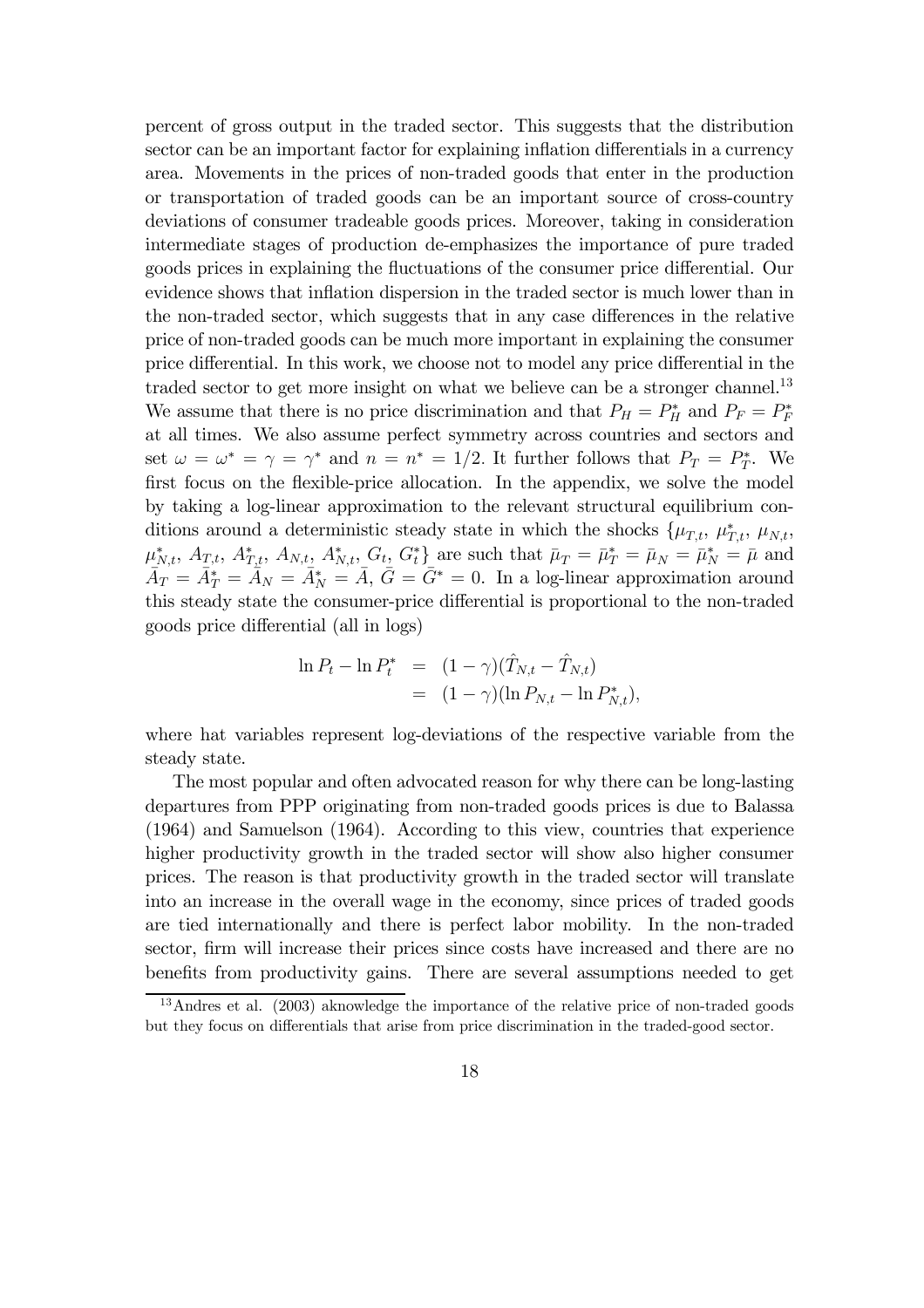percent of gross output in the traded sector. This suggests that the distribution sector can be an important factor for explaining inflation differentials in a currency area. Movements in the prices of non-traded goods that enter in the production or transportation of traded goods can be an important source of cross-country deviations of consumer tradeable goods prices. Moreover, taking in consideration intermediate stages of production de-emphasizes the importance of pure traded goods prices in explaining the fluctuations of the consumer price differential. Our evidence shows that inflation dispersion in the traded sector is much lower than in the non-traded sector, which suggests that in any case differences in the relative price of non-traded goods can be much more important in explaining the consumer price differential. In this work, we choose not to model any price differential in the traded sector to get more insight on what we believe can be a stronger channel.[13] We assume that there is no price discrimination and that $P_H = P_H^*$ and $P_F = P_F^*$ at all times. We also assume perfect symmetry across countries and sectors and set $\omega = \omega^* = \gamma = \gamma^*$ and $n = n^* = 1/2$. It further follows that $P_T = P_T^*$. We first focus on the flexible-price allocation. In the appendix, we solve the model by taking a log-linear approximation to the relevant structural equilibrium conditions around a deterministic steady state in which the shocks $\{\mu_{T,t},\ \mu_{T,t}^*,\ \mu_{N,t},\ \mu_{N,t}^*,\ A_{T,t},\ A_{T,t}^*,\ A_{N,t},\ A_{N,t}^*,\ G_t,\ G_t^*\}$ are such that $\bar{\mu}_T = \bar{\mu}_T^* = \bar{\mu}_N = \bar{\mu}_N^* = \bar{\mu}$ and $\bar{A}_T = \bar{A}_T^* = \bar{A}_N = \bar{A}_N^* = \bar{A}$, $\bar{G} = \bar{G}^* = 0$. In a log-linear approximation around this steady state the consumer-price differential is proportional to the non-traded goods price differential (all in logs)

$$
\begin{aligned}
\ln P_t - \ln P_t^* &= (1-\gamma)(\hat{T}_{N,t} - \hat{T}_{N,t}) \\
&= (1-\gamma)(\ln P_{N,t} - \ln P_{N,t}^*),
\end{aligned}
$$

where hat variables represent log-deviations of the respective variable from the steady state.

The most popular and often advocated reason for why there can be long-lasting departures from PPP originating from non-traded goods prices is due to Balassa (1964) and Samuelson (1964). According to this view, countries that experience higher productivity growth in the traded sector will show also higher consumer prices. The reason is that productivity growth in the traded sector will translate into an increase in the overall wage in the economy, since prices of traded goods are tied internationally and there is perfect labor mobility. In the non-traded sector, firm will increase their prices since costs have increased and there are no benefits from productivity gains. There are several assumptions needed to get

[13] Andres et al. (2003) aknowledge the importance of the relative price of non-traded goods but they focus on differentials that arise from price discrimination in the traded-good sector.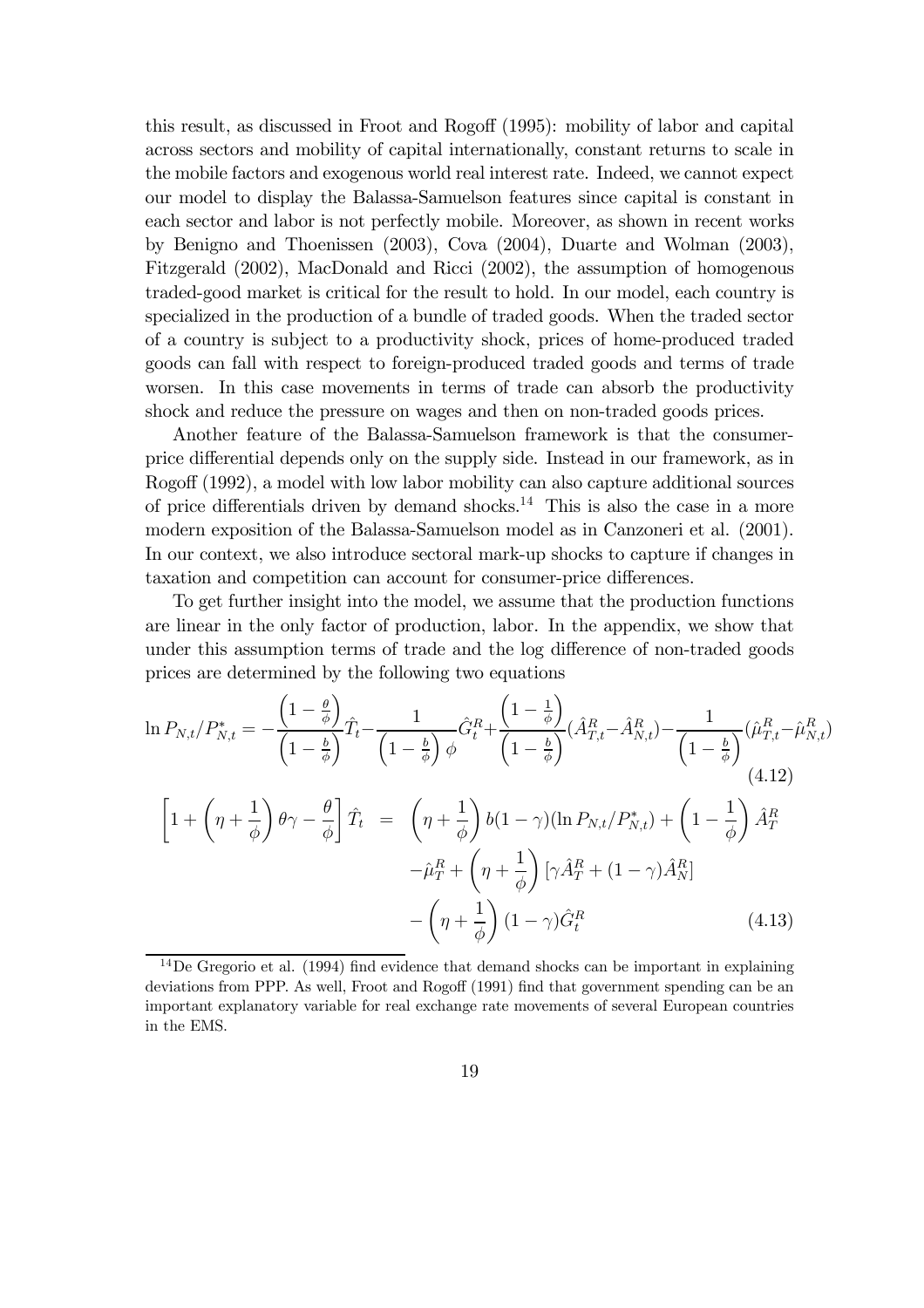this result, as discussed in Froot and Rogoff (1995): mobility of labor and capital across sectors and mobility of capital internationally, constant returns to scale in the mobile factors and exogenous world real interest rate. Indeed, we cannot expect our model to display the Balassa-Samuelson features since capital is constant in each sector and labor is not perfectly mobile. Moreover, as shown in recent works by Benigno and Thoenissen (2003), Cova (2004), Duarte and Wolman (2003), Fitzgerald (2002), MacDonald and Ricci (2002), the assumption of homogenous traded-good market is critical for the result to hold. In our model, each country is specialized in the production of a bundle of traded goods. When the traded sector of a country is subject to a productivity shock, prices of home-produced traded goods can fall with respect to foreign-produced traded goods and terms of trade worsen. In this case movements in terms of trade can absorb the productivity shock and reduce the pressure on wages and then on non-traded goods prices.

Another feature of the Balassa-Samuelson framework is that the consumer-price differential depends only on the supply side. Instead in our framework, as in Rogoff (1992), a model with low labor mobility can also capture additional sources of price differentials driven by demand shocks.[14] This is also the case in a more modern exposition of the Balassa-Samuelson model as in Canzoneri et al. (2001). In our context, we also introduce sectoral mark-up shocks to capture if changes in taxation and competition can account for consumer-price differences.

To get further insight into the model, we assume that the production functions are linear in the only factor of production, labor. In the appendix, we show that under this assumption terms of trade and the log difference of non-traded goods prices are determined by the following two equations

$$\ln P_{N,t}/P^*_{N,t} = -\frac{\left(1-\frac{\theta}{\phi}\right)}{\left(1-\frac{b}{\phi}\right)}\hat{T}_t - \frac{1}{\left(1-\frac{b}{\phi}\right)\phi}\hat{G}^R_t + \frac{\left(1-\frac{1}{\phi}\right)}{\left(1-\frac{b}{\phi}\right)}(\hat{A}^R_{T,t}-\hat{A}^R_{N,t}) - \frac{1}{\left(1-\frac{b}{\phi}\right)}(\hat{\mu}^R_{T,t}-\hat{\mu}^R_{N,t}) \tag{4.12}$$

$$\begin{aligned}\left[1+\left(\eta+\frac{1}{\phi}\right)\theta\gamma-\frac{\theta}{\phi}\right]\hat{T}_t &= \left(\eta+\frac{1}{\phi}\right)b(1-\gamma)(\ln P_{N,t}/P^*_{N,t}) + \left(1-\frac{1}{\phi}\right)\hat{A}^R_T \\ &\quad -\hat{\mu}^R_T + \left(\eta+\frac{1}{\phi}\right)[\gamma\hat{A}^R_T+(1-\gamma)\hat{A}^R_N] \\ &\quad -\left(\eta+\frac{1}{\phi}\right)(1-\gamma)\hat{G}^R_t\end{aligned} \tag{4.13}$$

[14] De Gregorio et al. (1994) find evidence that demand shocks can be important in explaining deviations from PPP. As well, Froot and Rogoff (1991) find that government spending can be an important explanatory variable for real exchange rate movements of several European countries in the EMS.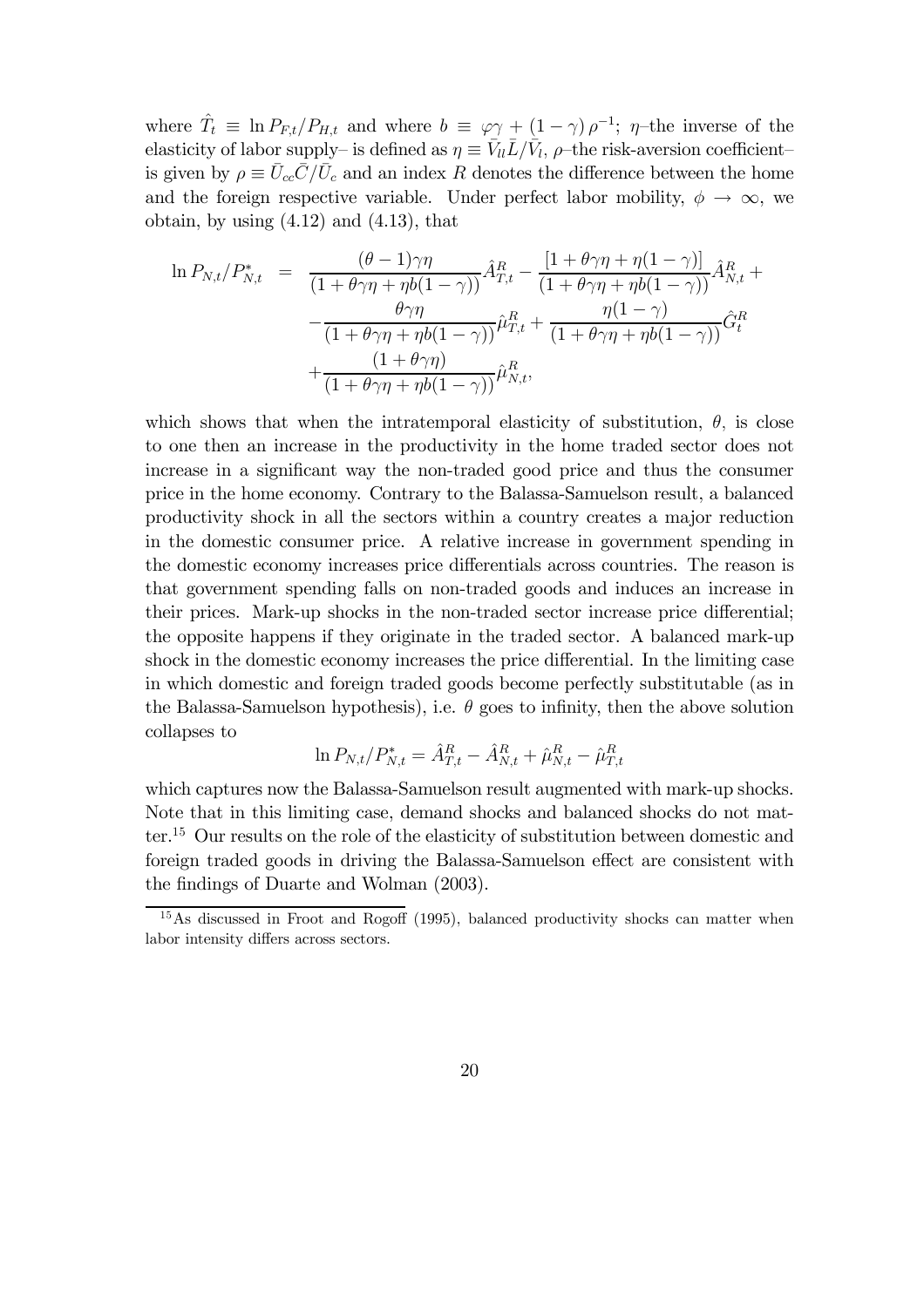where $\hat{T}_t \equiv \ln P_{F,t}/P_{H,t}$ and where $b \equiv \varphi\gamma + (1-\gamma)\rho^{-1}$; $\eta$–the inverse of the elasticity of labor supply– is defined as $\eta \equiv \bar{V}_{ll}\bar{L}/\bar{V}_l$, $\rho$–the risk-aversion coefficient– is given by $\rho \equiv \bar{U}_{cc}\bar{C}/\bar{U}_c$ and an index $R$ denotes the difference between the home and the foreign respective variable. Under perfect labor mobility, $\phi \to \infty$, we obtain, by using (4.12) and (4.13), that

$$
\begin{aligned}
\ln P_{N,t}/P^*_{N,t} &= \frac{(\theta-1)\gamma\eta}{(1+\theta\gamma\eta+\eta b(1-\gamma))}\hat{A}^R_{T,t} - \frac{[1+\theta\gamma\eta+\eta(1-\gamma)]}{(1+\theta\gamma\eta+\eta b(1-\gamma))}\hat{A}^R_{N,t} + \\
&\quad - \frac{\theta\gamma\eta}{(1+\theta\gamma\eta+\eta b(1-\gamma))}\hat{\mu}^R_{T,t} + \frac{\eta(1-\gamma)}{(1+\theta\gamma\eta+\eta b(1-\gamma))}\hat{G}^R_t \\
&\quad + \frac{(1+\theta\gamma\eta)}{(1+\theta\gamma\eta+\eta b(1-\gamma))}\hat{\mu}^R_{N,t},
\end{aligned}
$$

which shows that when the intratemporal elasticity of substitution, $\theta$, is close to one then an increase in the productivity in the home traded sector does not increase in a significant way the non-traded good price and thus the consumer price in the home economy. Contrary to the Balassa-Samuelson result, a balanced productivity shock in all the sectors within a country creates a major reduction in the domestic consumer price. A relative increase in government spending in the domestic economy increases price differentials across countries. The reason is that government spending falls on non-traded goods and induces an increase in their prices. Mark-up shocks in the non-traded sector increase price differential; the opposite happens if they originate in the traded sector. A balanced mark-up shock in the domestic economy increases the price differential. In the limiting case in which domestic and foreign traded goods become perfectly substitutable (as in the Balassa-Samuelson hypothesis), i.e. $\theta$ goes to infinity, then the above solution collapses to

$$
\ln P_{N,t}/P^*_{N,t} = \hat{A}^R_{T,t} - \hat{A}^R_{N,t} + \hat{\mu}^R_{N,t} - \hat{\mu}^R_{T,t}
$$

which captures now the Balassa-Samuelson result augmented with mark-up shocks. Note that in this limiting case, demand shocks and balanced shocks do not matter.[15] Our results on the role of the elasticity of substitution between domestic and foreign traded goods in driving the Balassa-Samuelson effect are consistent with the findings of Duarte and Wolman (2003).

[15] As discussed in Froot and Rogoff (1995), balanced productivity shocks can matter when labor intensity differs across sectors.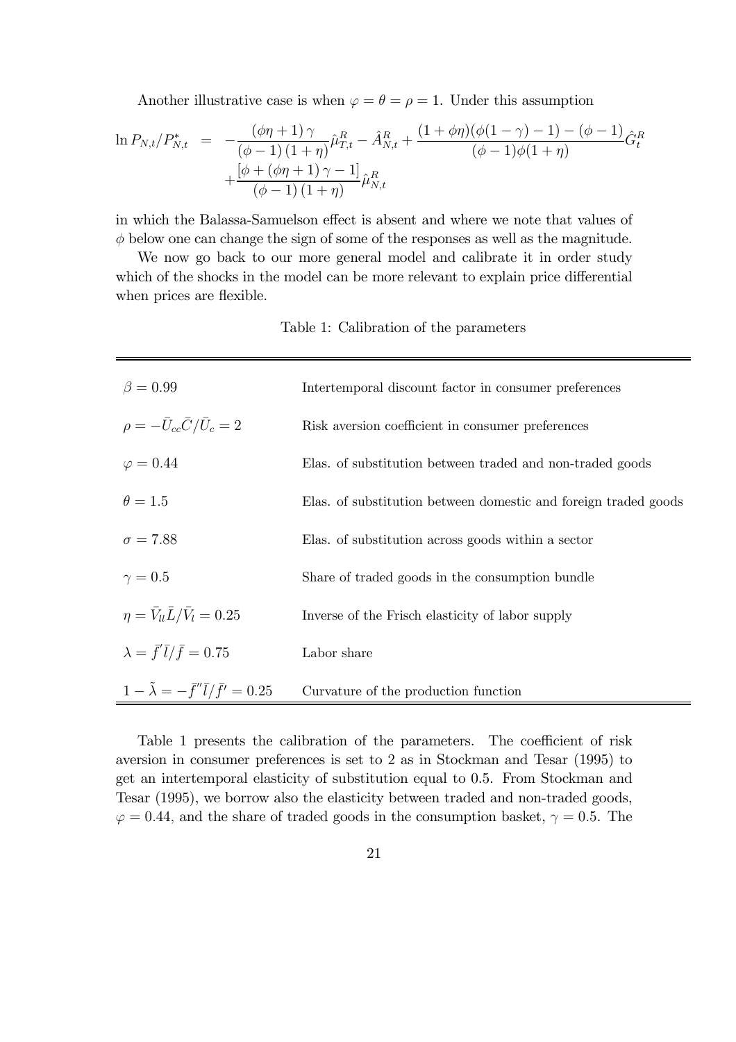Another illustrative case is when $\varphi = \theta = \rho = 1$. Under this assumption

$$
\begin{aligned}
\ln P_{N,t}/P^*_{N,t} &= -\frac{(\phi\eta + 1)\,\gamma}{(\phi - 1)\,(1+\eta)}\hat{\mu}^R_{T,t} - \hat{A}^R_{N,t} + \frac{(1+\phi\eta)(\phi(1-\gamma)-1)-(\phi-1)}{(\phi-1)\phi(1+\eta)}\hat{G}^R_t \\
&\quad + \frac{[\phi + (\phi\eta + 1)\,\gamma - 1]}{(\phi - 1)\,(1+\eta)}\hat{\mu}^R_{N,t}
\end{aligned}
$$

in which the Balassa-Samuelson effect is absent and where we note that values of $\phi$ below one can change the sign of some of the responses as well as the magnitude.

We now go back to our more general model and calibrate it in order study which of the shocks in the model can be more relevant to explain price differential when prices are flexible.

Table 1: Calibration of the parameters

| | |
|---|---|
| $\beta = 0.99$ | Intertemporal discount factor in consumer preferences |
| $\rho = -\bar{U}_{cc}\bar{C}/\bar{U}_c = 2$ | Risk aversion coefficient in consumer preferences |
| $\varphi = 0.44$ | Elas. of substitution between traded and non-traded goods |
| $\theta = 1.5$ | Elas. of substitution between domestic and foreign traded goods |
| $\sigma = 7.88$ | Elas. of substitution across goods within a sector |
| $\gamma = 0.5$ | Share of traded goods in the consumption bundle |
| $\eta = \bar{V}_{ll}\bar{L}/\bar{V}_l = 0.25$ | Inverse of the Frisch elasticity of labor supply |
| $\lambda = \bar{f}'\bar{l}/\bar{f} = 0.75$ | Labor share |
| $1 - \tilde{\lambda} = -\bar{f}''\bar{l}/\bar{f}' = 0.25$ | Curvature of the production function |

Table 1 presents the calibration of the parameters. The coefficient of risk aversion in consumer preferences is set to 2 as in Stockman and Tesar (1995) to get an intertemporal elasticity of substitution equal to 0.5. From Stockman and Tesar (1995), we borrow also the elasticity between traded and non-traded goods, $\varphi = 0.44$, and the share of traded goods in the consumption basket, $\gamma = 0.5$. The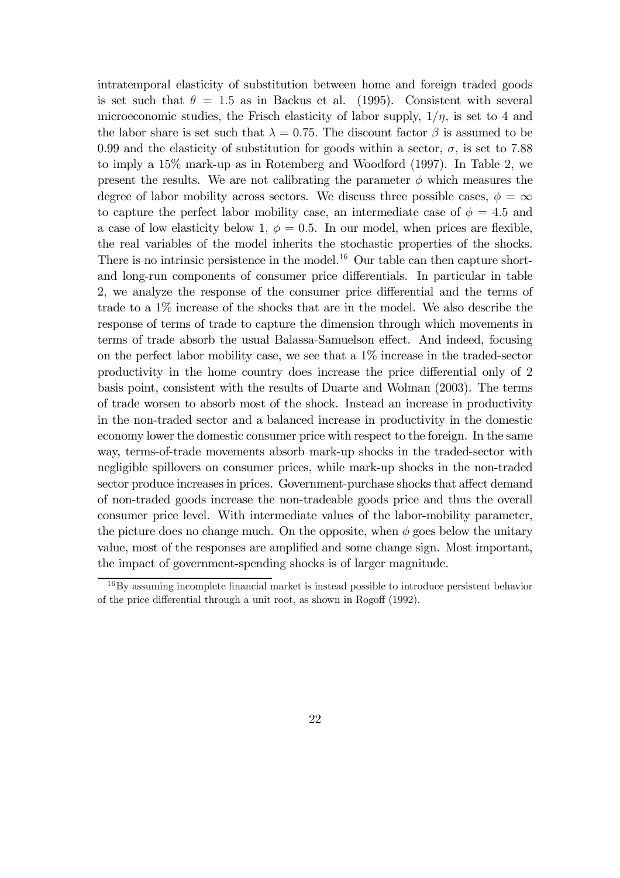intratemporal elasticity of substitution between home and foreign traded goods is set such that $\theta = 1.5$ as in Backus et al. (1995). Consistent with several microeconomic studies, the Frisch elasticity of labor supply, $1/\eta$, is set to 4 and the labor share is set such that $\lambda = 0.75$. The discount factor $\beta$ is assumed to be 0.99 and the elasticity of substitution for goods within a sector, $\sigma$, is set to 7.88 to imply a 15% mark-up as in Rotemberg and Woodford (1997). In Table 2, we present the results. We are not calibrating the parameter $\phi$ which measures the degree of labor mobility across sectors. We discuss three possible cases, $\phi = \infty$ to capture the perfect labor mobility case, an intermediate case of $\phi = 4.5$ and a case of low elasticity below 1, $\phi = 0.5$. In our model, when prices are flexible, the real variables of the model inherits the stochastic properties of the shocks. There is no intrinsic persistence in the model.[16] Our table can then capture short- and long-run components of consumer price differentials. In particular in table 2, we analyze the response of the consumer price differential and the terms of trade to a 1% increase of the shocks that are in the model. We also describe the response of terms of trade to capture the dimension through which movements in terms of trade absorb the usual Balassa-Samuelson effect. And indeed, focusing on the perfect labor mobility case, we see that a 1% increase in the traded-sector productivity in the home country does increase the price differential only of 2 basis point, consistent with the results of Duarte and Wolman (2003). The terms of trade worsen to absorb most of the shock. Instead an increase in productivity in the non-traded sector and a balanced increase in productivity in the domestic economy lower the domestic consumer price with respect to the foreign. In the same way, terms-of-trade movements absorb mark-up shocks in the traded-sector with negligible spillovers on consumer prices, while mark-up shocks in the non-traded sector produce increases in prices. Government-purchase shocks that affect demand of non-traded goods increase the non-tradeable goods price and thus the overall consumer price level. With intermediate values of the labor-mobility parameter, the picture does no change much. On the opposite, when $\phi$ goes below the unitary value, most of the responses are amplified and some change sign. Most important, the impact of government-spending shocks is of larger magnitude.

[16] By assuming incomplete financial market is instead possible to introduce persistent behavior of the price differential through a unit root, as shown in Rogoff (1992).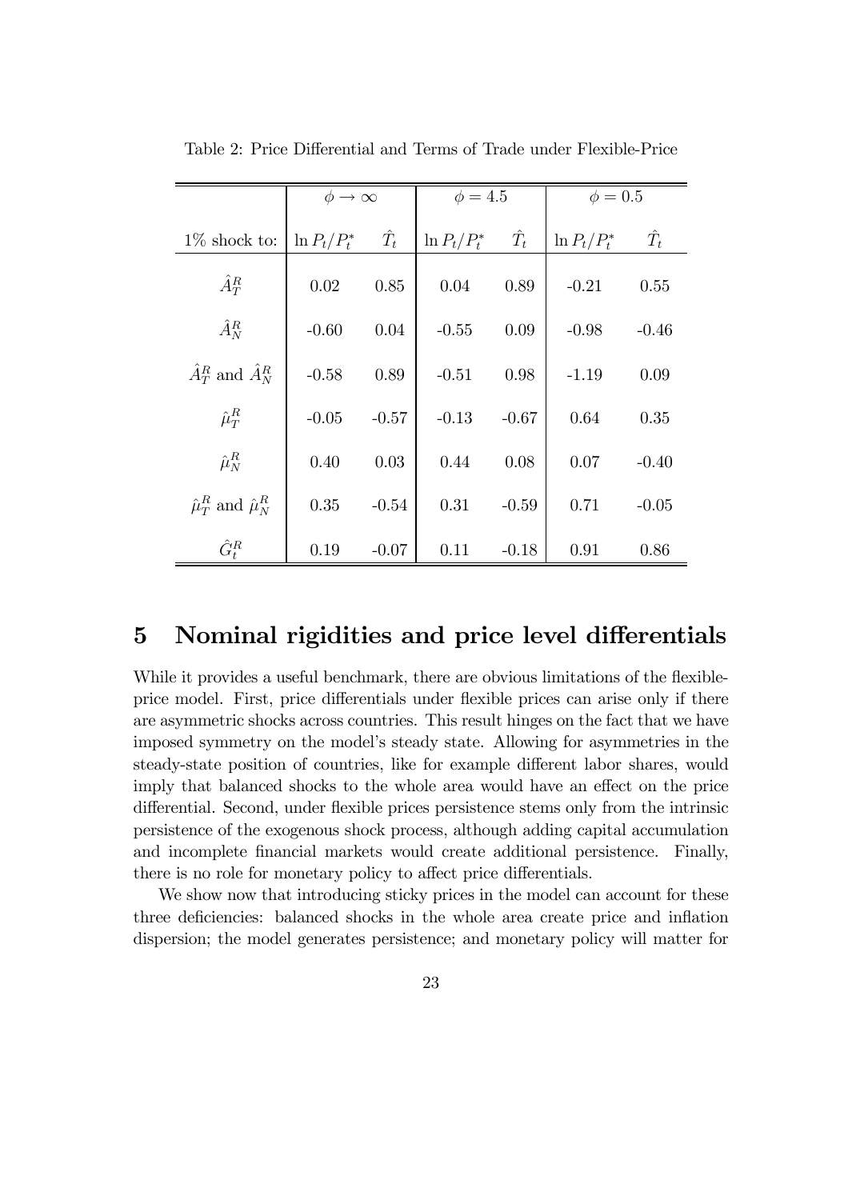Table 2: Price Differential and Terms of Trade under Flexible-Price

| | $\phi \to \infty$ | | $\phi = 4.5$ | | $\phi = 0.5$ | |
|---|---|---|---|---|---|---|
| 1% shock to: | $\ln P_t/P_t^*$ | $\hat{T}_t$ | $\ln P_t/P_t^*$ | $\hat{T}_t$ | $\ln P_t/P_t^*$ | $\hat{T}_t$ |
| $\hat{A}_T^R$ | 0.02 | 0.85 | 0.04 | 0.89 | -0.21 | 0.55 |
| $\hat{A}_N^R$ | -0.60 | 0.04 | -0.55 | 0.09 | -0.98 | -0.46 |
| $\hat{A}_T^R$ and $\hat{A}_N^R$ | -0.58 | 0.89 | -0.51 | 0.98 | -1.19 | 0.09 |
| $\hat{\mu}_T^R$ | -0.05 | -0.57 | -0.13 | -0.67 | 0.64 | 0.35 |
| $\hat{\mu}_N^R$ | 0.40 | 0.03 | 0.44 | 0.08 | 0.07 | -0.40 |
| $\hat{\mu}_T^R$ and $\hat{\mu}_N^R$ | 0.35 | -0.54 | 0.31 | -0.59 | 0.71 | -0.05 |
| $\hat{G}_t^R$ | 0.19 | -0.07 | 0.11 | -0.18 | 0.91 | 0.86 |

# 5 Nominal rigidities and price level differentials

While it provides a useful benchmark, there are obvious limitations of the flexible-price model. First, price differentials under flexible prices can arise only if there are asymmetric shocks across countries. This result hinges on the fact that we have imposed symmetry on the model's steady state. Allowing for asymmetries in the steady-state position of countries, like for example different labor shares, would imply that balanced shocks to the whole area would have an effect on the price differential. Second, under flexible prices persistence stems only from the intrinsic persistence of the exogenous shock process, although adding capital accumulation and incomplete financial markets would create additional persistence. Finally, there is no role for monetary policy to affect price differentials.

We show now that introducing sticky prices in the model can account for these three deficiencies: balanced shocks in the whole area create price and inflation dispersion; the model generates persistence; and monetary policy will matter for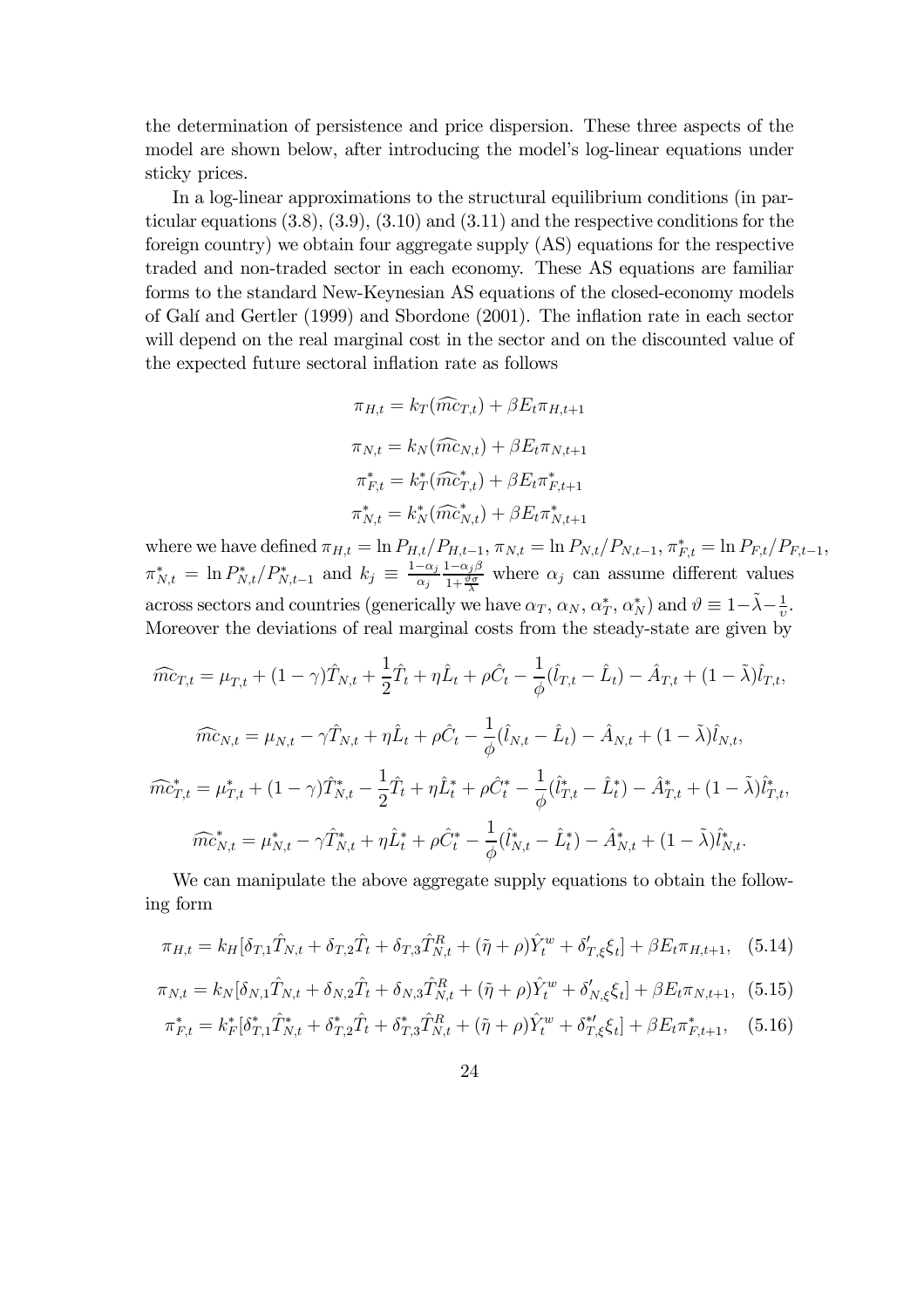the determination of persistence and price dispersion. These three aspects of the model are shown below, after introducing the model's log-linear equations under sticky prices.

In a log-linear approximations to the structural equilibrium conditions (in particular equations (3.8), (3.9), (3.10) and (3.11) and the respective conditions for the foreign country) we obtain four aggregate supply (AS) equations for the respective traded and non-traded sector in each economy. These AS equations are familiar forms to the standard New-Keynesian AS equations of the closed-economy models of Galí and Gertler (1999) and Sbordone (2001). The inflation rate in each sector will depend on the real marginal cost in the sector and on the discounted value of the expected future sectoral inflation rate as follows

$$\pi_{H,t} = k_T(\widehat{mc}_{T,t}) + \beta E_t \pi_{H,t+1}$$

$$\pi_{N,t} = k_N(\widehat{mc}_{N,t}) + \beta E_t \pi_{N,t+1}$$

$$\pi^*_{F,t} = k^*_T(\widehat{mc}^*_{T,t}) + \beta E_t \pi^*_{F,t+1}$$

$$\pi^*_{N,t} = k^*_N(\widehat{mc}^*_{N,t}) + \beta E_t \pi^*_{N,t+1}$$

where we have defined $\pi_{H,t} = \ln P_{H,t}/P_{H,t-1}$, $\pi_{N,t} = \ln P_{N,t}/P_{N,t-1}$, $\pi^*_{F,t} = \ln P_{F,t}/P_{F,t-1}$, $\pi^*_{N,t} = \ln P^*_{N,t}/P^*_{N,t-1}$ and $k_j \equiv \frac{1-\alpha_j}{\alpha_j}\frac{1-\alpha_j\beta}{1+\frac{\vartheta\sigma}{\tilde{\lambda}}}$ where $\alpha_j$ can assume different values across sectors and countries (generically we have $\alpha_T$, $\alpha_N$, $\alpha^*_T$, $\alpha^*_N$) and $\vartheta \equiv 1-\tilde{\lambda}-\frac{1}{\upsilon}$. Moreover the deviations of real marginal costs from the steady-state are given by

$$\widehat{mc}_{T,t} = \mu_{T,t} + (1-\gamma)\hat{T}_{N,t} + \frac{1}{2}\hat{T}_t + \eta\hat{L}_t + \rho\hat{C}_t - \frac{1}{\phi}(\hat{l}_{T,t} - \hat{L}_t) - \hat{A}_{T,t} + (1-\tilde{\lambda})\hat{l}_{T,t},$$

$$\widehat{mc}_{N,t} = \mu_{N,t} - \gamma\hat{T}_{N,t} + \eta\hat{L}_t + \rho\hat{C}_t - \frac{1}{\phi}(\hat{l}_{N,t} - \hat{L}_t) - \hat{A}_{N,t} + (1-\tilde{\lambda})\hat{l}_{N,t},$$

$$\widehat{mc}^*_{T,t} = \mu^*_{T,t} + (1-\gamma)\hat{T}^*_{N,t} - \frac{1}{2}\hat{T}_t + \eta\hat{L}^*_t + \rho\hat{C}^*_t - \frac{1}{\phi}(\hat{l}^*_{T,t} - \hat{L}^*_t) - \hat{A}^*_{T,t} + (1-\tilde{\lambda})\hat{l}^*_{T,t},$$

$$\widehat{mc}^*_{N,t} = \mu^*_{N,t} - \gamma\hat{T}^*_{N,t} + \eta\hat{L}^*_t + \rho\hat{C}^*_t - \frac{1}{\phi}(\hat{l}^*_{N,t} - \hat{L}^*_t) - \hat{A}^*_{N,t} + (1-\tilde{\lambda})\hat{l}^*_{N,t}.$$

We can manipulate the above aggregate supply equations to obtain the following form

$$\pi_{H,t} = k_H[\delta_{T,1}\hat{T}_{N,t} + \delta_{T,2}\hat{T}_t + \delta_{T,3}\hat{T}^R_{N,t} + (\tilde{\eta}+\rho)\hat{Y}^w_t + \delta'_{T,\xi}\xi_t] + \beta E_t\pi_{H,t+1}, \quad (5.14)$$

$$\pi_{N,t} = k_N[\delta_{N,1}\hat{T}_{N,t} + \delta_{N,2}\hat{T}_t + \delta_{N,3}\hat{T}^R_{N,t} + (\tilde{\eta}+\rho)\hat{Y}^w_t + \delta'_{N,\xi}\xi_t] + \beta E_t\pi_{N,t+1}, \quad (5.15)$$

$$\pi^*_{F,t} = k^*_F[\delta^*_{T,1}\hat{T}^*_{N,t} + \delta^*_{T,2}\hat{T}_t + \delta^*_{T,3}\hat{T}^R_{N,t} + (\tilde{\eta}+\rho)\hat{Y}^w_t + \delta^{*\prime}_{T,\xi}\xi_t] + \beta E_t\pi^*_{F,t+1}, \quad (5.16)$$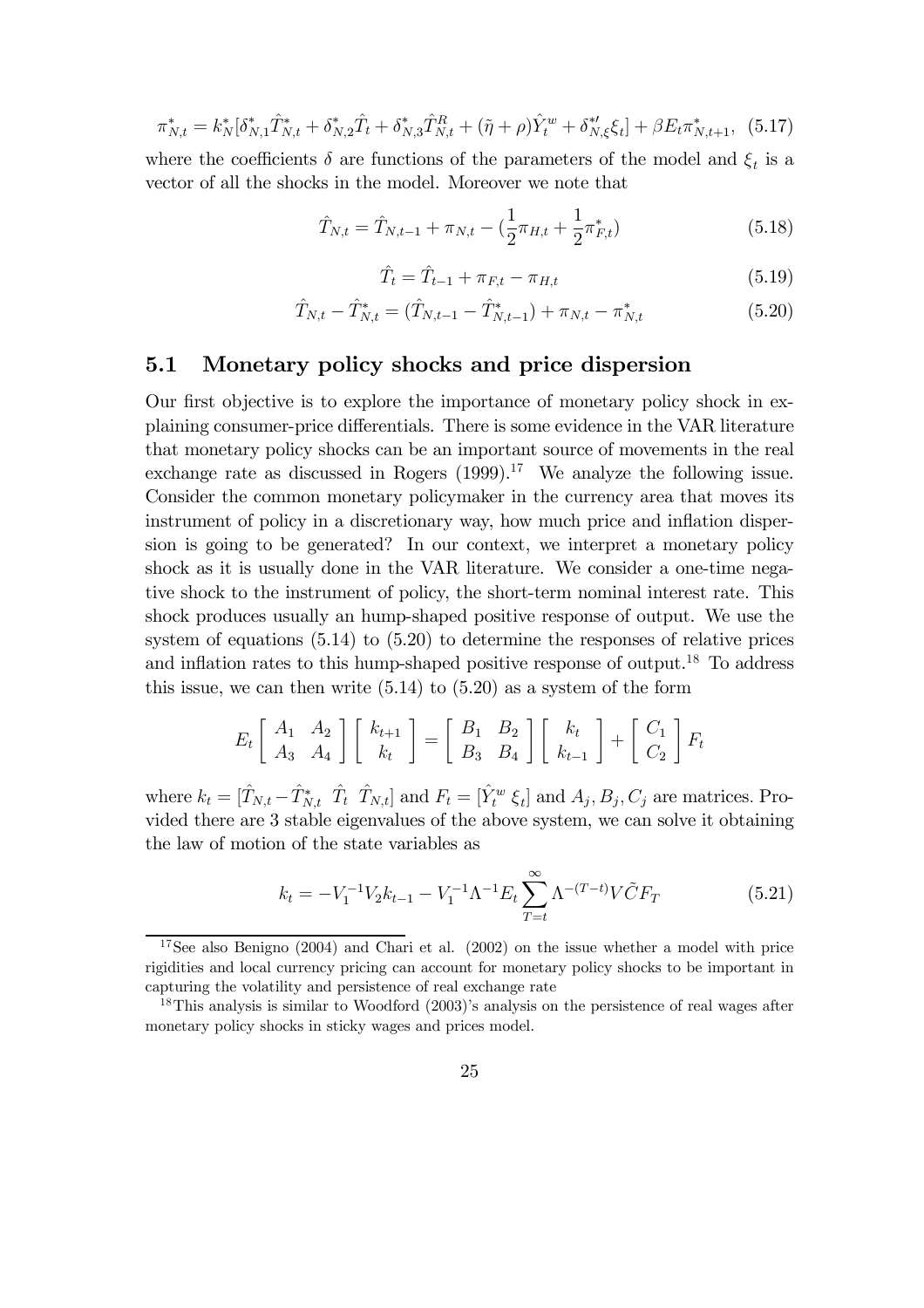$$\pi_{N,t}^{*} = k_N^{*}[\delta_{N,1}^{*}\hat{T}_{N,t}^{*} + \delta_{N,2}^{*}\hat{T}_t + \delta_{N,3}^{*}\hat{T}_{N,t}^{R} + (\tilde{\eta}+\rho)\hat{Y}_t^{w} + \delta_{N,\xi}^{*\prime}\xi_t] + \beta E_t \pi_{N,t+1}^{*}, \quad (5.17)$$

where the coefficients $\delta$ are functions of the parameters of the model and $\xi_t$ is a vector of all the shocks in the model. Moreover we note that

$$\hat{T}_{N,t} = \hat{T}_{N,t-1} + \pi_{N,t} - (\frac{1}{2}\pi_{H,t} + \frac{1}{2}\pi_{F,t}^{*}) \quad (5.18)$$

$$\hat{T}_t = \hat{T}_{t-1} + \pi_{F,t} - \pi_{H,t} \quad (5.19)$$

$$\hat{T}_{N,t} - \hat{T}_{N,t}^{*} = (\hat{T}_{N,t-1} - \hat{T}_{N,t-1}^{*}) + \pi_{N,t} - \pi_{N,t}^{*} \quad (5.20)$$

## 5.1 Monetary policy shocks and price dispersion

Our first objective is to explore the importance of monetary policy shock in explaining consumer-price differentials. There is some evidence in the VAR literature that monetary policy shocks can be an important source of movements in the real exchange rate as discussed in Rogers (1999).[17] We analyze the following issue. Consider the common monetary policymaker in the currency area that moves its instrument of policy in a discretionary way, how much price and inflation dispersion is going to be generated? In our context, we interpret a monetary policy shock as it is usually done in the VAR literature. We consider a one-time negative shock to the instrument of policy, the short-term nominal interest rate. This shock produces usually an hump-shaped positive response of output. We use the system of equations (5.14) to (5.20) to determine the responses of relative prices and inflation rates to this hump-shaped positive response of output.[18] To address this issue, we can then write (5.14) to (5.20) as a system of the form

$$E_t \begin{bmatrix} A_1 & A_2 \\ A_3 & A_4 \end{bmatrix} \begin{bmatrix} k_{t+1} \\ k_t \end{bmatrix} = \begin{bmatrix} B_1 & B_2 \\ B_3 & B_4 \end{bmatrix} \begin{bmatrix} k_t \\ k_{t-1} \end{bmatrix} + \begin{bmatrix} C_1 \\ C_2 \end{bmatrix} F_t$$

where $k_t = [\hat{T}_{N,t} - \hat{T}_{N,t}^{*} \;\; \hat{T}_t \;\; \hat{T}_{N,t}]$ and $F_t = [\hat{Y}_t^{w} \; \xi_t]$ and $A_j, B_j, C_j$ are matrices. Provided there are 3 stable eigenvalues of the above system, we can solve it obtaining the law of motion of the state variables as

$$k_t = -V_1^{-1}V_2 k_{t-1} - V_1^{-1}\Lambda^{-1}E_t \sum_{T=t}^{\infty} \Lambda^{-(T-t)} V \tilde{C} F_T \quad (5.21)$$

[17] See also Benigno (2004) and Chari et al. (2002) on the issue whether a model with price rigidities and local currency pricing can account for monetary policy shocks to be important in capturing the volatility and persistence of real exchange rate

[18] This analysis is similar to Woodford (2003)'s analysis on the persistence of real wages after monetary policy shocks in sticky wages and prices model.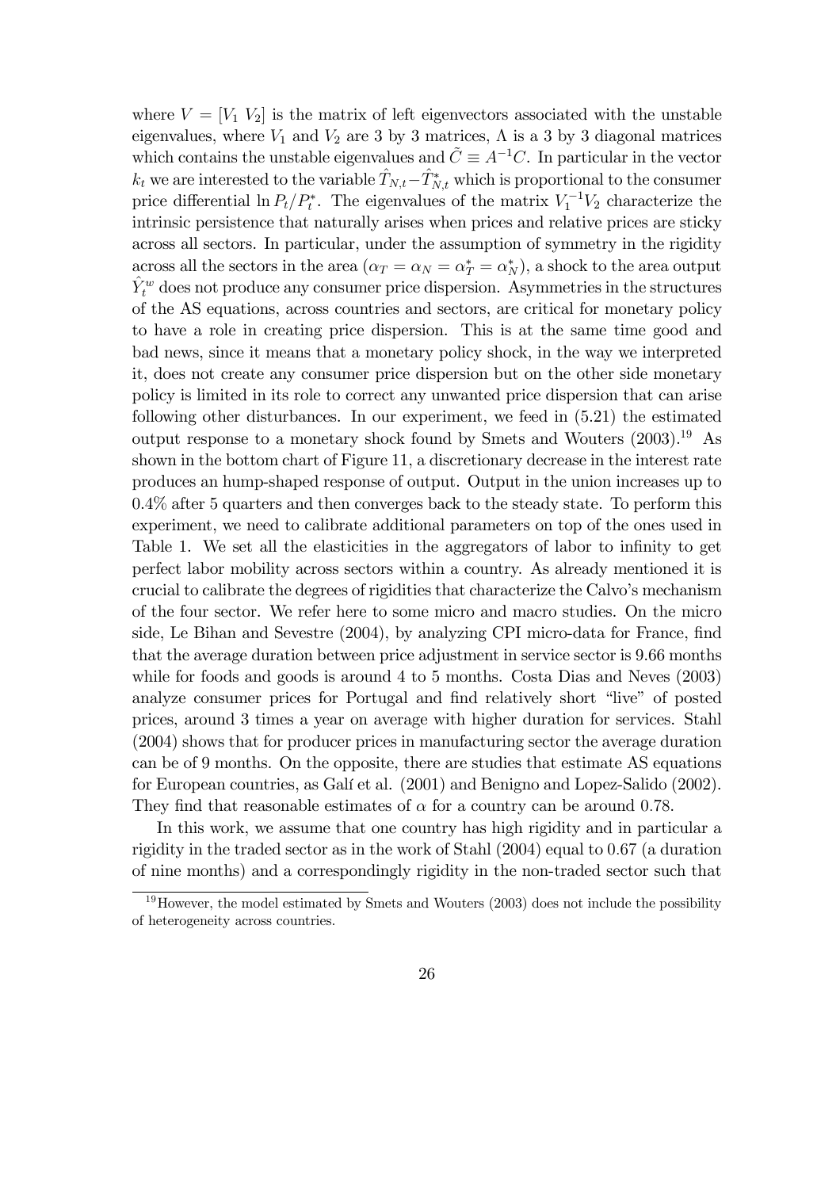where $V = [V_1 \; V_2]$ is the matrix of left eigenvectors associated with the unstable eigenvalues, where $V_1$ and $V_2$ are 3 by 3 matrices, $\Lambda$ is a 3 by 3 diagonal matrices which contains the unstable eigenvalues and $\tilde{C} \equiv A^{-1}C$. In particular in the vector $k_t$ we are interested to the variable $\hat{T}_{N,t} - \hat{T}^*_{N,t}$ which is proportional to the consumer price differential $\ln P_t/P_t^*$. The eigenvalues of the matrix $V_1^{-1}V_2$ characterize the intrinsic persistence that naturally arises when prices and relative prices are sticky across all sectors. In particular, under the assumption of symmetry in the rigidity across all the sectors in the area ($\alpha_T = \alpha_N = \alpha_T^* = \alpha_N^*$), a shock to the area output $\hat{Y}_t^w$ does not produce any consumer price dispersion. Asymmetries in the structures of the AS equations, across countries and sectors, are critical for monetary policy to have a role in creating price dispersion. This is at the same time good and bad news, since it means that a monetary policy shock, in the way we interpreted it, does not create any consumer price dispersion but on the other side monetary policy is limited in its role to correct any unwanted price dispersion that can arise following other disturbances. In our experiment, we feed in (5.21) the estimated output response to a monetary shock found by Smets and Wouters (2003).[19] As shown in the bottom chart of Figure 11, a discretionary decrease in the interest rate produces an hump-shaped response of output. Output in the union increases up to 0.4% after 5 quarters and then converges back to the steady state. To perform this experiment, we need to calibrate additional parameters on top of the ones used in Table 1. We set all the elasticities in the aggregators of labor to infinity to get perfect labor mobility across sectors within a country. As already mentioned it is crucial to calibrate the degrees of rigidities that characterize the Calvo's mechanism of the four sector. We refer here to some micro and macro studies. On the micro side, Le Bihan and Sevestre (2004), by analyzing CPI micro-data for France, find that the average duration between price adjustment in service sector is 9.66 months while for foods and goods is around 4 to 5 months. Costa Dias and Neves (2003) analyze consumer prices for Portugal and find relatively short "live" of posted prices, around 3 times a year on average with higher duration for services. Stahl (2004) shows that for producer prices in manufacturing sector the average duration can be of 9 months. On the opposite, there are studies that estimate AS equations for European countries, as Galí et al. (2001) and Benigno and Lopez-Salido (2002). They find that reasonable estimates of $\alpha$ for a country can be around 0.78.

In this work, we assume that one country has high rigidity and in particular a rigidity in the traded sector as in the work of Stahl (2004) equal to 0.67 (a duration of nine months) and a correspondingly rigidity in the non-traded sector such that

[19] However, the model estimated by Smets and Wouters (2003) does not include the possibility of heterogeneity across countries.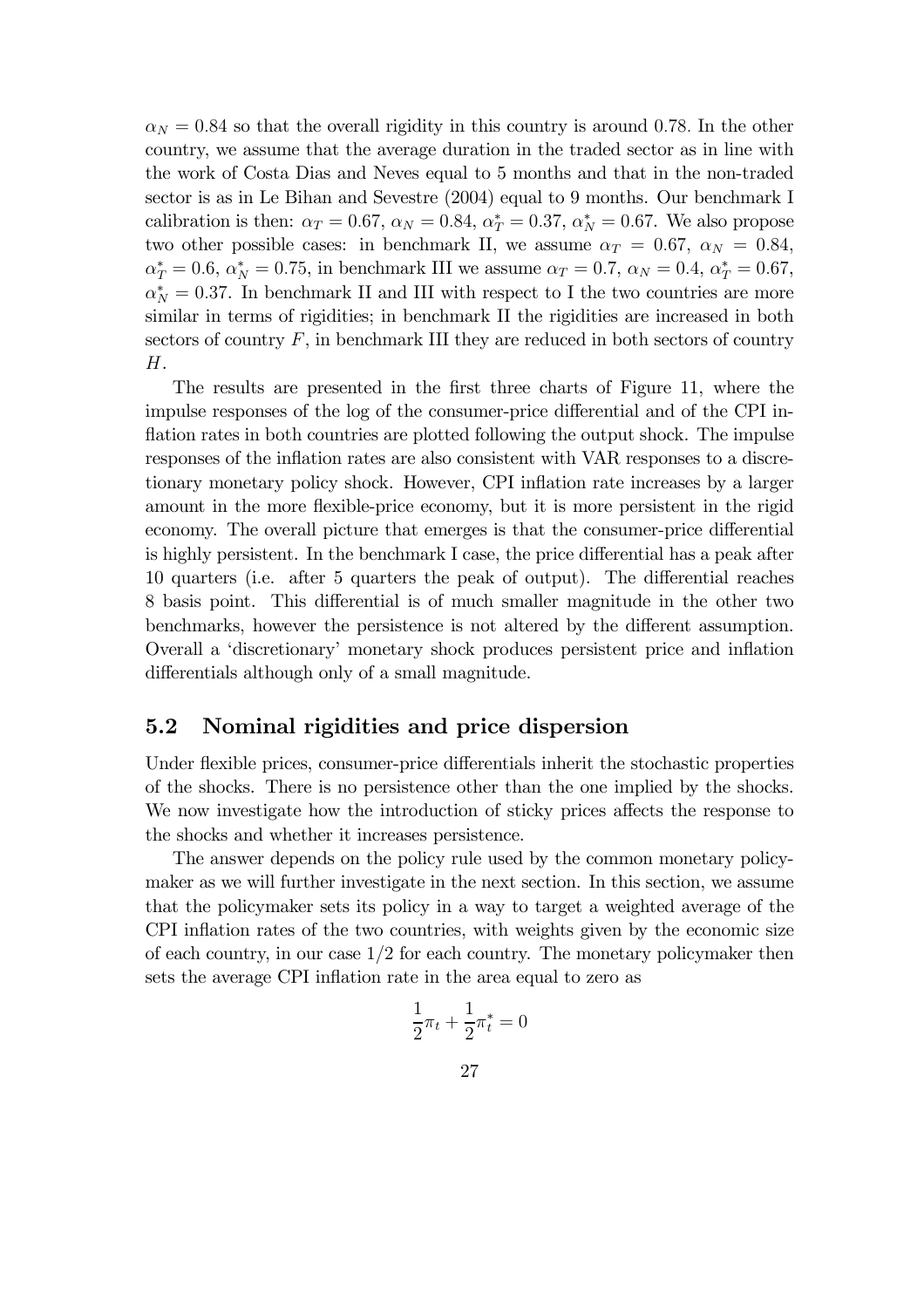$\alpha_N = 0.84$ so that the overall rigidity in this country is around 0.78. In the other country, we assume that the average duration in the traded sector as in line with the work of Costa Dias and Neves equal to 5 months and that in the non-traded sector is as in Le Bihan and Sevestre (2004) equal to 9 months. Our benchmark I calibration is then: $\alpha_T = 0.67$, $\alpha_N = 0.84$, $\alpha_T^* = 0.37$, $\alpha_N^* = 0.67$. We also propose two other possible cases: in benchmark II, we assume $\alpha_T = 0.67$, $\alpha_N = 0.84$, $\alpha_T^* = 0.6$, $\alpha_N^* = 0.75$, in benchmark III we assume $\alpha_T = 0.7$, $\alpha_N = 0.4$, $\alpha_T^* = 0.67$, $\alpha_N^* = 0.37$. In benchmark II and III with respect to I the two countries are more similar in terms of rigidities; in benchmark II the rigidities are increased in both sectors of country $F$, in benchmark III they are reduced in both sectors of country $H$.

The results are presented in the first three charts of Figure 11, where the impulse responses of the log of the consumer-price differential and of the CPI inflation rates in both countries are plotted following the output shock. The impulse responses of the inflation rates are also consistent with VAR responses to a discretionary monetary policy shock. However, CPI inflation rate increases by a larger amount in the more flexible-price economy, but it is more persistent in the rigid economy. The overall picture that emerges is that the consumer-price differential is highly persistent. In the benchmark I case, the price differential has a peak after 10 quarters (i.e. after 5 quarters the peak of output). The differential reaches 8 basis point. This differential is of much smaller magnitude in the other two benchmarks, however the persistence is not altered by the different assumption. Overall a 'discretionary' monetary shock produces persistent price and inflation differentials although only of a small magnitude.

## 5.2 Nominal rigidities and price dispersion

Under flexible prices, consumer-price differentials inherit the stochastic properties of the shocks. There is no persistence other than the one implied by the shocks. We now investigate how the introduction of sticky prices affects the response to the shocks and whether it increases persistence.

The answer depends on the policy rule used by the common monetary policymaker as we will further investigate in the next section. In this section, we assume that the policymaker sets its policy in a way to target a weighted average of the CPI inflation rates of the two countries, with weights given by the economic size of each country, in our case $1/2$ for each country. The monetary policymaker then sets the average CPI inflation rate in the area equal to zero as

$$\frac{1}{2}\pi_t + \frac{1}{2}\pi_t^* = 0$$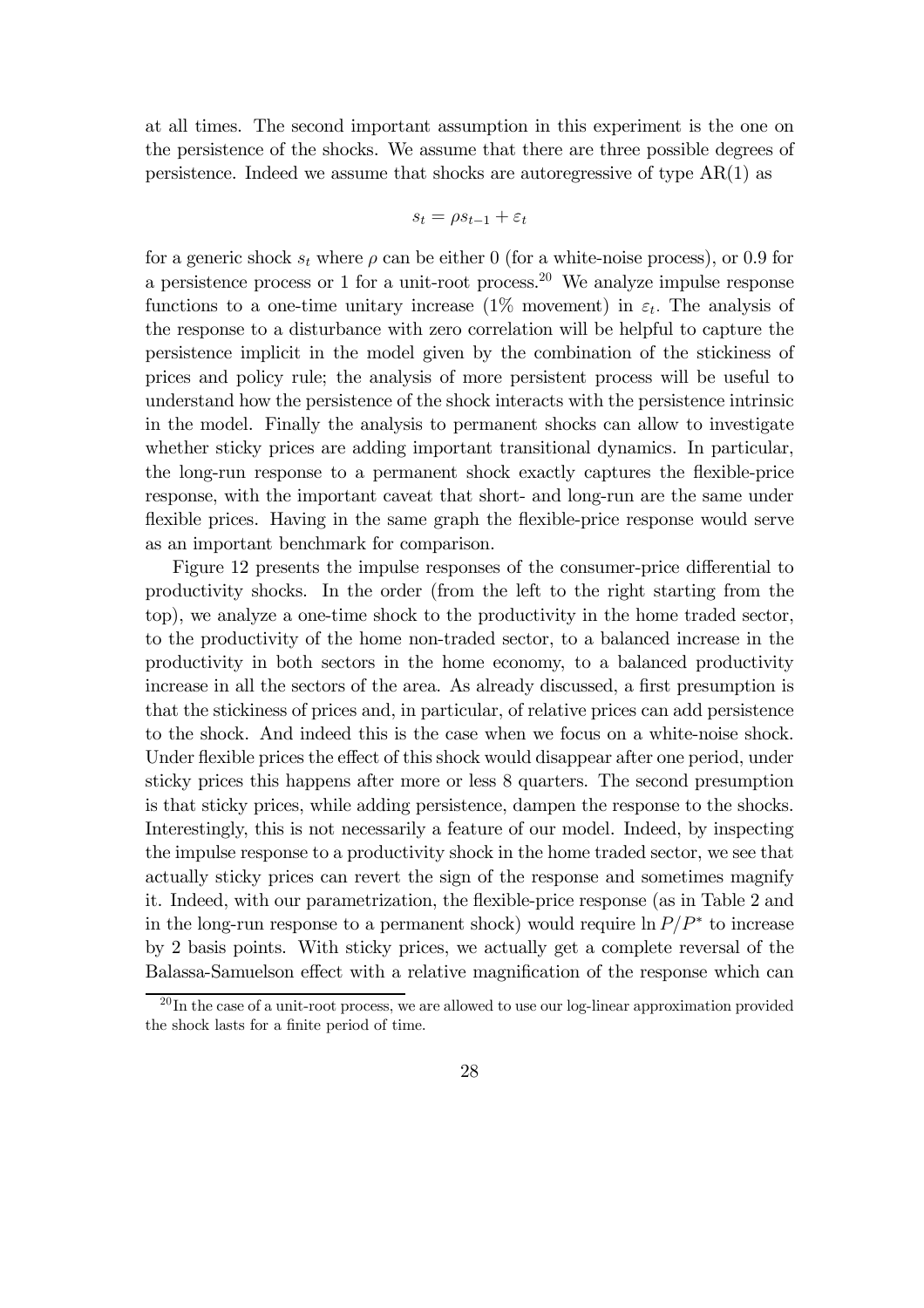at all times. The second important assumption in this experiment is the one on the persistence of the shocks. We assume that there are three possible degrees of persistence. Indeed we assume that shocks are autoregressive of type AR(1) as

$$s_t = \rho s_{t-1} + \varepsilon_t$$

for a generic shock $s_t$ where $\rho$ can be either 0 (for a white-noise process), or 0.9 for a persistence process or 1 for a unit-root process.[20] We analyze impulse response functions to a one-time unitary increase (1% movement) in $\varepsilon_t$. The analysis of the response to a disturbance with zero correlation will be helpful to capture the persistence implicit in the model given by the combination of the stickiness of prices and policy rule; the analysis of more persistent process will be useful to understand how the persistence of the shock interacts with the persistence intrinsic in the model. Finally the analysis to permanent shocks can allow to investigate whether sticky prices are adding important transitional dynamics. In particular, the long-run response to a permanent shock exactly captures the flexible-price response, with the important caveat that short- and long-run are the same under flexible prices. Having in the same graph the flexible-price response would serve as an important benchmark for comparison.

Figure 12 presents the impulse responses of the consumer-price differential to productivity shocks. In the order (from the left to the right starting from the top), we analyze a one-time shock to the productivity in the home traded sector, to the productivity of the home non-traded sector, to a balanced increase in the productivity in both sectors in the home economy, to a balanced productivity increase in all the sectors of the area. As already discussed, a first presumption is that the stickiness of prices and, in particular, of relative prices can add persistence to the shock. And indeed this is the case when we focus on a white-noise shock. Under flexible prices the effect of this shock would disappear after one period, under sticky prices this happens after more or less 8 quarters. The second presumption is that sticky prices, while adding persistence, dampen the response to the shocks. Interestingly, this is not necessarily a feature of our model. Indeed, by inspecting the impulse response to a productivity shock in the home traded sector, we see that actually sticky prices can revert the sign of the response and sometimes magnify it. Indeed, with our parametrization, the flexible-price response (as in Table 2 and in the long-run response to a permanent shock) would require $\ln P/P^*$ to increase by 2 basis points. With sticky prices, we actually get a complete reversal of the Balassa-Samuelson effect with a relative magnification of the response which can

[20] In the case of a unit-root process, we are allowed to use our log-linear approximation provided the shock lasts for a finite period of time.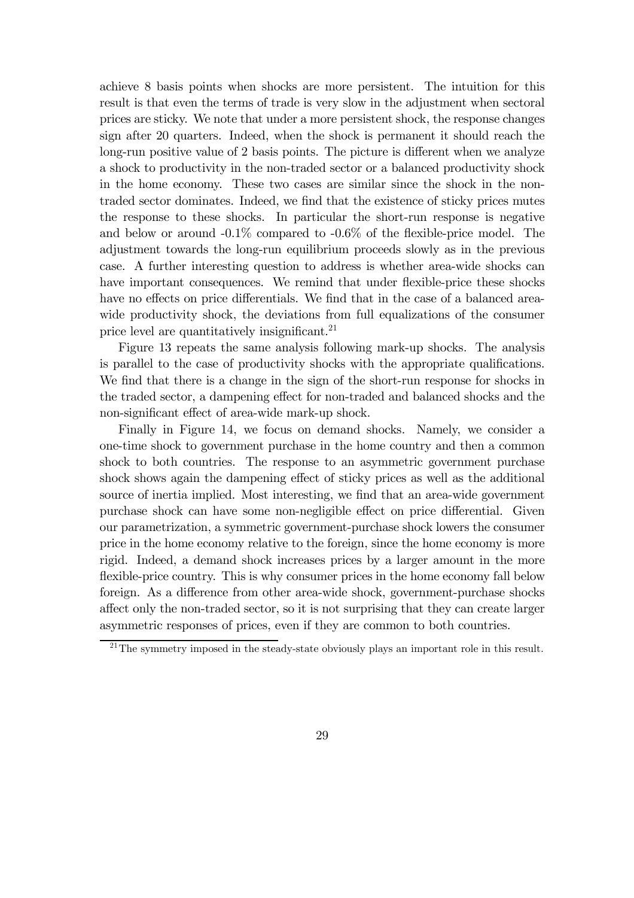achieve 8 basis points when shocks are more persistent. The intuition for this result is that even the terms of trade is very slow in the adjustment when sectoral prices are sticky. We note that under a more persistent shock, the response changes sign after 20 quarters. Indeed, when the shock is permanent it should reach the long-run positive value of 2 basis points. The picture is different when we analyze a shock to productivity in the non-traded sector or a balanced productivity shock in the home economy. These two cases are similar since the shock in the non-traded sector dominates. Indeed, we find that the existence of sticky prices mutes the response to these shocks. In particular the short-run response is negative and below or around -0.1% compared to -0.6% of the flexible-price model. The adjustment towards the long-run equilibrium proceeds slowly as in the previous case. A further interesting question to address is whether area-wide shocks can have important consequences. We remind that under flexible-price these shocks have no effects on price differentials. We find that in the case of a balanced area-wide productivity shock, the deviations from full equalizations of the consumer price level are quantitatively insignificant.[21]

Figure 13 repeats the same analysis following mark-up shocks. The analysis is parallel to the case of productivity shocks with the appropriate qualifications. We find that there is a change in the sign of the short-run response for shocks in the traded sector, a dampening effect for non-traded and balanced shocks and the non-significant effect of area-wide mark-up shock.

Finally in Figure 14, we focus on demand shocks. Namely, we consider a one-time shock to government purchase in the home country and then a common shock to both countries. The response to an asymmetric government purchase shock shows again the dampening effect of sticky prices as well as the additional source of inertia implied. Most interesting, we find that an area-wide government purchase shock can have some non-negligible effect on price differential. Given our parametrization, a symmetric government-purchase shock lowers the consumer price in the home economy relative to the foreign, since the home economy is more rigid. Indeed, a demand shock increases prices by a larger amount in the more flexible-price country. This is why consumer prices in the home economy fall below foreign. As a difference from other area-wide shock, government-purchase shocks affect only the non-traded sector, so it is not surprising that they can create larger asymmetric responses of prices, even if they are common to both countries.

[21] The symmetry imposed in the steady-state obviously plays an important role in this result.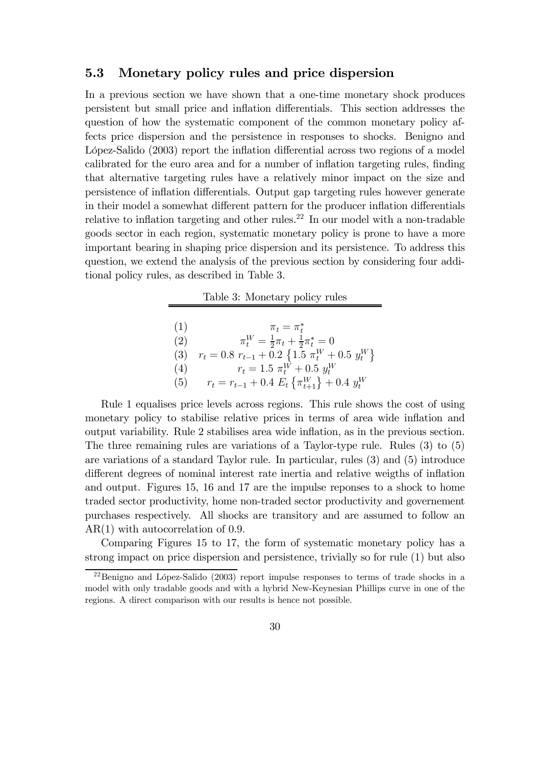## 5.3 Monetary policy rules and price dispersion

In a previous section we have shown that a one-time monetary shock produces persistent but small price and inflation differentials. This section addresses the question of how the systematic component of the common monetary policy affects price dispersion and the persistence in responses to shocks. Benigno and López-Salido (2003) report the inflation differential across two regions of a model calibrated for the euro area and for a number of inflation targeting rules, finding that alternative targeting rules have a relatively minor impact on the size and persistence of inflation differentials. Output gap targeting rules however generate in their model a somewhat different pattern for the producer inflation differentials relative to inflation targeting and other rules.[22] In our model with a non-tradable goods sector in each region, systematic monetary policy is prone to have a more important bearing in shaping price dispersion and its persistence. To address this question, we extend the analysis of the previous section by considering four additional policy rules, as described in Table 3.

Table 3: Monetary policy rules

| | |
|---|---|
| (1) | $\pi_t = \pi_t^*$ |
| (2) | $\pi_t^W = \frac{1}{2}\pi_t + \frac{1}{2}\pi_t^* = 0$ |
| (3) | $r_t = 0.8\ r_{t-1} + 0.2\left\{1.5\ \pi_t^W + 0.5\ y_t^W\right\}$ |
| (4) | $r_t = 1.5\ \pi_t^W + 0.5\ y_t^W$ |
| (5) | $r_t = r_{t-1} + 0.4\ E_t\left\{\pi_{t+1}^W\right\} + 0.4\ y_t^W$ |

Rule 1 equalises price levels across regions. This rule shows the cost of using monetary policy to stabilise relative prices in terms of area wide inflation and output variability. Rule 2 stabilises area wide inflation, as in the previous section. The three remaining rules are variations of a Taylor-type rule. Rules (3) to (5) are variations of a standard Taylor rule. In particular, rules (3) and (5) introduce different degrees of nominal interest rate inertia and relative weigths of inflation and output. Figures 15, 16 and 17 are the impulse reponses to a shock to home traded sector productivity, home non-traded sector productivity and governement purchases respectively. All shocks are transitory and are assumed to follow an AR(1) with autocorrelation of 0.9.

Comparing Figures 15 to 17, the form of systematic monetary policy has a strong impact on price dispersion and persistence, trivially so for rule (1) but also

[22] Benigno and López-Salido (2003) report impulse responses to terms of trade shocks in a model with only tradable goods and with a hybrid New-Keynesian Phillips curve in one of the regions. A direct comparison with our results is hence not possible.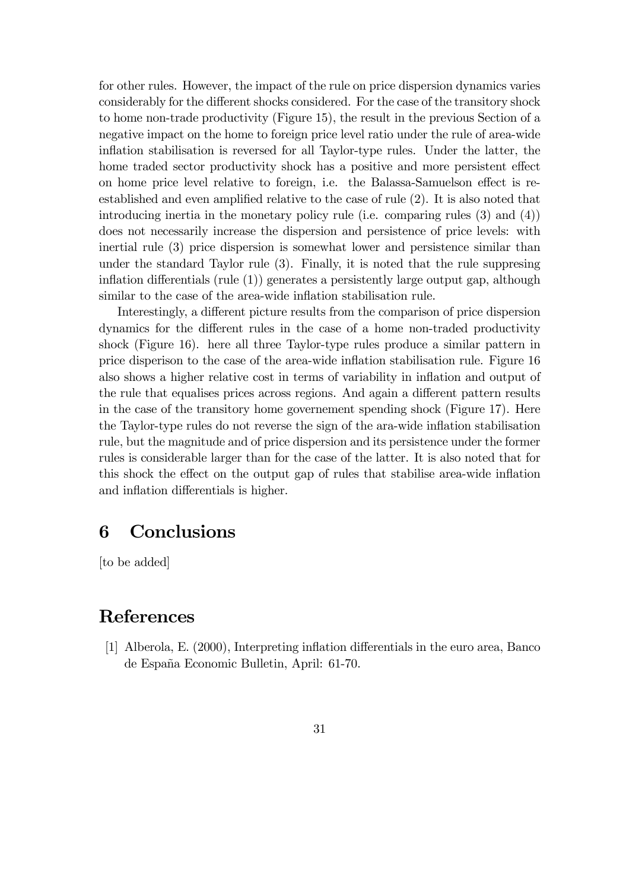for other rules. However, the impact of the rule on price dispersion dynamics varies considerably for the different shocks considered. For the case of the transitory shock to home non-trade productivity (Figure 15), the result in the previous Section of a negative impact on the home to foreign price level ratio under the rule of area-wide inflation stabilisation is reversed for all Taylor-type rules. Under the latter, the home traded sector productivity shock has a positive and more persistent effect on home price level relative to foreign, i.e. the Balassa-Samuelson effect is re-established and even amplified relative to the case of rule (2). It is also noted that introducing inertia in the monetary policy rule (i.e. comparing rules (3) and (4)) does not necessarily increase the dispersion and persistence of price levels: with inertial rule (3) price dispersion is somewhat lower and persistence similar than under the standard Taylor rule (3). Finally, it is noted that the rule suppresing inflation differentials (rule (1)) generates a persistently large output gap, although similar to the case of the area-wide inflation stabilisation rule.

Interestingly, a different picture results from the comparison of price dispersion dynamics for the different rules in the case of a home non-traded productivity shock (Figure 16). here all three Taylor-type rules produce a similar pattern in price disperison to the case of the area-wide inflation stabilisation rule. Figure 16 also shows a higher relative cost in terms of variability in inflation and output of the rule that equalises prices across regions. And again a different pattern results in the case of the transitory home governement spending shock (Figure 17). Here the Taylor-type rules do not reverse the sign of the ara-wide inflation stabilisation rule, but the magnitude and of price dispersion and its persistence under the former rules is considerable larger than for the case of the latter. It is also noted that for this shock the effect on the output gap of rules that stabilise area-wide inflation and inflation differentials is higher.

# 6 Conclusions

[to be added]

# References

[1] Alberola, E. (2000), Interpreting inflation differentials in the euro area, Banco de España Economic Bulletin, April: 61-70.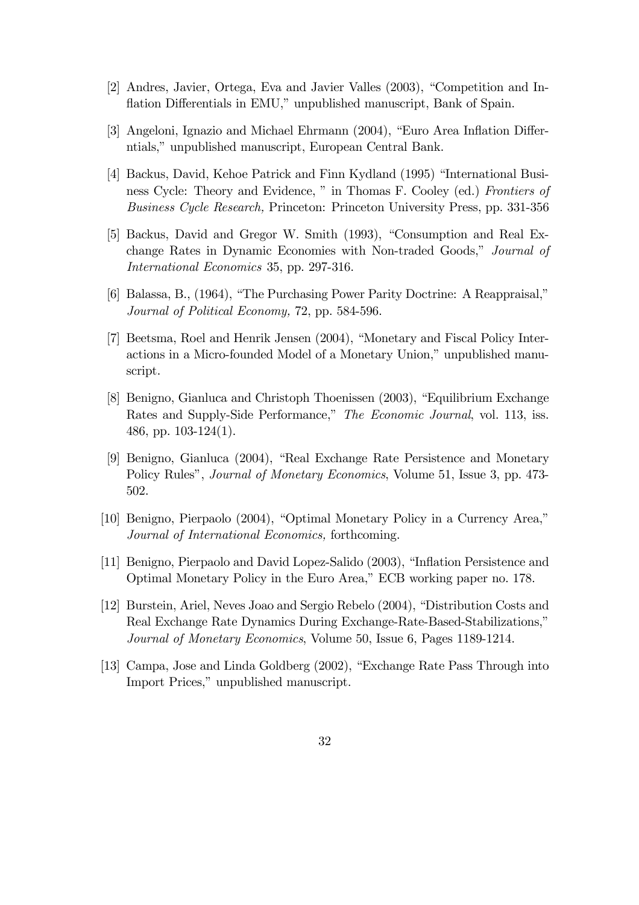[2] Andres, Javier, Ortega, Eva and Javier Valles (2003), "Competition and Inflation Differentials in EMU," unpublished manuscript, Bank of Spain.

[3] Angeloni, Ignazio and Michael Ehrmann (2004), "Euro Area Inflation Differntials," unpublished manuscript, European Central Bank.

[4] Backus, David, Kehoe Patrick and Finn Kydland (1995) "International Business Cycle: Theory and Evidence, " in Thomas F. Cooley (ed.) *Frontiers of Business Cycle Research,* Princeton: Princeton University Press, pp. 331-356

[5] Backus, David and Gregor W. Smith (1993), "Consumption and Real Exchange Rates in Dynamic Economies with Non-traded Goods," *Journal of International Economics* 35, pp. 297-316.

[6] Balassa, B., (1964), "The Purchasing Power Parity Doctrine: A Reappraisal," *Journal of Political Economy,* 72, pp. 584-596.

[7] Beetsma, Roel and Henrik Jensen (2004), "Monetary and Fiscal Policy Interactions in a Micro-founded Model of a Monetary Union," unpublished manuscript.

[8] Benigno, Gianluca and Christoph Thoenissen (2003), "Equilibrium Exchange Rates and Supply-Side Performance," *The Economic Journal*, vol. 113, iss. 486, pp. 103-124(1).

[9] Benigno, Gianluca (2004), "Real Exchange Rate Persistence and Monetary Policy Rules", *Journal of Monetary Economics*, Volume 51, Issue 3, pp. 473-502.

[10] Benigno, Pierpaolo (2004), "Optimal Monetary Policy in a Currency Area," *Journal of International Economics,* forthcoming.

[11] Benigno, Pierpaolo and David Lopez-Salido (2003), "Inflation Persistence and Optimal Monetary Policy in the Euro Area," ECB working paper no. 178.

[12] Burstein, Ariel, Neves Joao and Sergio Rebelo (2004), "Distribution Costs and Real Exchange Rate Dynamics During Exchange-Rate-Based-Stabilizations," *Journal of Monetary Economics*, Volume 50, Issue 6, Pages 1189-1214.

[13] Campa, Jose and Linda Goldberg (2002), "Exchange Rate Pass Through into Import Prices," unpublished manuscript.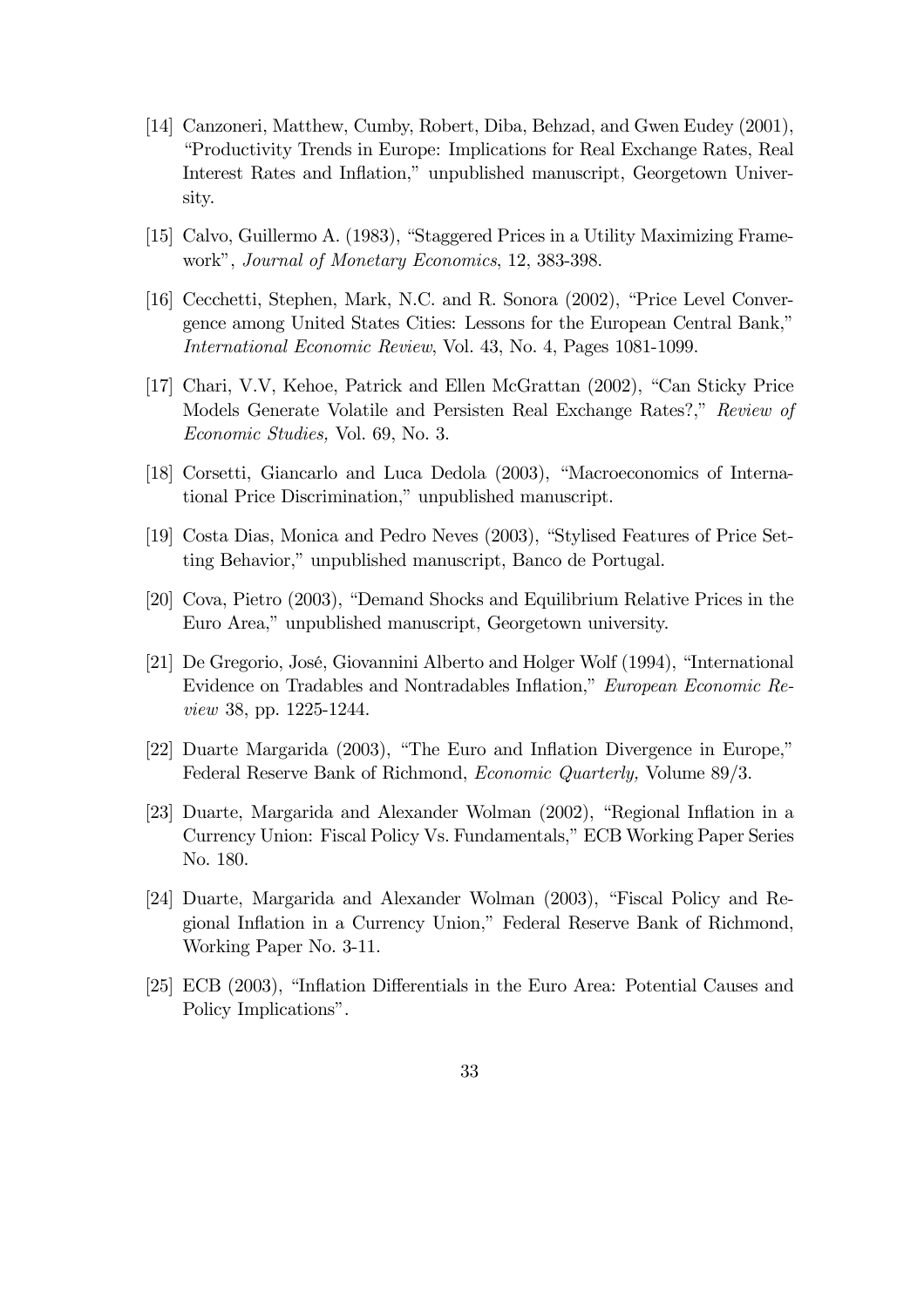[14] Canzoneri, Matthew, Cumby, Robert, Diba, Behzad, and Gwen Eudey (2001), "Productivity Trends in Europe: Implications for Real Exchange Rates, Real Interest Rates and Inflation," unpublished manuscript, Georgetown University.

[15] Calvo, Guillermo A. (1983), "Staggered Prices in a Utility Maximizing Framework", *Journal of Monetary Economics*, 12, 383-398.

[16] Cecchetti, Stephen, Mark, N.C. and R. Sonora (2002), "Price Level Convergence among United States Cities: Lessons for the European Central Bank," *International Economic Review*, Vol. 43, No. 4, Pages 1081-1099.

[17] Chari, V.V, Kehoe, Patrick and Ellen McGrattan (2002), "Can Sticky Price Models Generate Volatile and Persisten Real Exchange Rates?," *Review of Economic Studies,* Vol. 69, No. 3.

[18] Corsetti, Giancarlo and Luca Dedola (2003), "Macroeconomics of International Price Discrimination," unpublished manuscript.

[19] Costa Dias, Monica and Pedro Neves (2003), "Stylised Features of Price Setting Behavior," unpublished manuscript, Banco de Portugal.

[20] Cova, Pietro (2003), "Demand Shocks and Equilibrium Relative Prices in the Euro Area," unpublished manuscript, Georgetown university.

[21] De Gregorio, José, Giovannini Alberto and Holger Wolf (1994), "International Evidence on Tradables and Nontradables Inflation," *European Economic Review* 38, pp. 1225-1244.

[22] Duarte Margarida (2003), "The Euro and Inflation Divergence in Europe," Federal Reserve Bank of Richmond, *Economic Quarterly,* Volume 89/3.

[23] Duarte, Margarida and Alexander Wolman (2002), "Regional Inflation in a Currency Union: Fiscal Policy Vs. Fundamentals," ECB Working Paper Series No. 180.

[24] Duarte, Margarida and Alexander Wolman (2003), "Fiscal Policy and Regional Inflation in a Currency Union," Federal Reserve Bank of Richmond, Working Paper No. 3-11.

[25] ECB (2003), "Inflation Differentials in the Euro Area: Potential Causes and Policy Implications".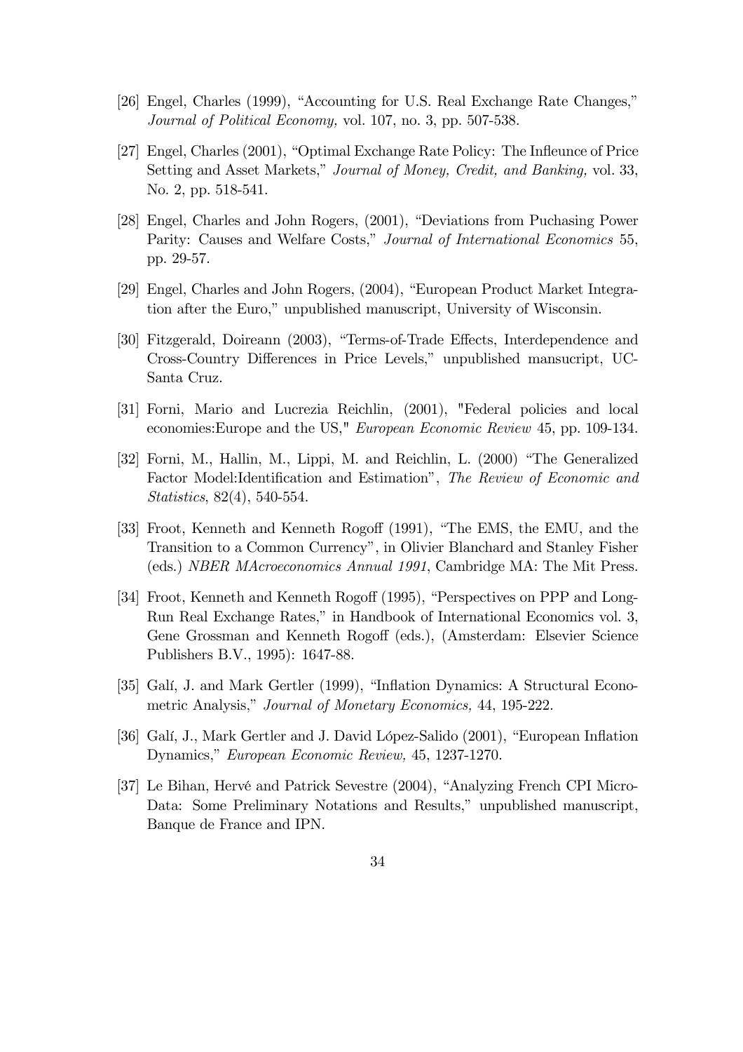[26] Engel, Charles (1999), "Accounting for U.S. Real Exchange Rate Changes," *Journal of Political Economy,* vol. 107, no. 3, pp. 507-538.

[27] Engel, Charles (2001), "Optimal Exchange Rate Policy: The Infleunce of Price Setting and Asset Markets," *Journal of Money, Credit, and Banking,* vol. 33, No. 2, pp. 518-541.

[28] Engel, Charles and John Rogers, (2001), "Deviations from Puchasing Power Parity: Causes and Welfare Costs," *Journal of International Economics* 55, pp. 29-57.

[29] Engel, Charles and John Rogers, (2004), "European Product Market Integration after the Euro," unpublished manuscript, University of Wisconsin.

[30] Fitzgerald, Doireann (2003), "Terms-of-Trade Effects, Interdependence and Cross-Country Differences in Price Levels," unpublished mansucript, UC-Santa Cruz.

[31] Forni, Mario and Lucrezia Reichlin, (2001), "Federal policies and local economies:Europe and the US," *European Economic Review* 45, pp. 109-134.

[32] Forni, M., Hallin, M., Lippi, M. and Reichlin, L. (2000) "The Generalized Factor Model:Identification and Estimation", *The Review of Economic and Statistics*, 82(4), 540-554.

[33] Froot, Kenneth and Kenneth Rogoff (1991), "The EMS, the EMU, and the Transition to a Common Currency", in Olivier Blanchard and Stanley Fisher (eds.) *NBER MAcroeconomics Annual 1991*, Cambridge MA: The Mit Press.

[34] Froot, Kenneth and Kenneth Rogoff (1995), "Perspectives on PPP and Long-Run Real Exchange Rates," in Handbook of International Economics vol. 3, Gene Grossman and Kenneth Rogoff (eds.), (Amsterdam: Elsevier Science Publishers B.V., 1995): 1647-88.

[35] Galí, J. and Mark Gertler (1999), "Inflation Dynamics: A Structural Econometric Analysis," *Journal of Monetary Economics,* 44, 195-222.

[36] Galí, J., Mark Gertler and J. David López-Salido (2001), "European Inflation Dynamics," *European Economic Review,* 45, 1237-1270.

[37] Le Bihan, Hervé and Patrick Sevestre (2004), "Analyzing French CPI Micro-Data: Some Preliminary Notations and Results," unpublished manuscript, Banque de France and IPN.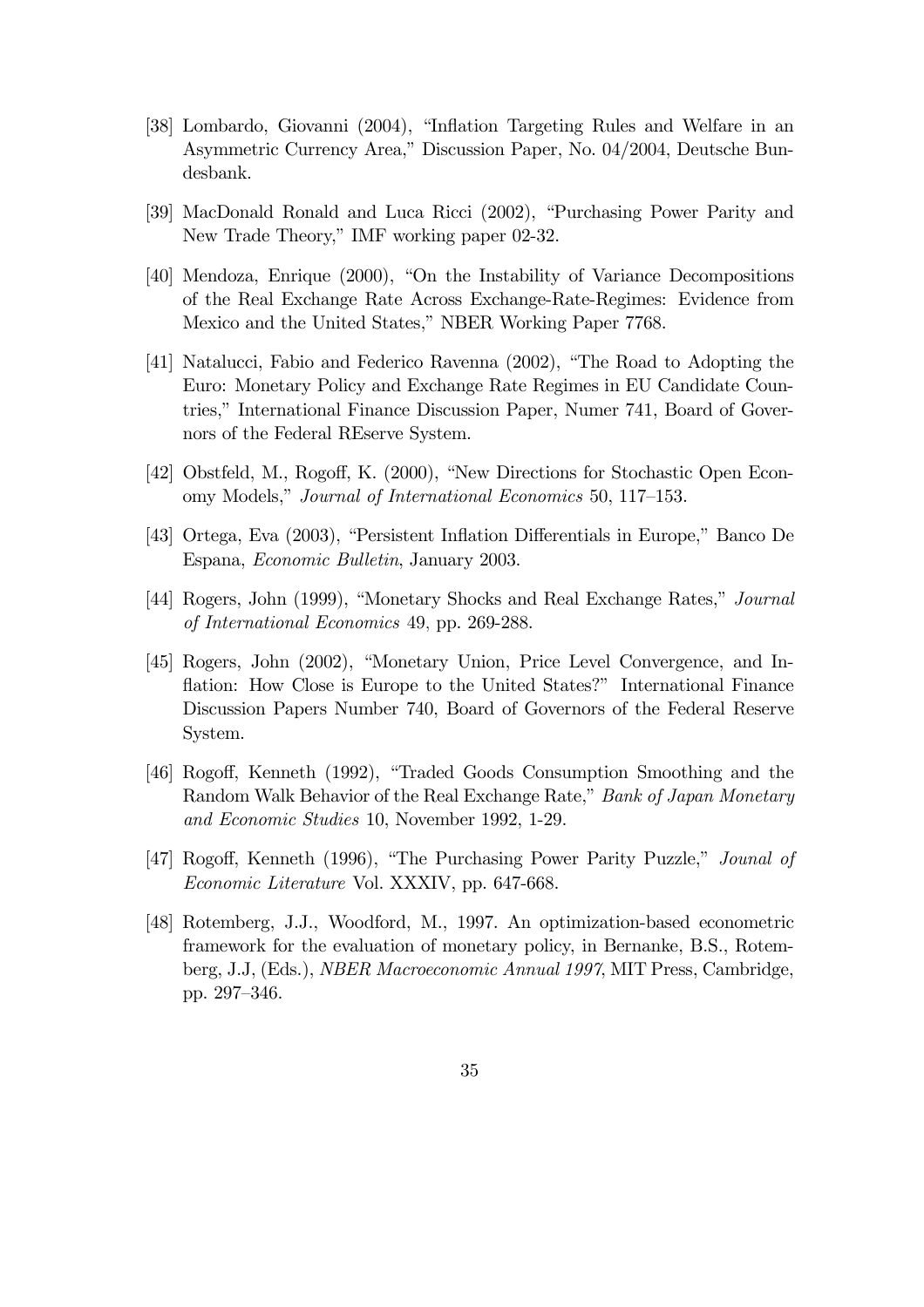[38] Lombardo, Giovanni (2004), "Inflation Targeting Rules and Welfare in an Asymmetric Currency Area," Discussion Paper, No. 04/2004, Deutsche Bundesbank.

[39] MacDonald Ronald and Luca Ricci (2002), "Purchasing Power Parity and New Trade Theory," IMF working paper 02-32.

[40] Mendoza, Enrique (2000), "On the Instability of Variance Decompositions of the Real Exchange Rate Across Exchange-Rate-Regimes: Evidence from Mexico and the United States," NBER Working Paper 7768.

[41] Natalucci, Fabio and Federico Ravenna (2002), "The Road to Adopting the Euro: Monetary Policy and Exchange Rate Regimes in EU Candidate Countries," International Finance Discussion Paper, Numer 741, Board of Governors of the Federal REserve System.

[42] Obstfeld, M., Rogoff, K. (2000), "New Directions for Stochastic Open Economy Models," *Journal of International Economics* 50, 117–153.

[43] Ortega, Eva (2003), "Persistent Inflation Differentials in Europe," Banco De Espana, *Economic Bulletin*, January 2003.

[44] Rogers, John (1999), "Monetary Shocks and Real Exchange Rates," *Journal of International Economics* 49, pp. 269-288.

[45] Rogers, John (2002), "Monetary Union, Price Level Convergence, and Inflation: How Close is Europe to the United States?" International Finance Discussion Papers Number 740, Board of Governors of the Federal Reserve System.

[46] Rogoff, Kenneth (1992), "Traded Goods Consumption Smoothing and the Random Walk Behavior of the Real Exchange Rate," *Bank of Japan Monetary and Economic Studies* 10, November 1992, 1-29.

[47] Rogoff, Kenneth (1996), "The Purchasing Power Parity Puzzle," *Jounal of Economic Literature* Vol. XXXIV, pp. 647-668.

[48] Rotemberg, J.J., Woodford, M., 1997. An optimization-based econometric framework for the evaluation of monetary policy, in Bernanke, B.S., Rotemberg, J.J, (Eds.), *NBER Macroeconomic Annual 1997*, MIT Press, Cambridge, pp. 297–346.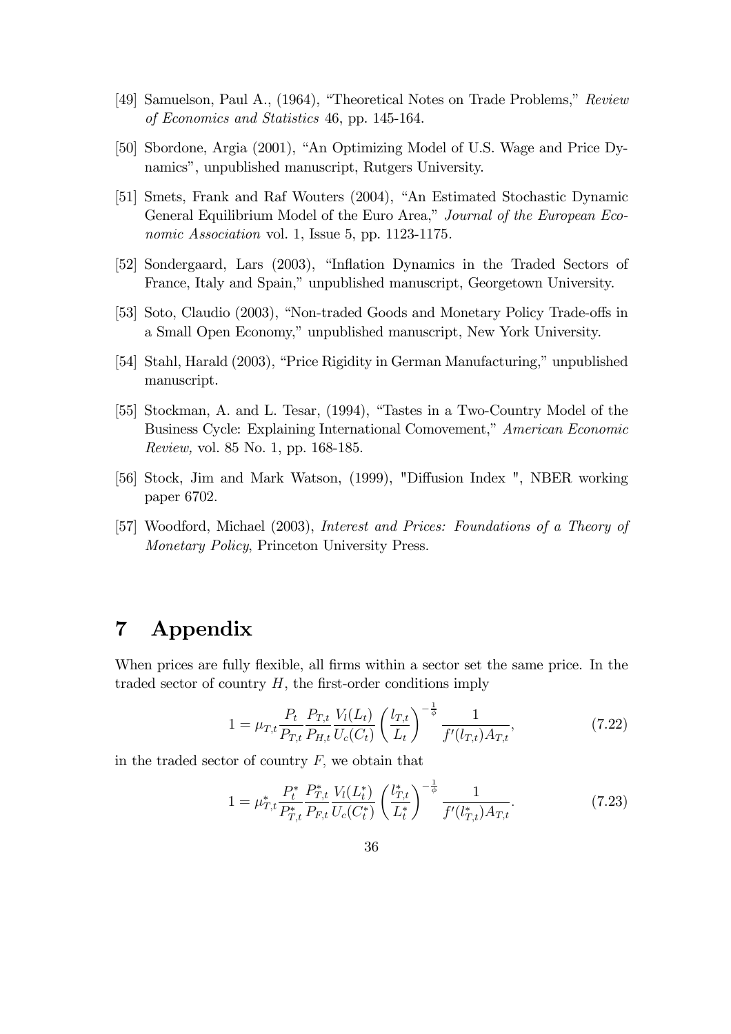[49] Samuelson, Paul A., (1964), "Theoretical Notes on Trade Problems," *Review of Economics and Statistics* 46, pp. 145-164.

[50] Sbordone, Argia (2001), "An Optimizing Model of U.S. Wage and Price Dynamics", unpublished manuscript, Rutgers University.

[51] Smets, Frank and Raf Wouters (2004), "An Estimated Stochastic Dynamic General Equilibrium Model of the Euro Area," *Journal of the European Economic Association* vol. 1, Issue 5, pp. 1123-1175.

[52] Sondergaard, Lars (2003), "Inflation Dynamics in the Traded Sectors of France, Italy and Spain," unpublished manuscript, Georgetown University.

[53] Soto, Claudio (2003), "Non-traded Goods and Monetary Policy Trade-offs in a Small Open Economy," unpublished manuscript, New York University.

[54] Stahl, Harald (2003), "Price Rigidity in German Manufacturing," unpublished manuscript.

[55] Stockman, A. and L. Tesar, (1994), "Tastes in a Two-Country Model of the Business Cycle: Explaining International Comovement," *American Economic Review,* vol. 85 No. 1, pp. 168-185.

[56] Stock, Jim and Mark Watson, (1999), "Diffusion Index ", NBER working paper 6702.

[57] Woodford, Michael (2003), *Interest and Prices: Foundations of a Theory of Monetary Policy*, Princeton University Press.

# 7 Appendix

When prices are fully flexible, all firms within a sector set the same price. In the traded sector of country $H$, the first-order conditions imply

$$1 = \mu_{T,t} \frac{P_t}{P_{T,t}} \frac{P_{T,t}}{P_{H,t}} \frac{V_l(L_t)}{U_c(C_t)} \left( \frac{l_{T,t}}{L_t} \right)^{-\frac{1}{\phi}} \frac{1}{f'(l_{T,t}) A_{T,t}}, \tag{7.22}$$

in the traded sector of country $F$, we obtain that

$$1 = \mu^*_{T,t} \frac{P^*_t}{P^*_{T,t}} \frac{P^*_{T,t}}{P_{F,t}} \frac{V_l(L^*_t)}{U_c(C^*_t)} \left( \frac{l^*_{T,t}}{L^*_t} \right)^{-\frac{1}{\phi}} \frac{1}{f'(l^*_{T,t}) A_{T,t}}. \tag{7.23}$$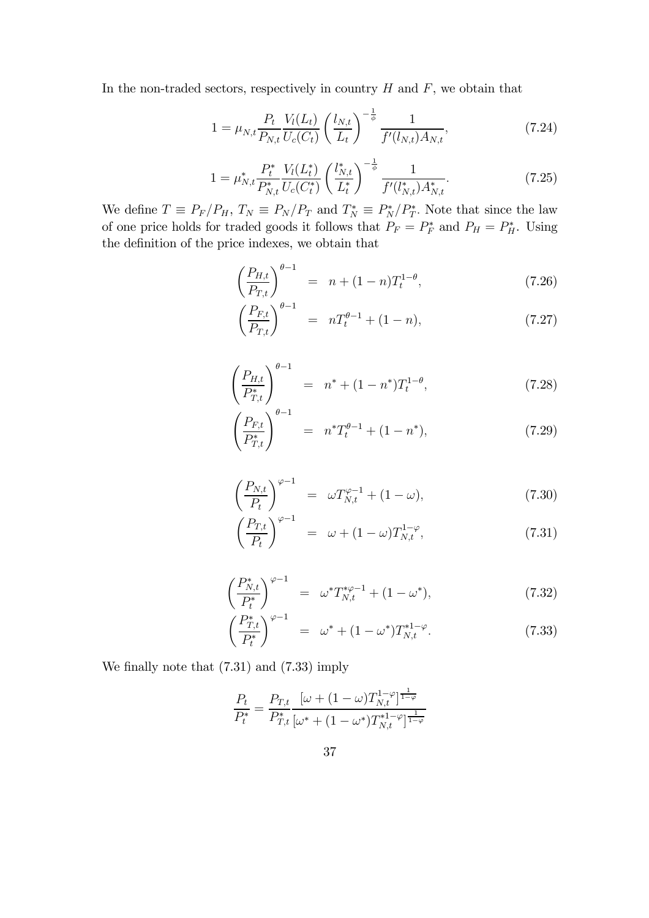In the non-traded sectors, respectively in country $H$ and $F$, we obtain that

$$1 = \mu_{N,t} \frac{P_t}{P_{N,t}} \frac{V_l(L_t)}{U_c(C_t)} \left( \frac{l_{N,t}}{L_t} \right)^{-\frac{1}{\phi}} \frac{1}{f'(l_{N,t}) A_{N,t}}, \tag{7.24}$$

$$1 = \mu^*_{N,t} \frac{P^*_t}{P^*_{N,t}} \frac{V_l(L^*_t)}{U_c(C^*_t)} \left( \frac{l^*_{N,t}}{L^*_t} \right)^{-\frac{1}{\phi}} \frac{1}{f'(l^*_{N,t}) A^*_{N,t}}. \tag{7.25}$$

We define $T \equiv P_F/P_H$, $T_N \equiv P_N/P_T$ and $T^*_N \equiv P^*_N/P^*_T$. Note that since the law of one price holds for traded goods it follows that $P_F = P^*_F$ and $P_H = P^*_H$. Using the definition of the price indexes, we obtain that

$$\left( \frac{P_{H,t}}{P_{T,t}} \right)^{\theta - 1} = n + (1-n) T_t^{1-\theta}, \tag{7.26}$$

$$\left( \frac{P_{F,t}}{P_{T,t}} \right)^{\theta - 1} = n T_t^{\theta - 1} + (1-n), \tag{7.27}$$

$$\left( \frac{P_{H,t}}{P^*_{T,t}} \right)^{\theta - 1} = n^* + (1-n^*) T_t^{1-\theta}, \tag{7.28}$$

$$\left( \frac{P_{F,t}}{P^*_{T,t}} \right)^{\theta - 1} = n^* T_t^{\theta - 1} + (1-n^*), \tag{7.29}$$

$$\left( \frac{P_{N,t}}{P_t} \right)^{\varphi - 1} = \omega T_{N,t}^{\varphi - 1} + (1-\omega), \tag{7.30}$$

$$\left( \frac{P_{T,t}}{P_t} \right)^{\varphi - 1} = \omega + (1-\omega) T_{N,t}^{1-\varphi}, \tag{7.31}$$

$$\left( \frac{P^*_{N,t}}{P^*_t} \right)^{\varphi - 1} = \omega^* T_{N,t}^{*\varphi - 1} + (1-\omega^*), \tag{7.32}$$

$$\left( \frac{P^*_{T,t}}{P^*_t} \right)^{\varphi - 1} = \omega^* + (1-\omega^*) T_{N,t}^{*1-\varphi}. \tag{7.33}$$

We finally note that (7.31) and (7.33) imply

$$\frac{P_t}{P^*_t} = \frac{P_{T,t}}{P^*_{T,t}} \frac{[\omega + (1-\omega) T_{N,t}^{1-\varphi}]^{\frac{1}{1-\varphi}}}{[\omega^* + (1-\omega^*) T_{N,t}^{*1-\varphi}]^{\frac{1}{1-\varphi}}}$$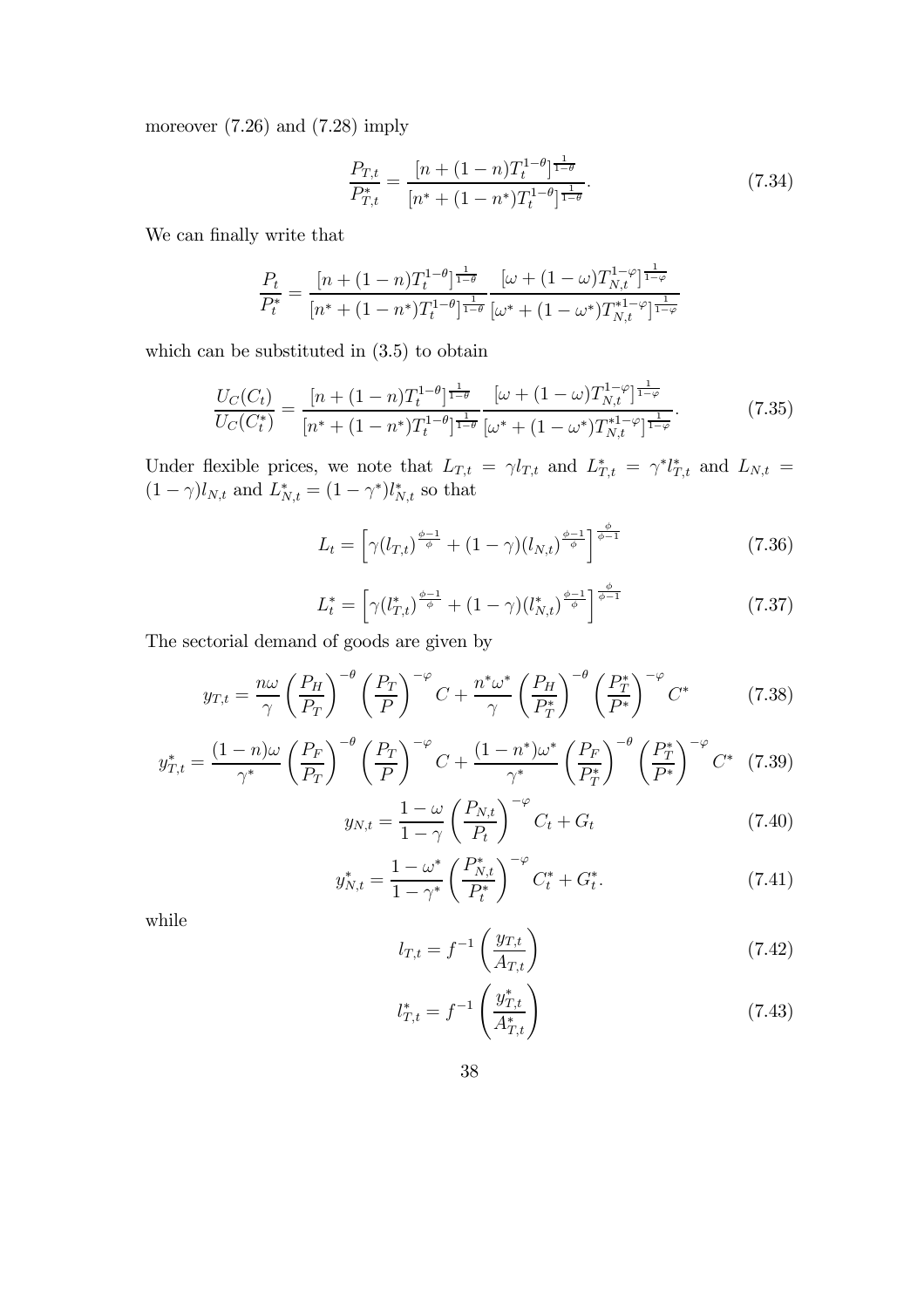moreover (7.26) and (7.28) imply

$$\frac{P_{T,t}}{P^*_{T,t}} = \frac{[n + (1-n)T_t^{1-\theta}]^{\frac{1}{1-\theta}}}{[n^* + (1-n^*)T_t^{1-\theta}]^{\frac{1}{1-\theta}}}. \tag{7.34}$$

We can finally write that

$$\frac{P_t}{P_t^*} = \frac{[n + (1-n)T_t^{1-\theta}]^{\frac{1}{1-\theta}}}{[n^* + (1-n^*)T_t^{1-\theta}]^{\frac{1}{1-\theta}}} \frac{[\omega + (1-\omega)T_{N,t}^{1-\varphi}]^{\frac{1}{1-\varphi}}}{[\omega^* + (1-\omega^*)T_{N,t}^{*1-\varphi}]^{\frac{1}{1-\varphi}}}$$

which can be substituted in (3.5) to obtain

$$\frac{U_C(C_t)}{U_C(C_t^*)} = \frac{[n + (1-n)T_t^{1-\theta}]^{\frac{1}{1-\theta}}}{[n^* + (1-n^*)T_t^{1-\theta}]^{\frac{1}{1-\theta}}} \frac{[\omega + (1-\omega)T_{N,t}^{1-\varphi}]^{\frac{1}{1-\varphi}}}{[\omega^* + (1-\omega^*)T_{N,t}^{*1-\varphi}]^{\frac{1}{1-\varphi}}}. \tag{7.35}$$

Under flexible prices, we note that $L_{T,t} = \gamma l_{T,t}$ and $L^*_{T,t} = \gamma^* l^*_{T,t}$ and $L_{N,t} = (1-\gamma) l_{N,t}$ and $L^*_{N,t} = (1-\gamma^*) l^*_{N,t}$ so that

$$L_t = \left[\gamma (l_{T,t})^{\frac{\phi-1}{\phi}} + (1-\gamma)(l_{N,t})^{\frac{\phi-1}{\phi}}\right]^{\frac{\phi}{\phi-1}} \tag{7.36}$$

$$L_t^* = \left[\gamma (l^*_{T,t})^{\frac{\phi-1}{\phi}} + (1-\gamma)(l^*_{N,t})^{\frac{\phi-1}{\phi}}\right]^{\frac{\phi}{\phi-1}} \tag{7.37}$$

The sectorial demand of goods are given by

$$y_{T,t} = \frac{n\omega}{\gamma}\left(\frac{P_H}{P_T}\right)^{-\theta}\left(\frac{P_T}{P}\right)^{-\varphi} C + \frac{n^*\omega^*}{\gamma}\left(\frac{P_H}{P_T^*}\right)^{-\theta}\left(\frac{P_T^*}{P^*}\right)^{-\varphi} C^* \tag{7.38}$$

$$y^*_{T,t} = \frac{(1-n)\omega}{\gamma^*}\left(\frac{P_F}{P_T}\right)^{-\theta}\left(\frac{P_T}{P}\right)^{-\varphi} C + \frac{(1-n^*)\omega^*}{\gamma^*}\left(\frac{P_F}{P_T^*}\right)^{-\theta}\left(\frac{P_T^*}{P^*}\right)^{-\varphi} C^* \tag{7.39}$$

$$y_{N,t} = \frac{1-\omega}{1-\gamma}\left(\frac{P_{N,t}}{P_t}\right)^{-\varphi} C_t + G_t \tag{7.40}$$

$$y^*_{N,t} = \frac{1-\omega^*}{1-\gamma^*}\left(\frac{P^*_{N,t}}{P^*_t}\right)^{-\varphi} C^*_t + G^*_t. \tag{7.41}$$

while

$$l_{T,t} = f^{-1}\left(\frac{y_{T,t}}{A_{T,t}}\right) \tag{7.42}$$

$$l^*_{T,t} = f^{-1}\left(\frac{y^*_{T,t}}{A^*_{T,t}}\right) \tag{7.43}$$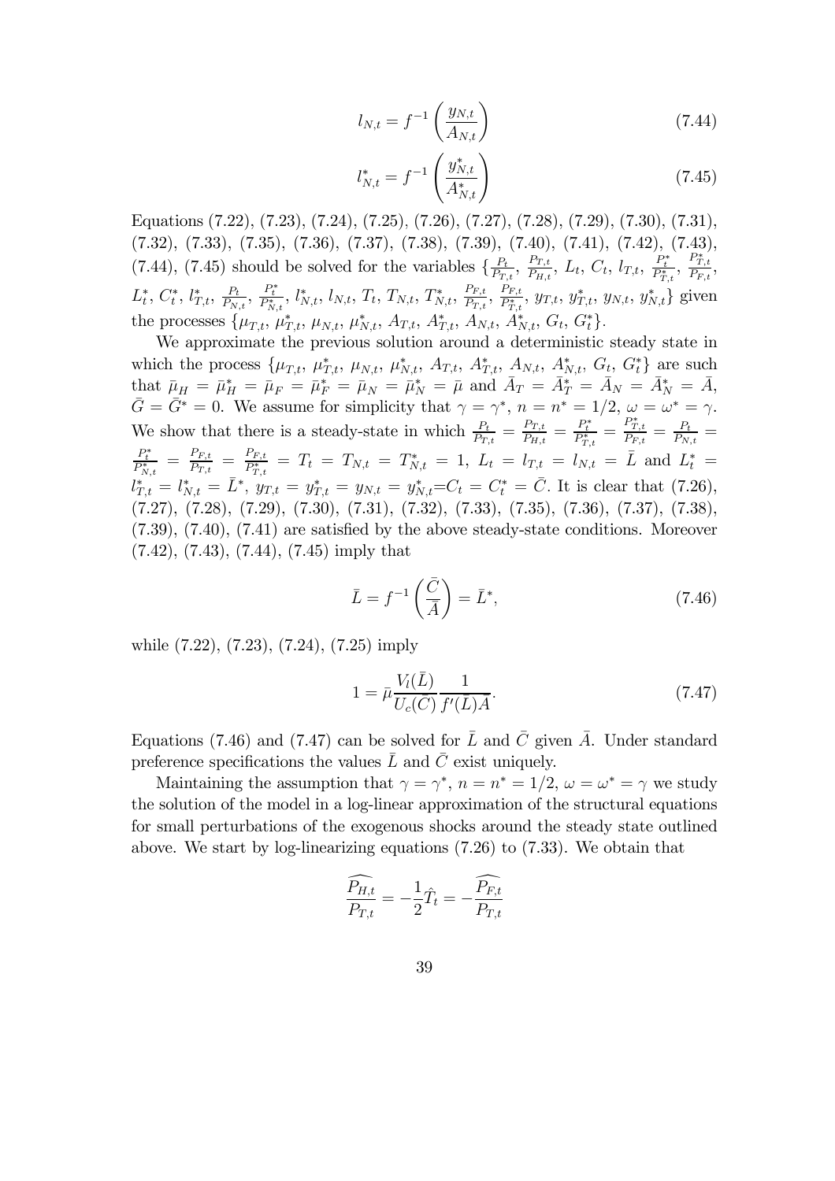$$l_{N,t} = f^{-1}\left(\frac{y_{N,t}}{A_{N,t}}\right) \tag{7.44}$$

$$l^*_{N,t} = f^{-1}\left(\frac{y^*_{N,t}}{A^*_{N,t}}\right) \tag{7.45}$$

Equations (7.22), (7.23), (7.24), (7.25), (7.26), (7.27), (7.28), (7.29), (7.30), (7.31), (7.32), (7.33), (7.35), (7.36), (7.37), (7.38), (7.39), (7.40), (7.41), (7.42), (7.43), (7.44), (7.45) should be solved for the variables $\{\frac{P_t}{P_{T,t}}, \frac{P_{T,t}}{P_{H,t}}, L_t, C_t, l_{T,t}, \frac{P^*_t}{P^*_{T,t}}, \frac{P^*_{T,t}}{P_{F,t}}, L^*_t, C^*_t, l^*_{T,t}, \frac{P_t}{P_{N,t}}, \frac{P^*_t}{P^*_{N,t}}, l^*_{N,t}, l_{N,t}, T_t, T_{N,t}, T^*_{N,t}, \frac{P_{F,t}}{P_{T,t}}, \frac{P_{F,t}}{P^*_{T,t}}, y_{T,t}, y^*_{T,t}, y_{N,t}, y^*_{N,t}\}$ given the processes $\{\mu_{T,t}, \mu^*_{T,t}, \mu_{N,t}, \mu^*_{N,t}, A_{T,t}, A^*_{T,t}, A_{N,t}, A^*_{N,t}, G_t, G^*_t\}$.

We approximate the previous solution around a deterministic steady state in which the process $\{\mu_{T,t}, \mu^*_{T,t}, \mu_{N,t}, \mu^*_{N,t}, A_{T,t}, A^*_{T,t}, A_{N,t}, A^*_{N,t}, G_t, G^*_t\}$ are such that $\bar{\mu}_H = \bar{\mu}^*_H = \bar{\mu}_F = \bar{\mu}^*_F = \bar{\mu}_N = \bar{\mu}^*_N = \bar{\mu}$ and $\bar{A}_T = \bar{A}^*_T = \bar{A}_N = \bar{A}^*_N = \bar{A}$, $\bar{G} = \bar{G}^* = 0$. We assume for simplicity that $\gamma = \gamma^*$, $n = n^* = 1/2$, $\omega = \omega^* = \gamma$. We show that there is a steady-state in which $\frac{P_t}{P_{T,t}} = \frac{P_{T,t}}{P_{H,t}} = \frac{P^*_t}{P^*_{T,t}} = \frac{P^*_{T,t}}{P_{F,t}} = \frac{P_t}{P_{N,t}} = \frac{P^*_t}{P^*_{N,t}} = \frac{P_{F,t}}{P_{T,t}} = \frac{P_{F,t}}{P^*_{T,t}} = T_t = T_{N,t} = T^*_{N,t} = 1$, $L_t = l_{T,t} = l_{N,t} = \bar{L}$ and $L^*_t = l^*_{T,t} = l^*_{N,t} = \bar{L}^*$, $y_{T,t} = y^*_{T,t} = y_{N,t} = y^*_{N,t} = C_t = C^*_t = \bar{C}$. It is clear that (7.26), (7.27), (7.28), (7.29), (7.30), (7.31), (7.32), (7.33), (7.35), (7.36), (7.37), (7.38), (7.39), (7.40), (7.41) are satisfied by the above steady-state conditions. Moreover (7.42), (7.43), (7.44), (7.45) imply that

$$\bar{L} = f^{-1}\left(\frac{\bar{C}}{\bar{A}}\right) = \bar{L}^*, \tag{7.46}$$

while (7.22), (7.23), (7.24), (7.25) imply

$$1 = \bar{\mu}\frac{V_l(\bar{L})}{U_c(\bar{C})}\frac{1}{f'(\bar{L})\bar{A}}. \tag{7.47}$$

Equations (7.46) and (7.47) can be solved for $\bar{L}$ and $\bar{C}$ given $\bar{A}$. Under standard preference specifications the values $\bar{L}$ and $\bar{C}$ exist uniquely.

Maintaining the assumption that $\gamma = \gamma^*$, $n = n^* = 1/2$, $\omega = \omega^* = \gamma$ we study the solution of the model in a log-linear approximation of the structural equations for small perturbations of the exogenous shocks around the steady state outlined above. We start by log-linearizing equations (7.26) to (7.33). We obtain that

$$\widehat{\frac{P_{H,t}}{P_{T,t}}} = -\frac{1}{2}\hat{T}_t = -\widehat{\frac{P_{F,t}}{P_{T,t}}}$$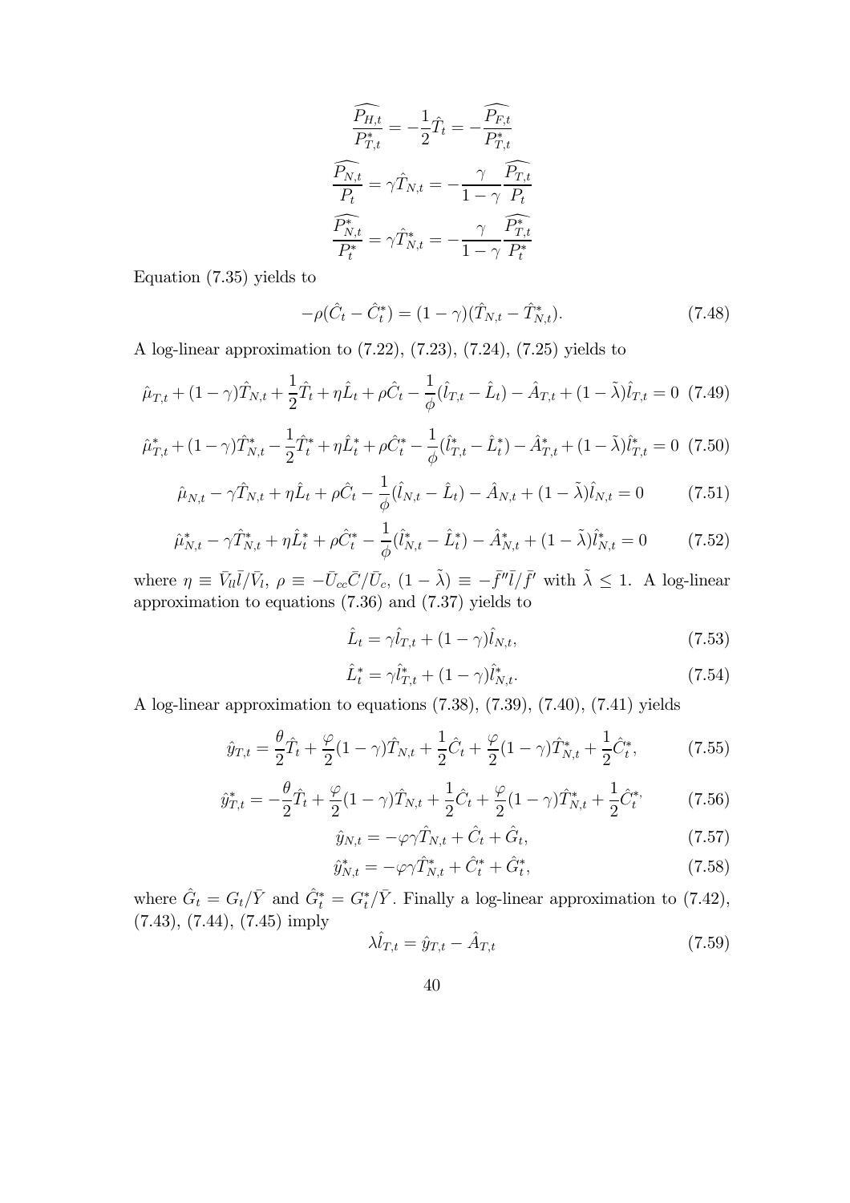$$\widehat{\frac{P_{H,t}}{P_{T,t}^*}} = -\frac{1}{2}\hat{T}_t = -\widehat{\frac{P_{F,t}}{P_{T,t}^*}}$$

$$\widehat{\frac{P_{N,t}}{P_t}} = \gamma \hat{T}_{N,t} = -\frac{\gamma}{1-\gamma}\widehat{\frac{P_{T,t}}{P_t}}$$

$$\widehat{\frac{P_{N,t}^*}{P_t^*}} = \gamma \hat{T}_{N,t}^* = -\frac{\gamma}{1-\gamma}\widehat{\frac{P_{T,t}^*}{P_t^*}}$$

Equation (7.35) yields to

$$-\rho(\hat{C}_t - \hat{C}_t^*) = (1-\gamma)(\hat{T}_{N,t} - \hat{T}_{N,t}^*). \tag{7.48}$$

A log-linear approximation to (7.22), (7.23), (7.24), (7.25) yields to

$$\hat{\mu}_{T,t} + (1-\gamma)\hat{T}_{N,t} + \frac{1}{2}\hat{T}_t + \eta\hat{L}_t + \rho\hat{C}_t - \frac{1}{\phi}(\hat{l}_{T,t} - \hat{L}_t) - \hat{A}_{T,t} + (1-\tilde{\lambda})\hat{l}_{T,t} = 0 \tag{7.49}$$

$$\hat{\mu}_{T,t}^* + (1-\gamma)\hat{T}_{N,t}^* - \frac{1}{2}\hat{T}_t^* + \eta\hat{L}_t^* + \rho\hat{C}_t^* - \frac{1}{\phi}(\hat{l}_{T,t}^* - \hat{L}_t^*) - \hat{A}_{T,t}^* + (1-\tilde{\lambda})\hat{l}_{T,t}^* = 0 \tag{7.50}$$

$$\hat{\mu}_{N,t} - \gamma\hat{T}_{N,t} + \eta\hat{L}_t + \rho\hat{C}_t - \frac{1}{\phi}(\hat{l}_{N,t} - \hat{L}_t) - \hat{A}_{N,t} + (1-\tilde{\lambda})\hat{l}_{N,t} = 0 \tag{7.51}$$

$$\hat{\mu}_{N,t}^* - \gamma\hat{T}_{N,t}^* + \eta\hat{L}_t^* + \rho\hat{C}_t^* - \frac{1}{\phi}(\hat{l}_{N,t}^* - \hat{L}_t^*) - \hat{A}_{N,t}^* + (1-\tilde{\lambda})\hat{l}_{N,t}^* = 0 \tag{7.52}$$

where $\eta \equiv \bar{V}_{ll}\bar{l}/\bar{V}_l$, $\rho \equiv -\bar{U}_{cc}\bar{C}/\bar{U}_c$, $(1-\tilde{\lambda}) \equiv -\bar{f}''\bar{l}/\bar{f}'$ with $\tilde{\lambda} \leq 1$. A log-linear approximation to equations (7.36) and (7.37) yields to

$$\hat{L}_t = \gamma\hat{l}_{T,t} + (1-\gamma)\hat{l}_{N,t}, \tag{7.53}$$

$$\hat{L}_t^* = \gamma\hat{l}_{T,t}^* + (1-\gamma)\hat{l}_{N,t}^*. \tag{7.54}$$

A log-linear approximation to equations (7.38), (7.39), (7.40), (7.41) yields

$$\hat{y}_{T,t} = \frac{\theta}{2}\hat{T}_t + \frac{\varphi}{2}(1-\gamma)\hat{T}_{N,t} + \frac{1}{2}\hat{C}_t + \frac{\varphi}{2}(1-\gamma)\hat{T}_{N,t}^* + \frac{1}{2}\hat{C}_t^*, \tag{7.55}$$

$$\hat{y}_{T,t}^* = -\frac{\theta}{2}\hat{T}_t + \frac{\varphi}{2}(1-\gamma)\hat{T}_{N,t} + \frac{1}{2}\hat{C}_t + \frac{\varphi}{2}(1-\gamma)\hat{T}_{N,t}^* + \frac{1}{2}\hat{C}_t^*, \tag{7.56}$$

$$\hat{y}_{N,t} = -\varphi\gamma\hat{T}_{N,t} + \hat{C}_t + \hat{G}_t, \tag{7.57}$$

$$\hat{y}_{N,t}^* = -\varphi\gamma\hat{T}_{N,t}^* + \hat{C}_t^* + \hat{G}_t^*, \tag{7.58}$$

where $\hat{G}_t = G_t/\bar{Y}$ and $\hat{G}_t^* = G_t^*/\bar{Y}$. Finally a log-linear approximation to (7.42), (7.43), (7.44), (7.45) imply

$$\lambda\hat{l}_{T,t} = \hat{y}_{T,t} - \hat{A}_{T,t} \tag{7.59}$$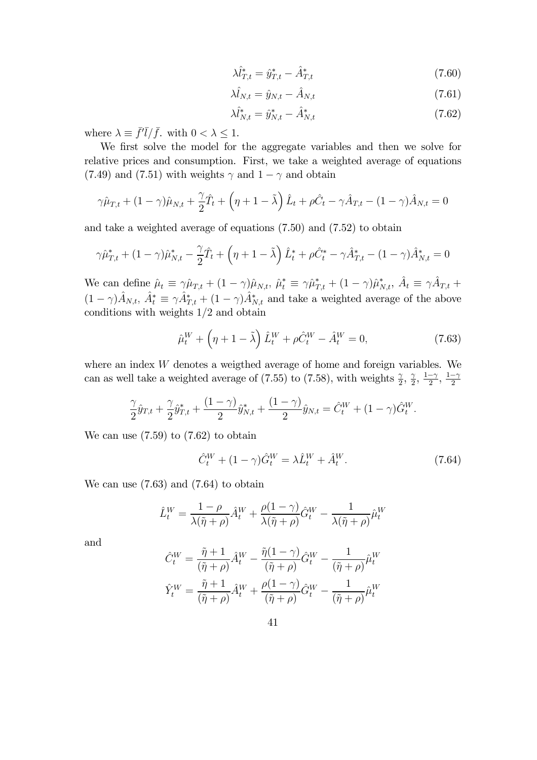$$\lambda \hat{l}_{T,t}^{*} = \hat{y}_{T,t}^{*} - \hat{A}_{T,t}^{*} \tag{7.60}$$

$$\lambda \hat{l}_{N,t} = \hat{y}_{N,t} - \hat{A}_{N,t} \tag{7.61}$$

$$\lambda \hat{l}_{N,t}^{*} = \hat{y}_{N,t}^{*} - \hat{A}_{N,t}^{*} \tag{7.62}$$

where $\lambda \equiv \bar{f}'\bar{l}/\bar{f}$. with $0 < \lambda \leq 1$.

We first solve the model for the aggregate variables and then we solve for relative prices and consumption. First, we take a weighted average of equations (7.49) and (7.51) with weights $\gamma$ and $1-\gamma$ and obtain

$$\gamma\hat{\mu}_{T,t} + (1-\gamma)\hat{\mu}_{N,t} + \frac{\gamma}{2}\hat{T}_t + \left(\eta + 1 - \tilde{\lambda}\right)\hat{L}_t + \rho\hat{C}_t - \gamma\hat{A}_{T,t} - (1-\gamma)\hat{A}_{N,t} = 0$$

and take a weighted average of equations (7.50) and (7.52) to obtain

$$\gamma\hat{\mu}_{T,t}^{*} + (1-\gamma)\hat{\mu}_{N,t}^{*} - \frac{\gamma}{2}\hat{T}_t + \left(\eta + 1 - \tilde{\lambda}\right)\hat{L}_t^{*} + \rho\hat{C}_t^{*} - \gamma\hat{A}_{T,t}^{*} - (1-\gamma)\hat{A}_{N,t}^{*} = 0$$

We can define $\hat{\mu}_t \equiv \gamma\hat{\mu}_{T,t} + (1-\gamma)\hat{\mu}_{N,t}$, $\hat{\mu}_t^{*} \equiv \gamma\hat{\mu}_{T,t}^{*} + (1-\gamma)\hat{\mu}_{N,t}^{*}$, $\hat{A}_t \equiv \gamma\hat{A}_{T,t} + (1-\gamma)\hat{A}_{N,t}$, $\hat{A}_t^{*} \equiv \gamma\hat{A}_{T,t}^{*} + (1-\gamma)\hat{A}_{N,t}^{*}$ and take a weighted average of the above conditions with weights $1/2$ and obtain

$$\hat{\mu}_t^{W} + \left(\eta + 1 - \tilde{\lambda}\right)\hat{L}_t^{W} + \rho\hat{C}_t^{W} - \hat{A}_t^{W} = 0, \tag{7.63}$$

where an index $W$ denotes a weigthed average of home and foreign variables. We can as well take a weighted average of (7.55) to (7.58), with weights $\frac{\gamma}{2}$, $\frac{\gamma}{2}$, $\frac{1-\gamma}{2}$, $\frac{1-\gamma}{2}$

$$\frac{\gamma}{2}\hat{y}_{T,t} + \frac{\gamma}{2}\hat{y}_{T,t}^{*} + \frac{(1-\gamma)}{2}\hat{y}_{N,t}^{*} + \frac{(1-\gamma)}{2}\hat{y}_{N,t} = \hat{C}_t^{W} + (1-\gamma)\hat{G}_t^{W}.$$

We can use (7.59) to (7.62) to obtain

$$\hat{C}_t^{W} + (1-\gamma)\hat{G}_t^{W} = \lambda\hat{L}_t^{W} + \hat{A}_t^{W}. \tag{7.64}$$

We can use (7.63) and (7.64) to obtain

$$\hat{L}_t^{W} = \frac{1-\rho}{\lambda(\tilde{\eta}+\rho)}\hat{A}_t^{W} + \frac{\rho(1-\gamma)}{\lambda(\tilde{\eta}+\rho)}\hat{G}_t^{W} - \frac{1}{\lambda(\tilde{\eta}+\rho)}\hat{\mu}_t^{W}$$

and

$$\hat{C}_t^{W} = \frac{\tilde{\eta}+1}{(\tilde{\eta}+\rho)}\hat{A}_t^{W} - \frac{\tilde{\eta}(1-\gamma)}{(\tilde{\eta}+\rho)}\hat{G}_t^{W} - \frac{1}{(\tilde{\eta}+\rho)}\hat{\mu}_t^{W}$$

$$\hat{Y}_t^{W} = \frac{\tilde{\eta}+1}{(\tilde{\eta}+\rho)}\hat{A}_t^{W} + \frac{\rho(1-\gamma)}{(\tilde{\eta}+\rho)}\hat{G}_t^{W} - \frac{1}{(\tilde{\eta}+\rho)}\hat{\mu}_t^{W}$$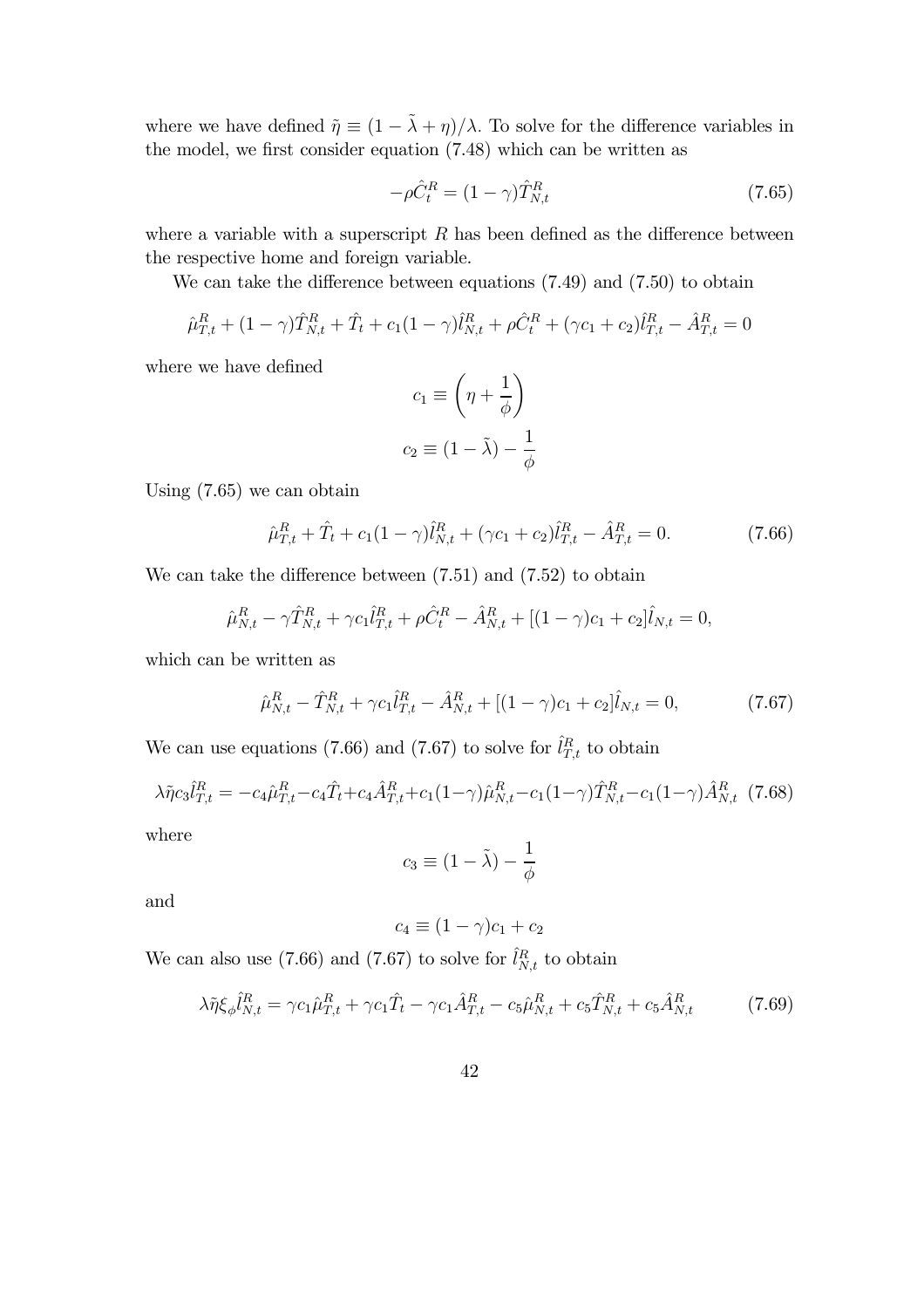where we have defined $\tilde{\eta} \equiv (1 - \tilde{\lambda} + \eta)/\lambda$. To solve for the difference variables in the model, we first consider equation (7.48) which can be written as

$$-\rho \hat{C}_t^R = (1 - \gamma)\hat{T}_{N,t}^R \tag{7.65}$$

where a variable with a superscript $R$ has been defined as the difference between the respective home and foreign variable.

We can take the difference between equations (7.49) and (7.50) to obtain

$$\hat{\mu}_{T,t}^R + (1 - \gamma)\hat{T}_{N,t}^R + \hat{T}_t + c_1(1 - \gamma)\hat{l}_{N,t}^R + \rho\hat{C}_t^R + (\gamma c_1 + c_2)\hat{l}_{T,t}^R - \hat{A}_{T,t}^R = 0$$

where we have defined

$$c_1 \equiv \left(\eta + \frac{1}{\phi}\right)$$

$$c_2 \equiv (1 - \tilde{\lambda}) - \frac{1}{\phi}$$

Using (7.65) we can obtain

$$\hat{\mu}_{T,t}^R + \hat{T}_t + c_1(1 - \gamma)\hat{l}_{N,t}^R + (\gamma c_1 + c_2)\hat{l}_{T,t}^R - \hat{A}_{T,t}^R = 0. \tag{7.66}$$

We can take the difference between (7.51) and (7.52) to obtain

$$\hat{\mu}_{N,t}^R - \gamma\hat{T}_{N,t}^R + \gamma c_1\hat{l}_{T,t}^R + \rho\hat{C}_t^R - \hat{A}_{N,t}^R + [(1 - \gamma)c_1 + c_2]\hat{l}_{N,t} = 0,$$

which can be written as

$$\hat{\mu}_{N,t}^R - \hat{T}_{N,t}^R + \gamma c_1\hat{l}_{T,t}^R - \hat{A}_{N,t}^R + [(1 - \gamma)c_1 + c_2]\hat{l}_{N,t} = 0, \tag{7.67}$$

We can use equations (7.66) and (7.67) to solve for $\hat{l}_{T,t}^R$ to obtain

$$\lambda\tilde{\eta}c_3\hat{l}_{T,t}^R = -c_4\hat{\mu}_{T,t}^R - c_4\hat{T}_t + c_4\hat{A}_{T,t}^R + c_1(1-\gamma)\hat{\mu}_{N,t}^R - c_1(1-\gamma)\hat{T}_{N,t}^R - c_1(1-\gamma)\hat{A}_{N,t}^R \tag{7.68}$$

where

$$c_3 \equiv (1 - \tilde{\lambda}) - \frac{1}{\phi}$$

and

$$c_4 \equiv (1 - \gamma)c_1 + c_2$$

We can also use (7.66) and (7.67) to solve for $\hat{l}_{N,t}^R$ to obtain

$$\lambda\tilde{\eta}\xi_\phi\hat{l}_{N,t}^R = \gamma c_1\hat{\mu}_{T,t}^R + \gamma c_1\hat{T}_t - \gamma c_1\hat{A}_{T,t}^R - c_5\hat{\mu}_{N,t}^R + c_5\hat{T}_{N,t}^R + c_5\hat{A}_{N,t}^R \tag{7.69}$$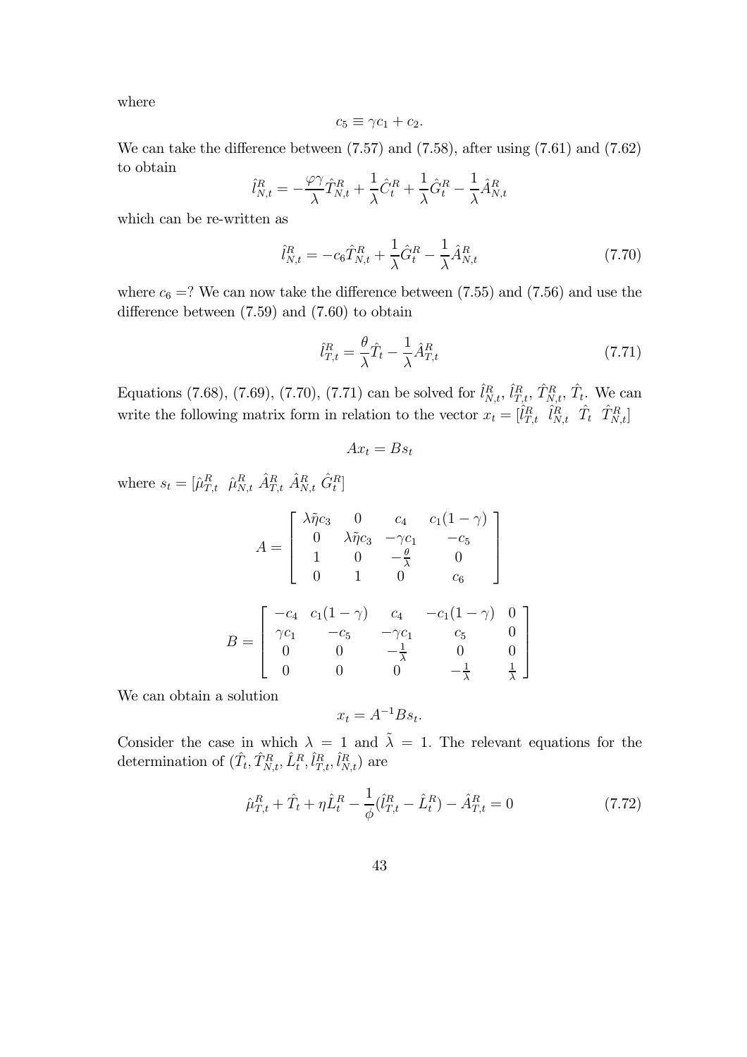where

$$c_5 \equiv \gamma c_1 + c_2.$$

We can take the difference between (7.57) and (7.58), after using (7.61) and (7.62) to obtain

$$\hat{l}_{N,t}^R = -\frac{\varphi\gamma}{\lambda}\hat{T}_{N,t}^R + \frac{1}{\lambda}\hat{C}_t^R + \frac{1}{\lambda}\hat{G}_t^R - \frac{1}{\lambda}\hat{A}_{N,t}^R$$

which can be re-written as

$$\hat{l}_{N,t}^R = -c_6\hat{T}_{N,t}^R + \frac{1}{\lambda}\hat{G}_t^R - \frac{1}{\lambda}\hat{A}_{N,t}^R \tag{7.70}$$

where $c_6 =$? We can now take the difference between (7.55) and (7.56) and use the difference between (7.59) and (7.60) to obtain

$$\hat{l}_{T,t}^R = \frac{\theta}{\lambda}\hat{T}_t - \frac{1}{\lambda}\hat{A}_{T,t}^R \tag{7.71}$$

Equations (7.68), (7.69), (7.70), (7.71) can be solved for $\hat{l}_{N,t}^R$, $\hat{l}_{T,t}^R$, $\hat{T}_{N,t}^R$, $\hat{T}_t$. We can write the following matrix form in relation to the vector $x_t = [\hat{l}_{T,t}^R \;\; \hat{l}_{N,t}^R \;\; \hat{T}_t \;\; \hat{T}_{N,t}^R]$

$$Ax_t = Bs_t$$

where $s_t = [\hat{\mu}_{T,t}^R \;\; \hat{\mu}_{N,t}^R \;\; \hat{A}_{T,t}^R \;\; \hat{A}_{N,t}^R \;\; \hat{G}_t^R]$

$$A = \begin{bmatrix} \lambda\tilde{\eta}c_3 & 0 & c_4 & c_1(1-\gamma) \\ 0 & \lambda\tilde{\eta}c_3 & -\gamma c_1 & -c_5 \\ 1 & 0 & -\frac{\theta}{\lambda} & 0 \\ 0 & 1 & 0 & c_6 \end{bmatrix}$$

$$B = \begin{bmatrix} -c_4 & c_1(1-\gamma) & c_4 & -c_1(1-\gamma) & 0 \\ \gamma c_1 & -c_5 & -\gamma c_1 & c_5 & 0 \\ 0 & 0 & -\frac{1}{\lambda} & 0 & 0 \\ 0 & 0 & 0 & -\frac{1}{\lambda} & \frac{1}{\lambda} \end{bmatrix}$$

We can obtain a solution

$$x_t = A^{-1}Bs_t.$$

Consider the case in which $\lambda = 1$ and $\tilde{\lambda} = 1$. The relevant equations for the determination of $(\hat{T}_t, \hat{T}_{N,t}^R, \hat{L}_t^R, \hat{l}_{T,t}^R, \hat{l}_{N,t}^R)$ are

$$\hat{\mu}_{T,t}^R + \hat{T}_t + \eta\hat{L}_t^R - \frac{1}{\phi}(\hat{l}_{T,t}^R - \hat{L}_t^R) - \hat{A}_{T,t}^R = 0 \tag{7.72}$$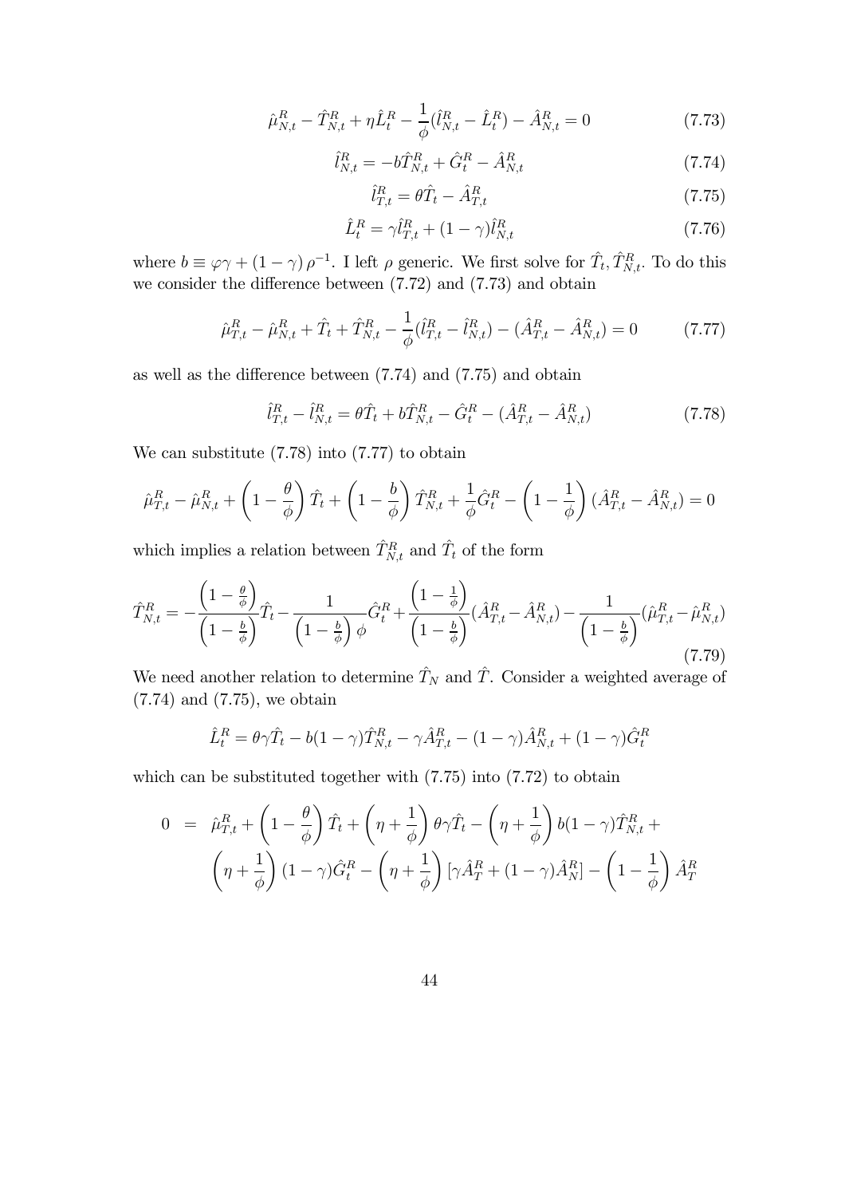$$\hat{\mu}^R_{N,t} - \hat{T}^R_{N,t} + \eta \hat{L}^R_t - \frac{1}{\phi}(\hat{l}^R_{N,t} - \hat{L}^R_t) - \hat{A}^R_{N,t} = 0 \tag{7.73}$$

$$\hat{l}^R_{N,t} = -b\hat{T}^R_{N,t} + \hat{G}^R_t - \hat{A}^R_{N,t} \tag{7.74}$$

$$\hat{l}^R_{T,t} = \theta \hat{T}_t - \hat{A}^R_{T,t} \tag{7.75}$$

$$\hat{L}^R_t = \gamma \hat{l}^R_{T,t} + (1-\gamma)\hat{l}^R_{N,t} \tag{7.76}$$

where $b \equiv \varphi\gamma + (1-\gamma)\rho^{-1}$. I left $\rho$ generic. We first solve for $\hat{T}_t, \hat{T}^R_{N,t}$. To do this we consider the difference between (7.72) and (7.73) and obtain

$$\hat{\mu}^R_{T,t} - \hat{\mu}^R_{N,t} + \hat{T}_t + \hat{T}^R_{N,t} - \frac{1}{\phi}(\hat{l}^R_{T,t} - \hat{l}^R_{N,t}) - (\hat{A}^R_{T,t} - \hat{A}^R_{N,t}) = 0 \tag{7.77}$$

as well as the difference between (7.74) and (7.75) and obtain

$$\hat{l}^R_{T,t} - \hat{l}^R_{N,t} = \theta \hat{T}_t + b\hat{T}^R_{N,t} - \hat{G}^R_t - (\hat{A}^R_{T,t} - \hat{A}^R_{N,t}) \tag{7.78}$$

We can substitute (7.78) into (7.77) to obtain

$$\hat{\mu}^R_{T,t} - \hat{\mu}^R_{N,t} + \left(1 - \frac{\theta}{\phi}\right)\hat{T}_t + \left(1 - \frac{b}{\phi}\right)\hat{T}^R_{N,t} + \frac{1}{\phi}\hat{G}^R_t - \left(1 - \frac{1}{\phi}\right)(\hat{A}^R_{T,t} - \hat{A}^R_{N,t}) = 0$$

which implies a relation between $\hat{T}^R_{N,t}$ and $\hat{T}_t$ of the form

$$\hat{T}^R_{N,t} = -\frac{\left(1-\frac{\theta}{\phi}\right)}{\left(1-\frac{b}{\phi}\right)}\hat{T}_t - \frac{1}{\left(1-\frac{b}{\phi}\right)\phi}\hat{G}^R_t + \frac{\left(1-\frac{1}{\phi}\right)}{\left(1-\frac{b}{\phi}\right)}(\hat{A}^R_{T,t} - \hat{A}^R_{N,t}) - \frac{1}{\left(1-\frac{b}{\phi}\right)}(\hat{\mu}^R_{T,t} - \hat{\mu}^R_{N,t}) \tag{7.79}$$

We need another relation to determine $\hat{T}_N$ and $\hat{T}$. Consider a weighted average of (7.74) and (7.75), we obtain

$$\hat{L}^R_t = \theta\gamma\hat{T}_t - b(1-\gamma)\hat{T}^R_{N,t} - \gamma\hat{A}^R_{T,t} - (1-\gamma)\hat{A}^R_{N,t} + (1-\gamma)\hat{G}^R_t$$

which can be substituted together with (7.75) into (7.72) to obtain

$$\begin{aligned} 0 &= \hat{\mu}^R_{T,t} + \left(1 - \frac{\theta}{\phi}\right)\hat{T}_t + \left(\eta + \frac{1}{\phi}\right)\theta\gamma\hat{T}_t - \left(\eta + \frac{1}{\phi}\right)b(1-\gamma)\hat{T}^R_{N,t} + \\ &\quad \left(\eta + \frac{1}{\phi}\right)(1-\gamma)\hat{G}^R_t - \left(\eta + \frac{1}{\phi}\right)[\gamma\hat{A}^R_T + (1-\gamma)\hat{A}^R_N] - \left(1 - \frac{1}{\phi}\right)\hat{A}^R_T \end{aligned}$$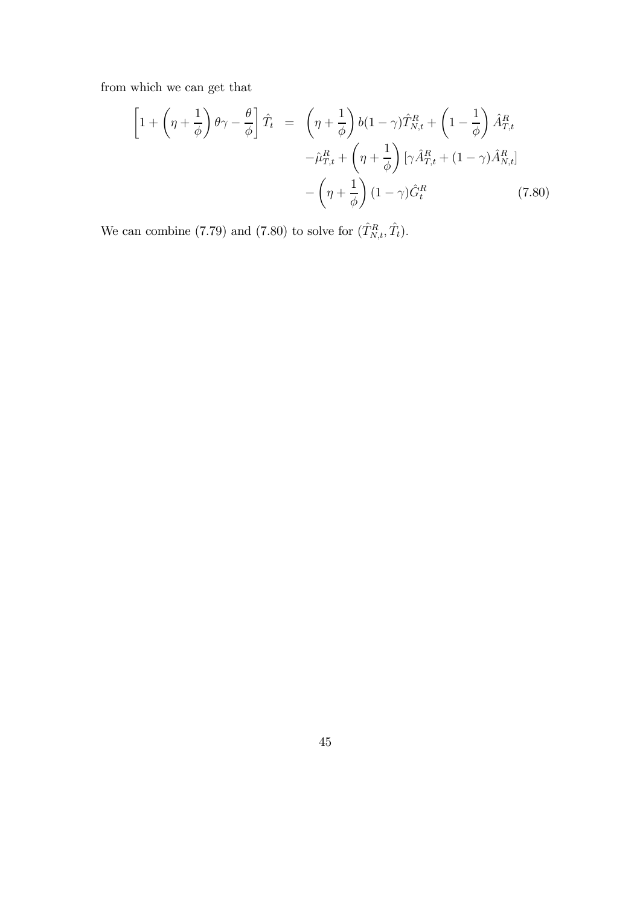from which we can get that

$$
\begin{aligned}
\left[1+\left(\eta+\frac{1}{\phi}\right)\theta\gamma-\frac{\theta}{\phi}\right]\hat{T}_t &= \left(\eta+\frac{1}{\phi}\right)b(1-\gamma)\hat{T}^R_{N,t}+\left(1-\frac{1}{\phi}\right)\hat{A}^R_{T,t} \\
&\quad -\hat{\mu}^R_{T,t}+\left(\eta+\frac{1}{\phi}\right)[\gamma\hat{A}^R_{T,t}+(1-\gamma)\hat{A}^R_{N,t}] \\
&\quad -\left(\eta+\frac{1}{\phi}\right)(1-\gamma)\hat{G}^R_t \qquad (7.80)
\end{aligned}
$$

We can combine (7.79) and (7.80) to solve for $(\hat{T}^R_{N,t}, \hat{T}_t)$.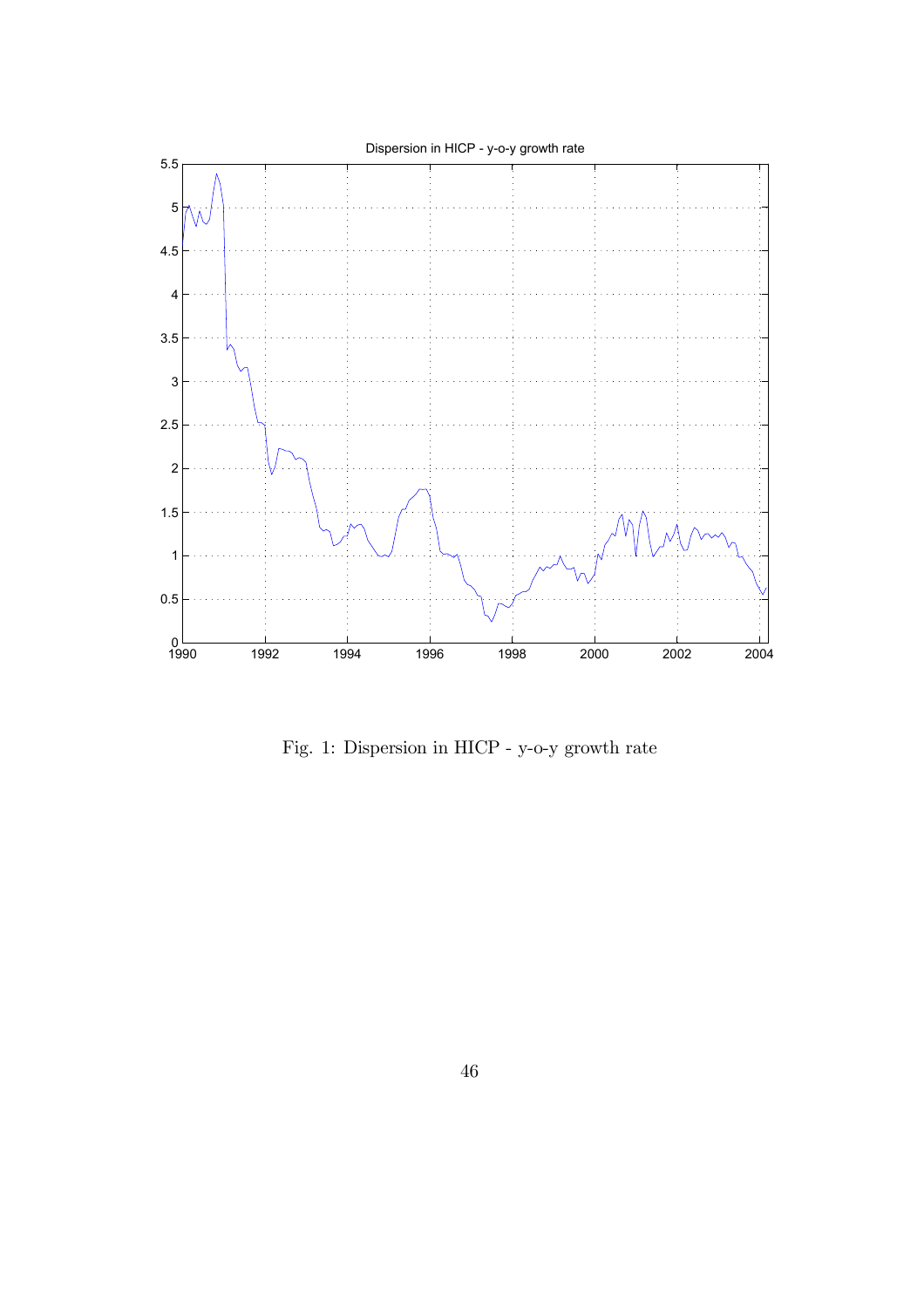Fig. 1: Dispersion in HICP - y-o-y growth rate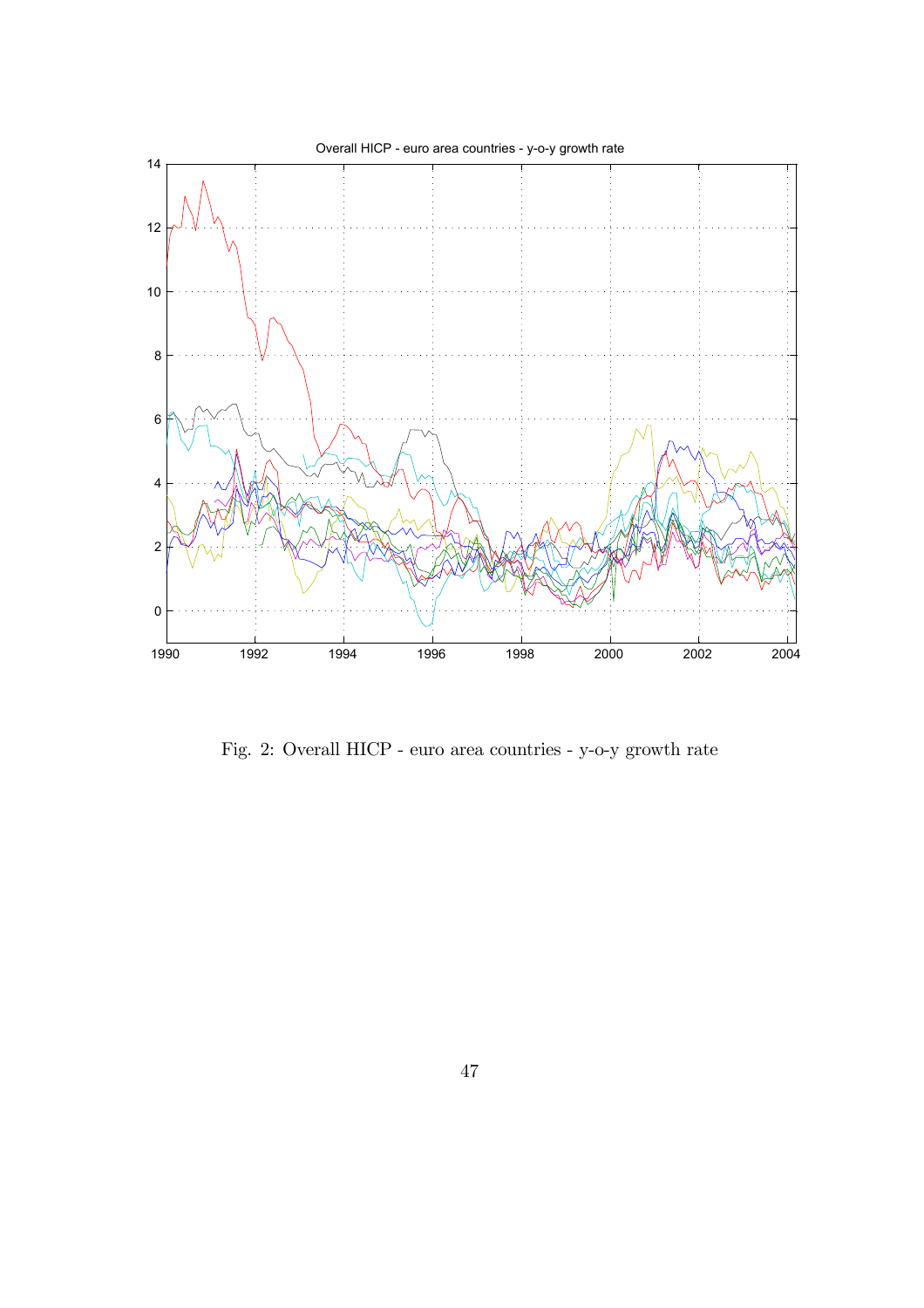Fig. 2: Overall HICP - euro area countries - y-o-y growth rate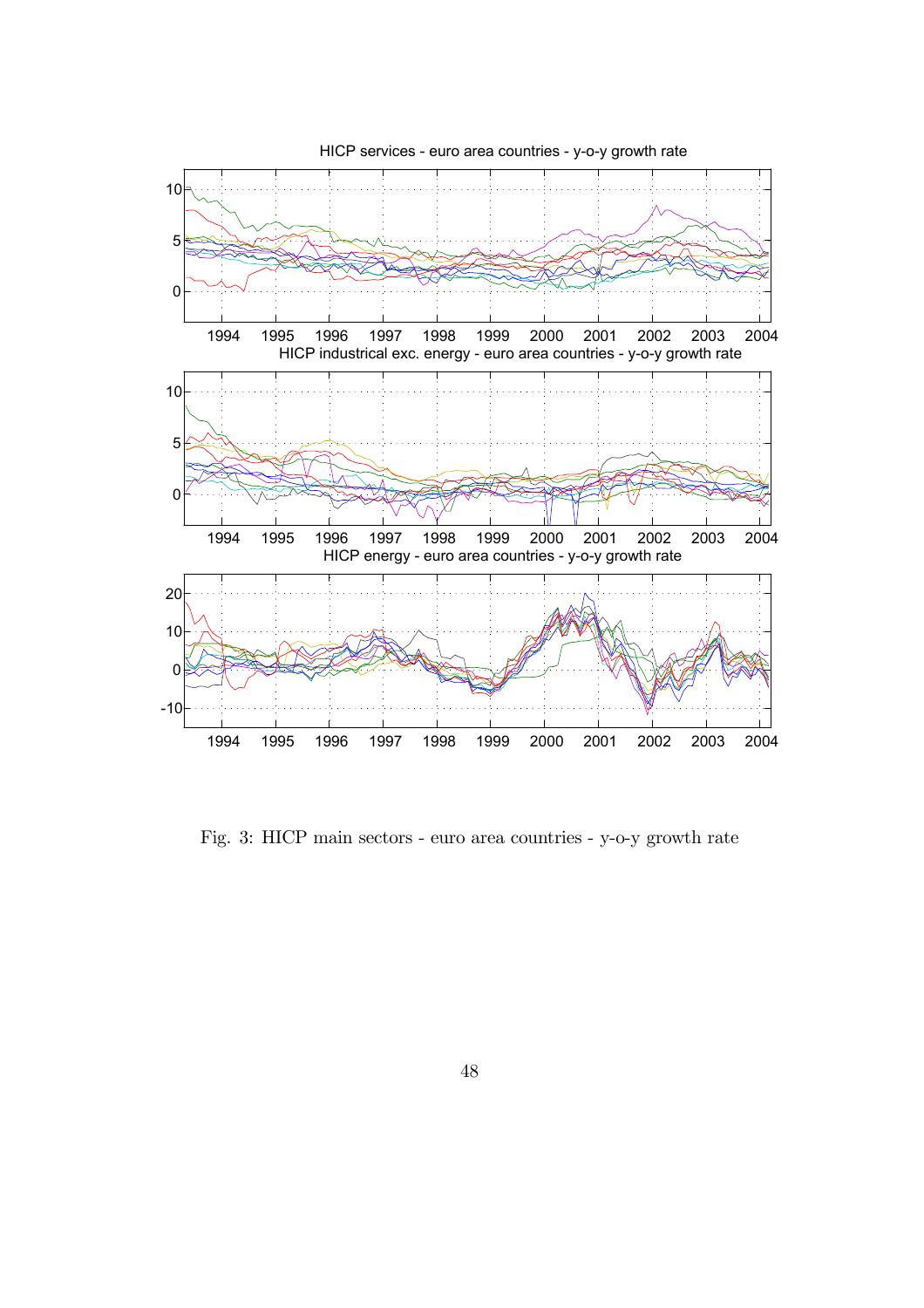Fig. 3: HICP main sectors - euro area countries - y-o-y growth rate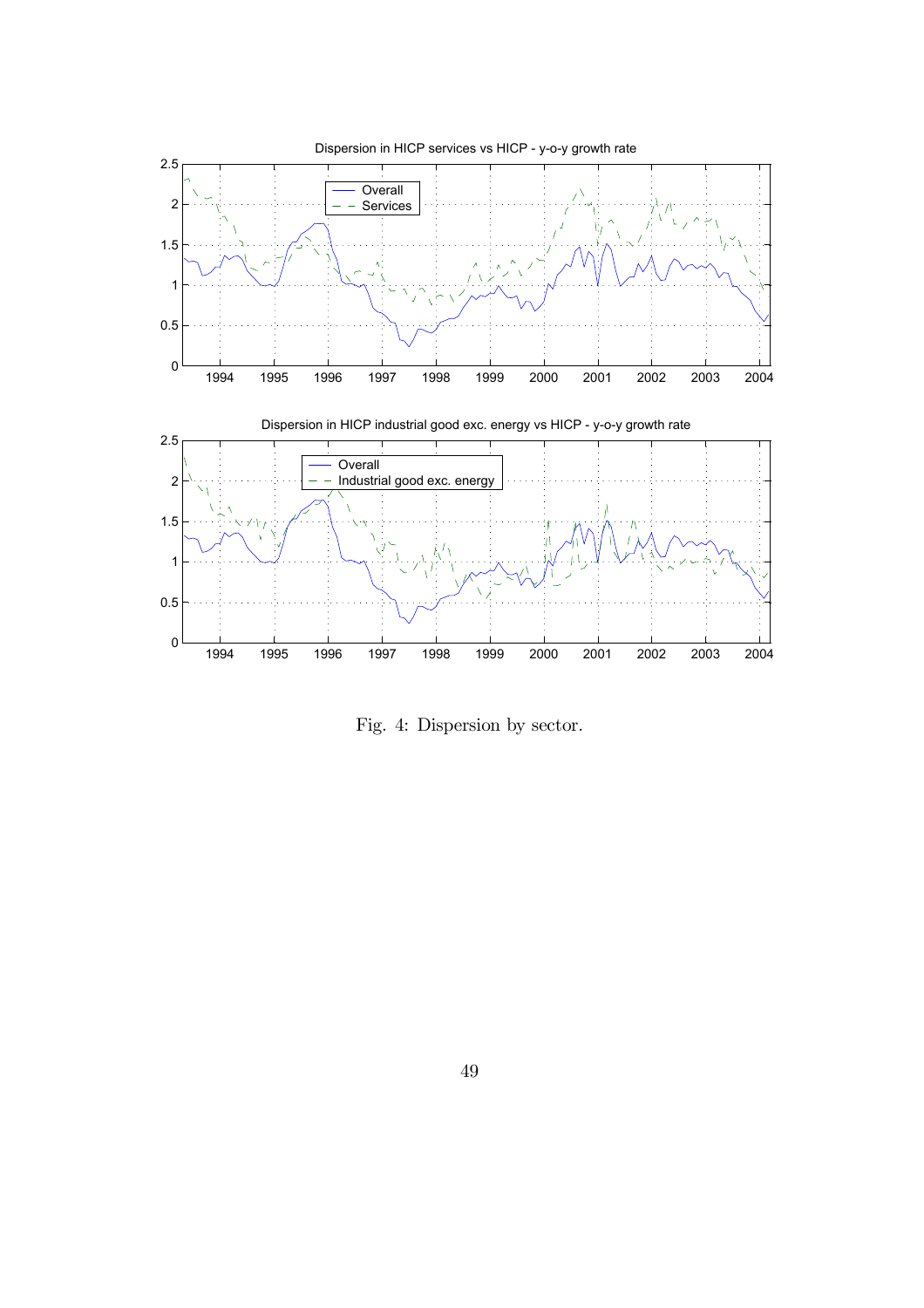Fig. 4: Dispersion by sector.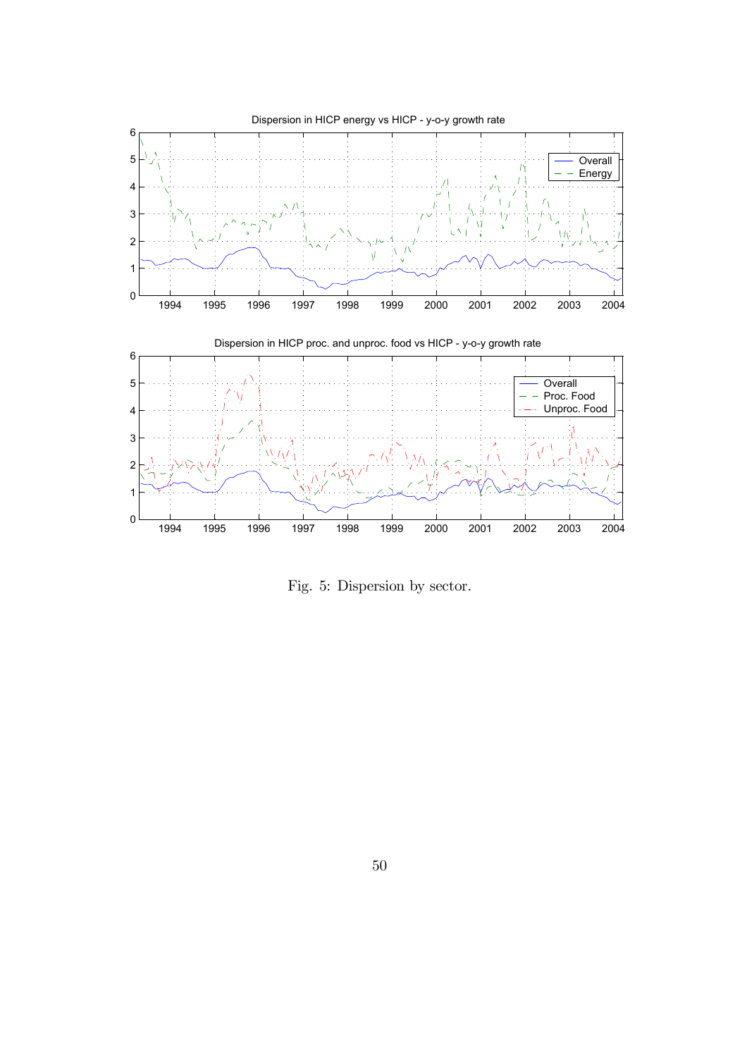Fig. 5: Dispersion by sector.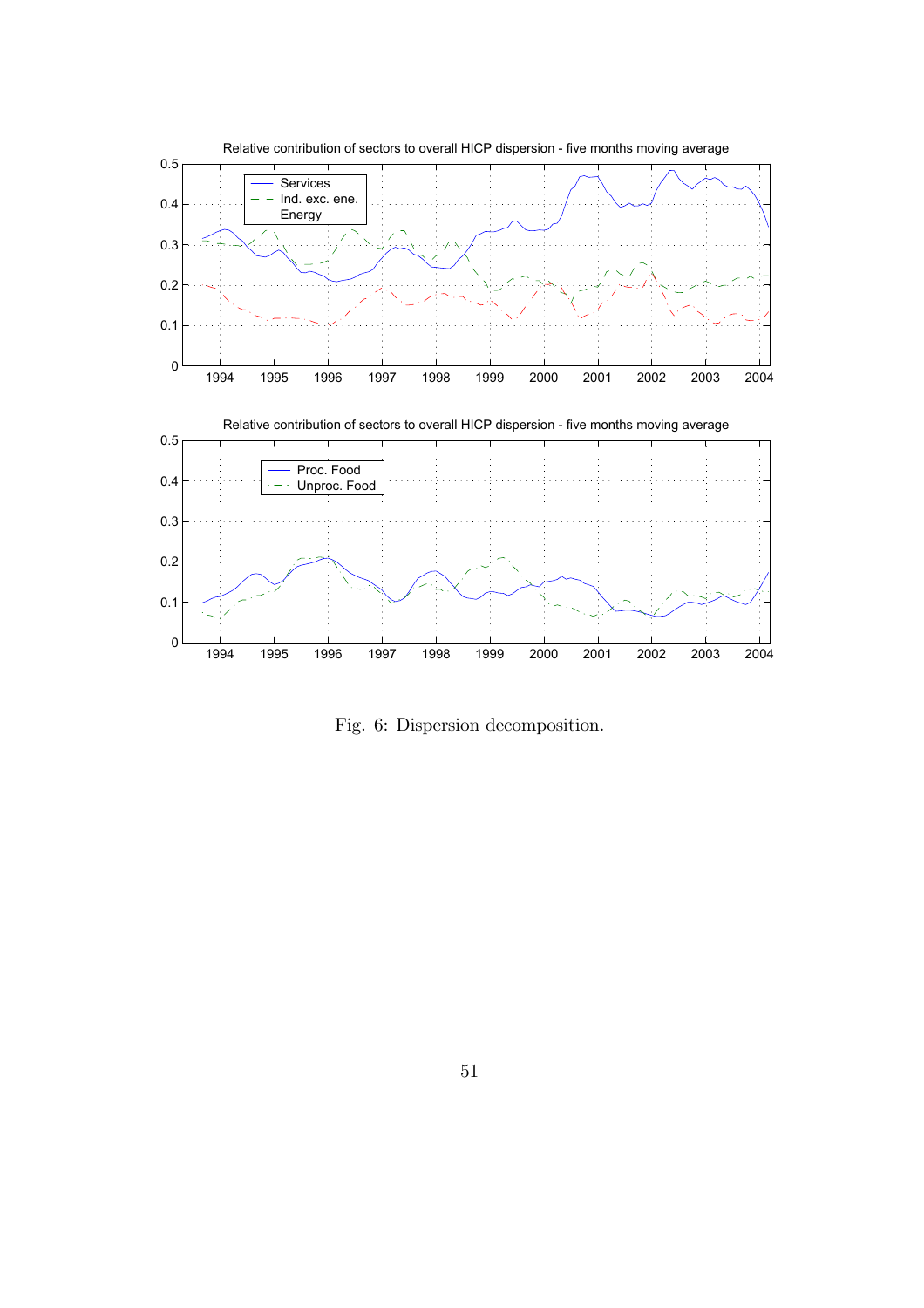Fig. 6: Dispersion decomposition.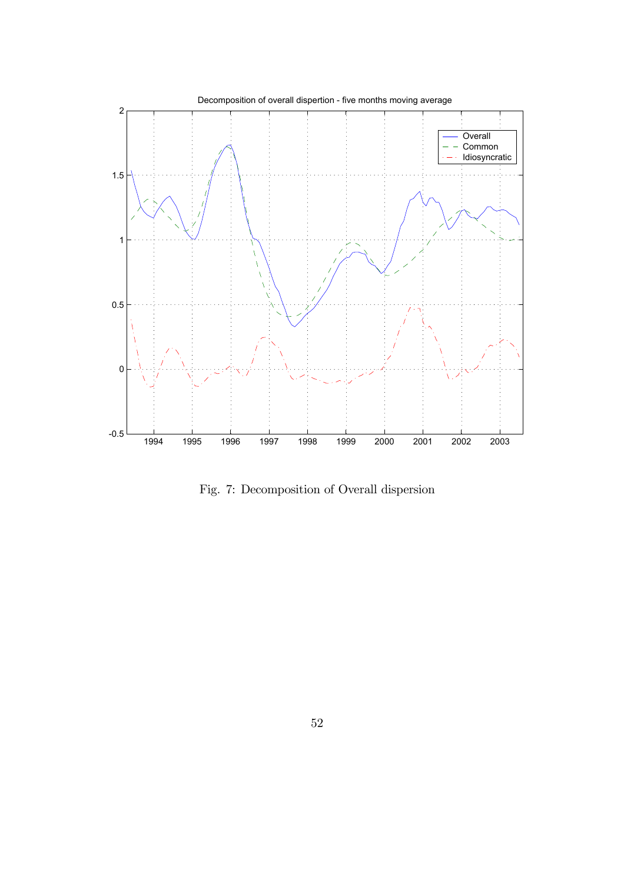Fig. 7: Decomposition of Overall dispersion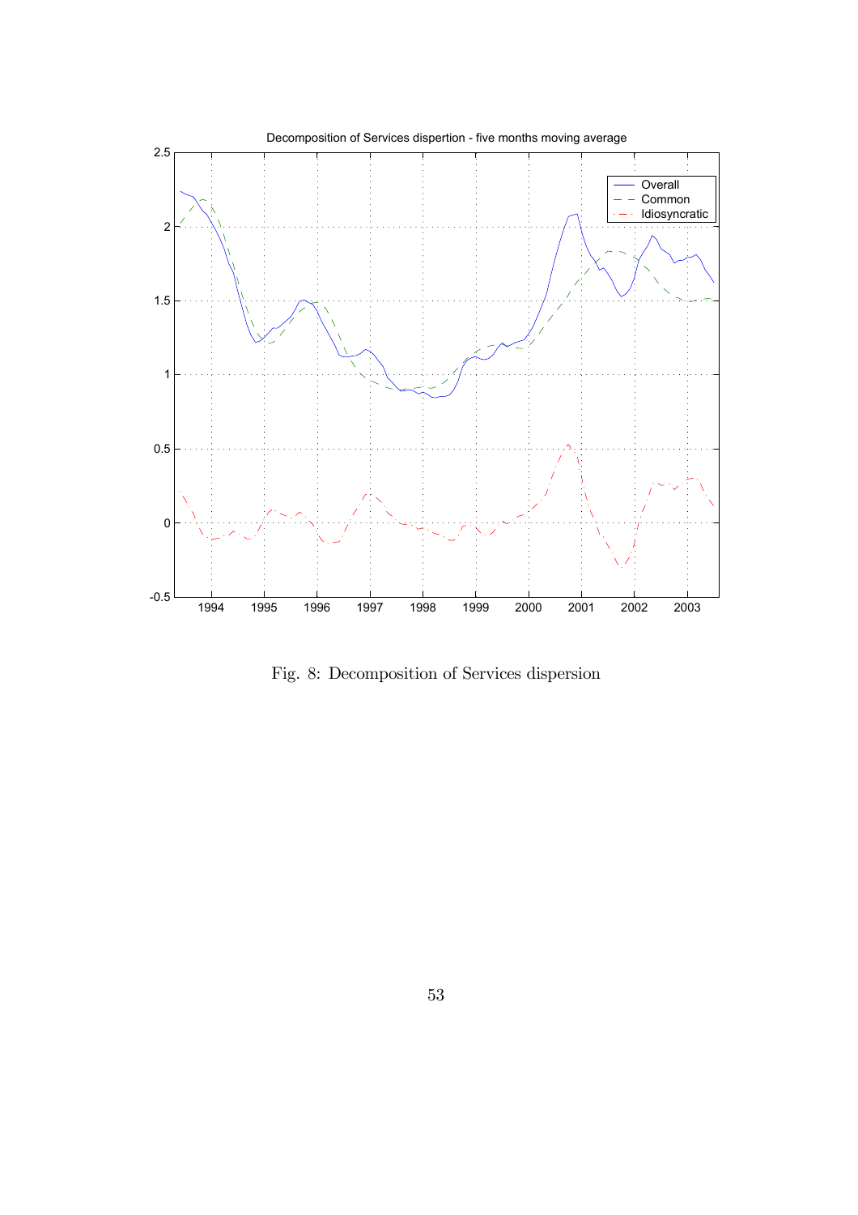Decomposition of Services dispertion - five months moving average

Fig. 8: Decomposition of Services dispersion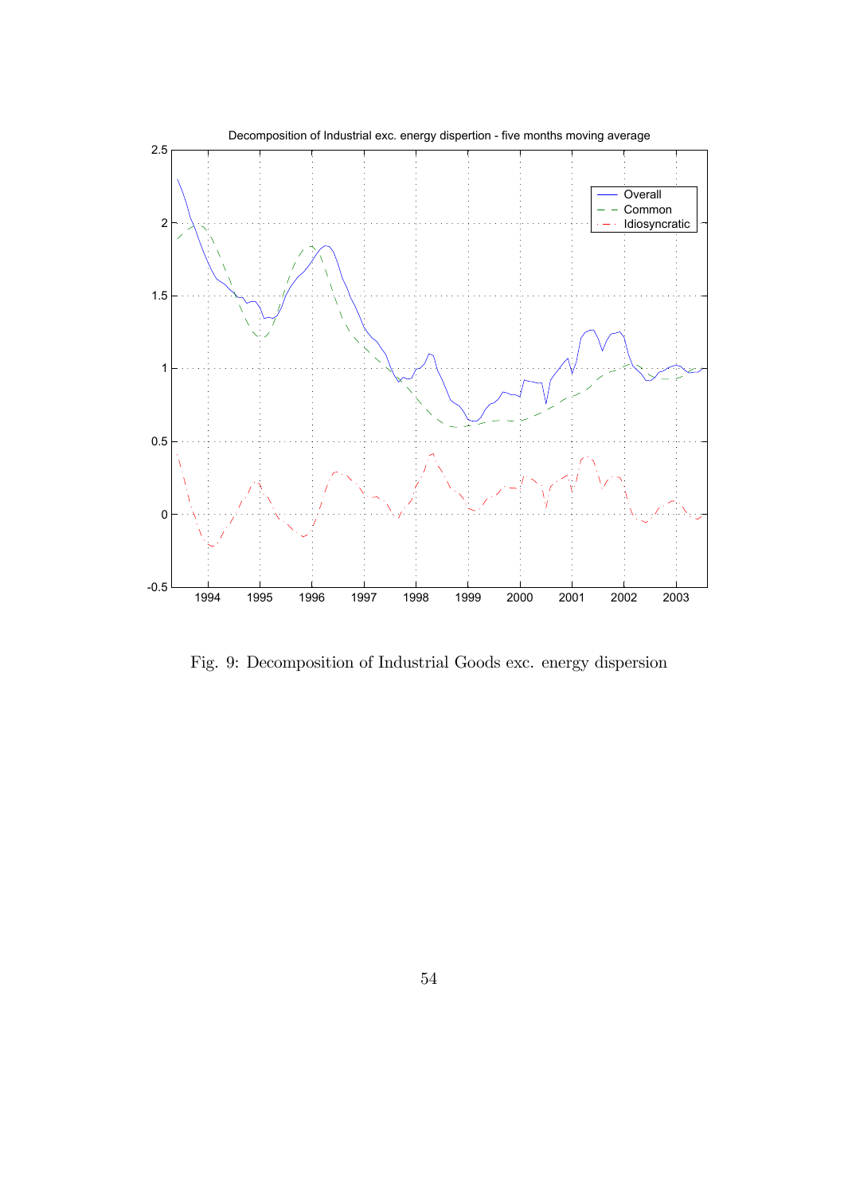Fig. 9: Decomposition of Industrial Goods exc. energy dispersion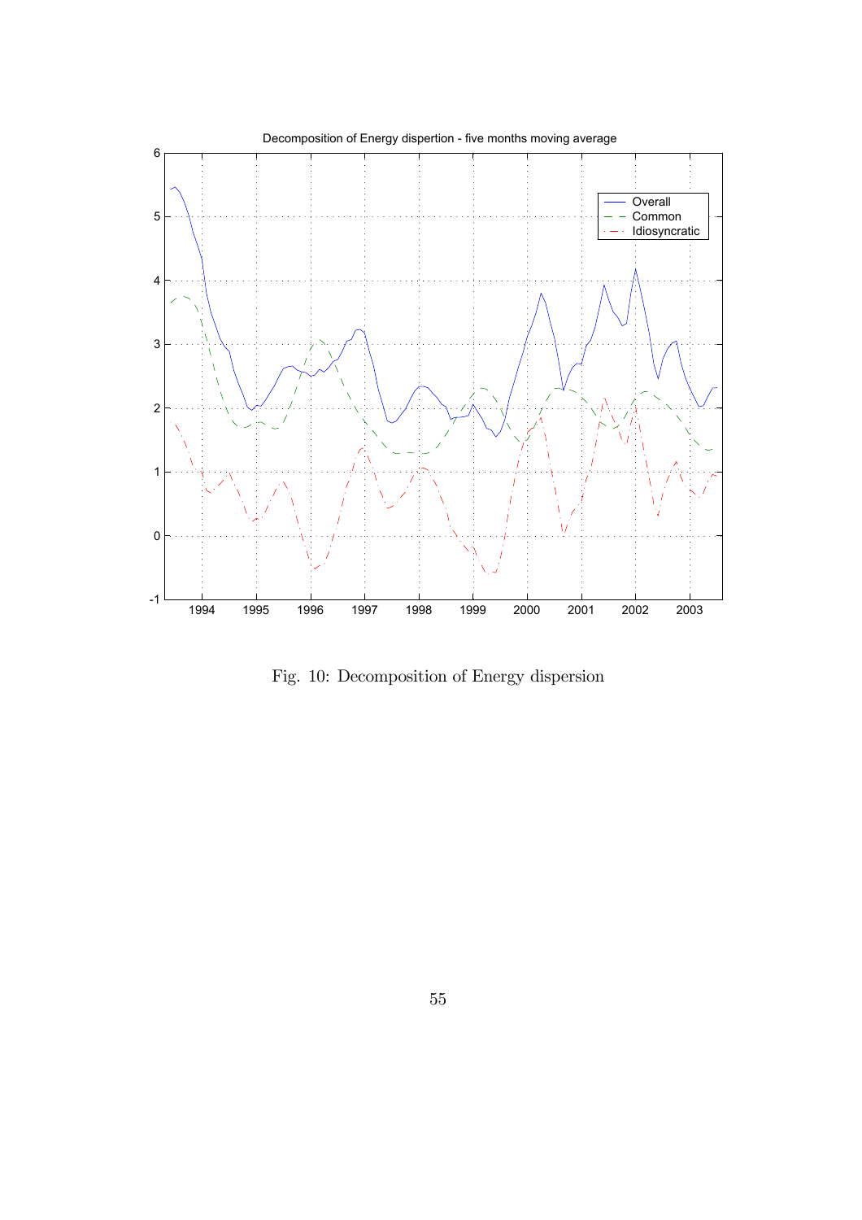Fig. 10: Decomposition of Energy dispersion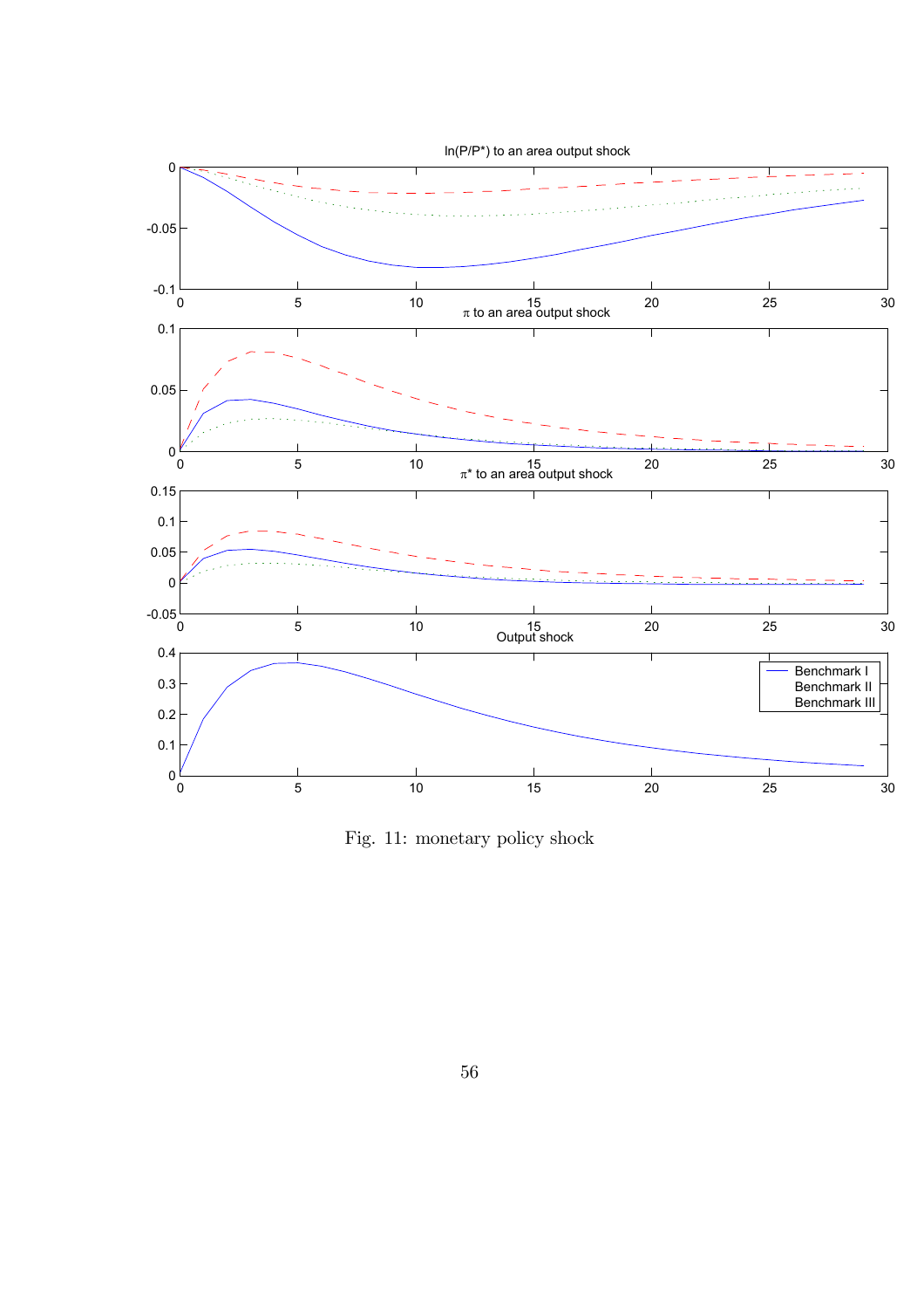Fig. 11: monetary policy shock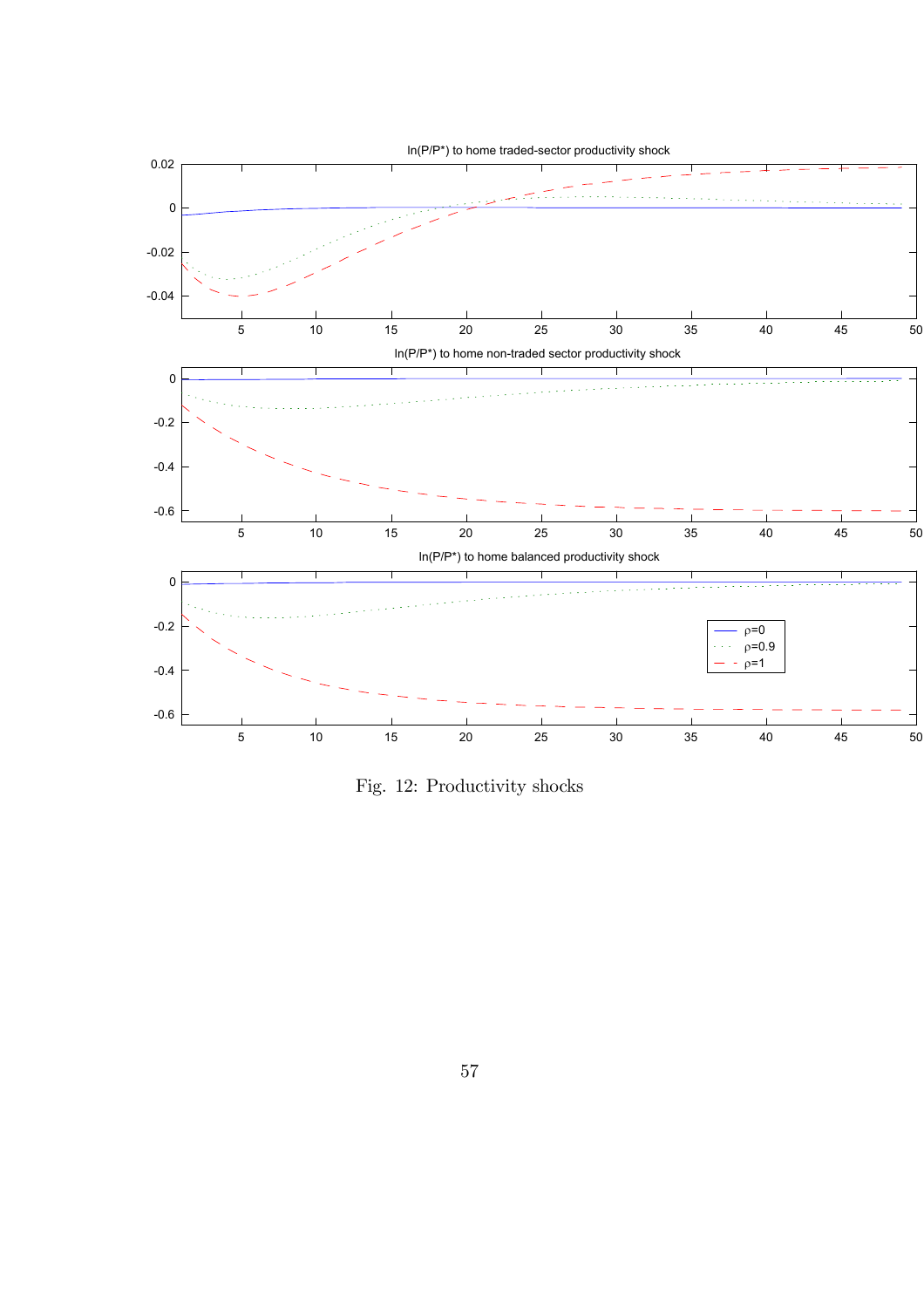Fig. 12: Productivity shocks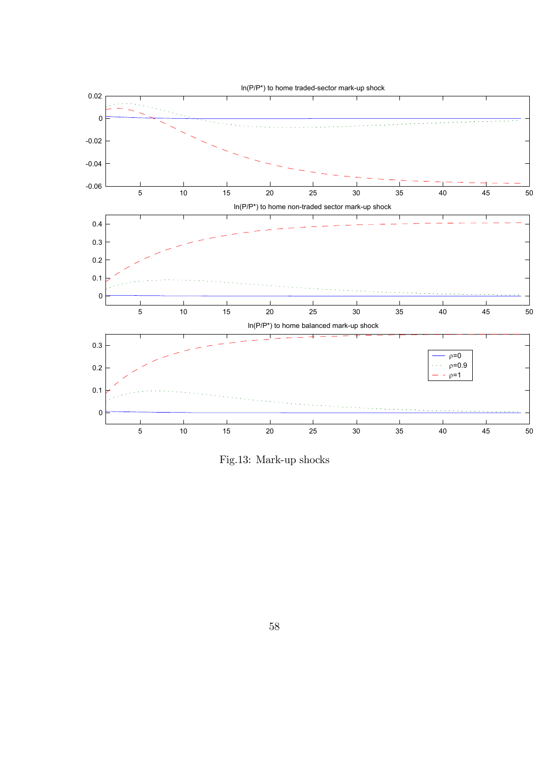Fig.13: Mark-up shocks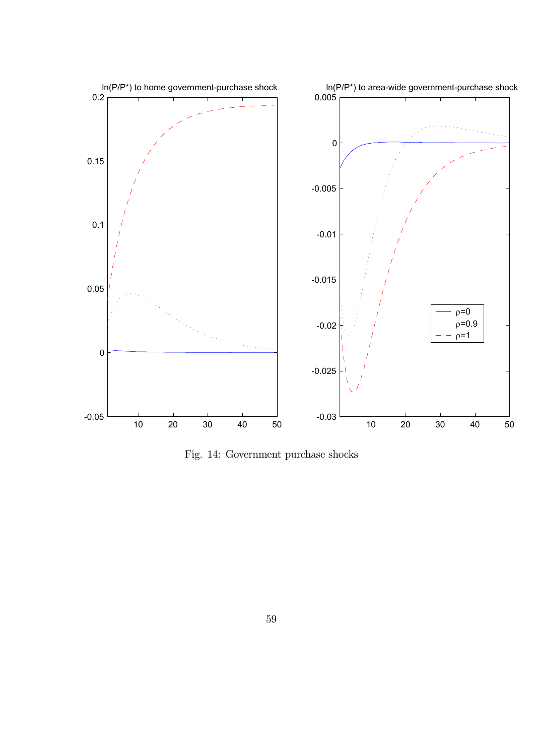Fig. 14: Government purchase shocks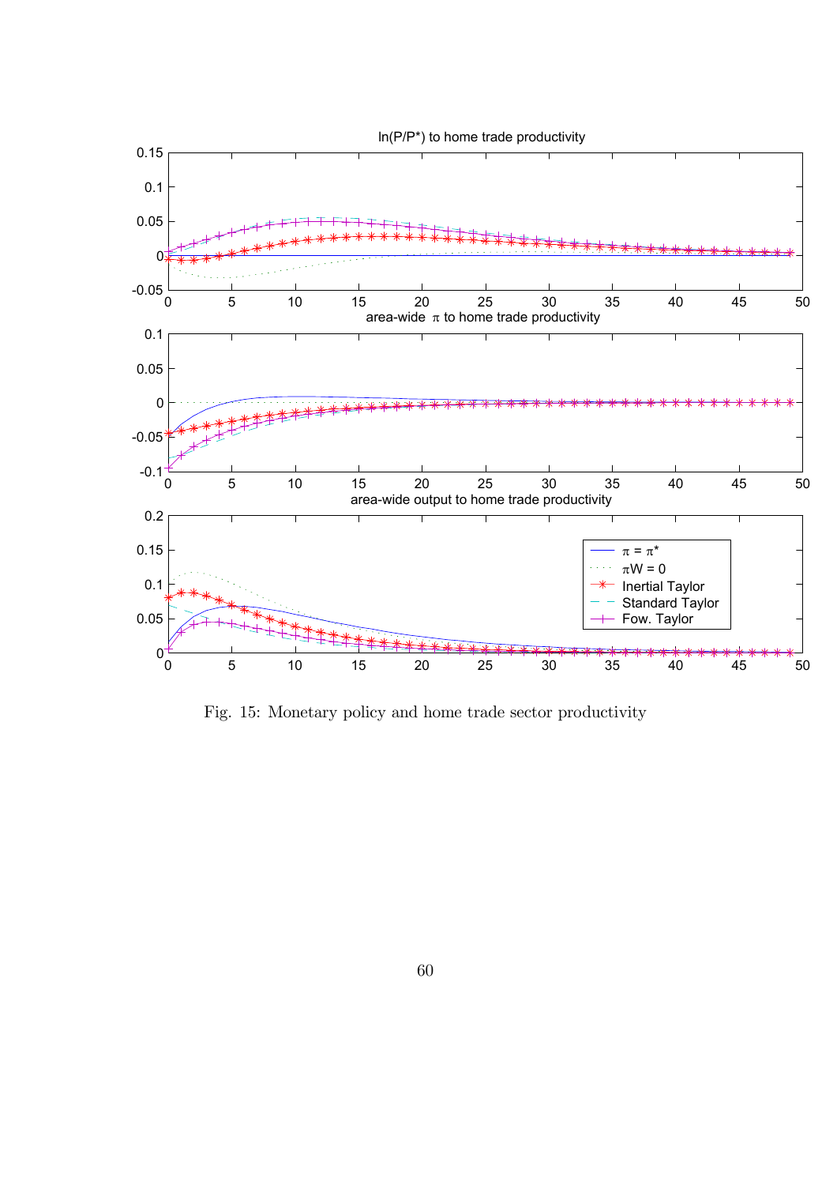Fig. 15: Monetary policy and home trade sector productivity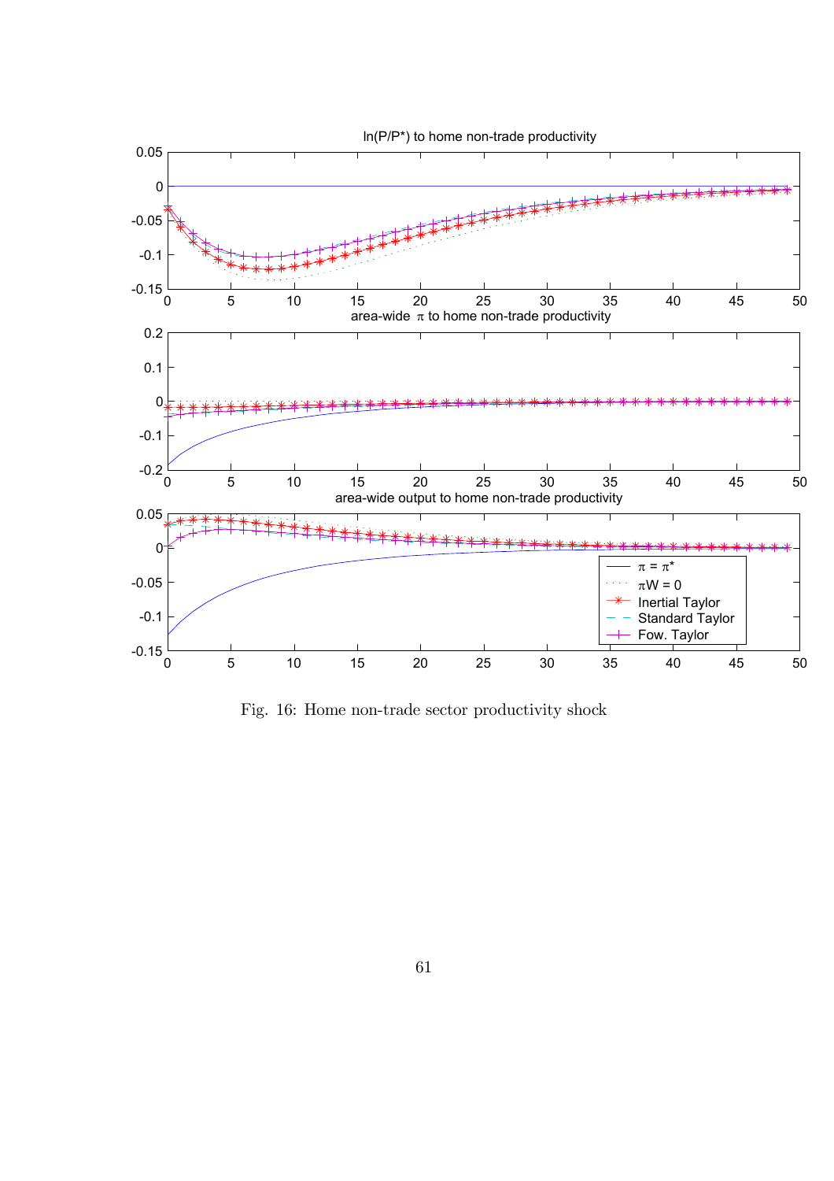Fig. 16: Home non-trade sector productivity shock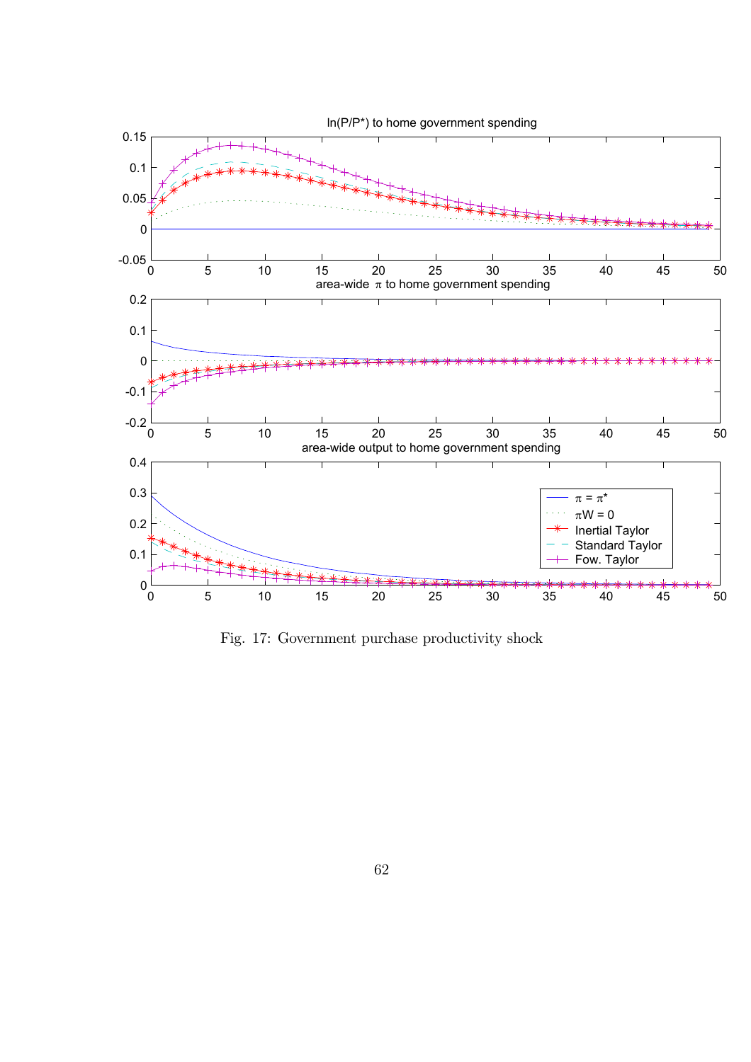ln(P/P*) to home government spending

0.15
0.1
0.05
0
-0.05
0 5 10 15 20 25 30 35 40 45 50

area-wide π to home government spending

0.2
0.1
0
-0.1
-0.2
0 5 10 15 20 25 30 35 40 45 50

area-wide output to home government spending

0.4
0.3
0.2
0.1
0
0 5 10 15 20 25 30 35 40 45 50

π = π*
πW = 0
Inertial Taylor
Standard Taylor
Fow. Taylor

Fig. 17: Government purchase productivity shock